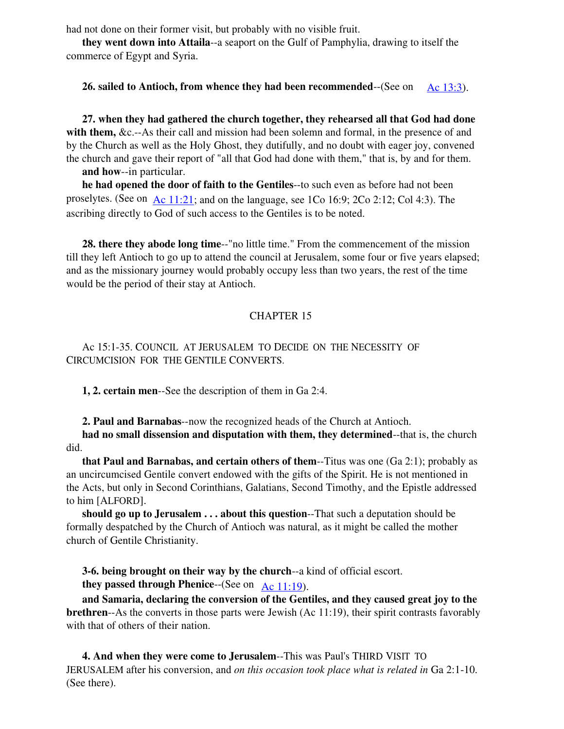had not done on their former visit, but probably with no visible fruit.

**they went down into Attaila**--a seaport on the Gulf of Pamphylia, drawing to itself the commerce of Egypt and Syria.

**26. sailed to Antioch, from whence they had been recommended**--(See on Ac 13:3).

**27. when they had gathered the church together, they rehearsed all that God had done with them,** &c.--As their call and mission had been solemn and formal, in the presence of and by the Church as well as the Holy Ghost, they dutifully, and no doubt with eager joy, convened the church and gave their report of "all that God had done with them," that is, by and for them.

**and how**--in particular.

**he had opened the door of faith to the Gentiles**--to such even as before had not been proselytes. (See on Ac 11:21; and on the language, see 1Co 16:9; 2Co 2:12; Col 4:3). The ascribing directly to God of such access to the Gentiles is to be noted.

**28. there they abode long time**--"no little time." From the commencement of the mission till they left Antioch to go up to attend the council at Jerusalem, some four or five years elapsed; and as the missionary journey would probably occupy less than two years, the rest of the time would be the period of their stay at Antioch.

## CHAPTER 15

Ac 15:1-35. COUNCIL AT JERUSALEM TO DECIDE ON THE NECESSITY OF CIRCUMCISION FOR THE GENTILE CONVERTS.

**1, 2. certain men**--See the description of them in Ga 2:4.

**2. Paul and Barnabas**--now the recognized heads of the Church at Antioch.

**had no small dissension and disputation with them, they determined**--that is, the church did.

**that Paul and Barnabas, and certain others of them**--Titus was one (Ga 2:1); probably as an uncircumcised Gentile convert endowed with the gifts of the Spirit. He is not mentioned in the Acts, but only in Second Corinthians, Galatians, Second Timothy, and the Epistle addressed to him [ALFORD].

**should go up to Jerusalem . . . about this question**--That such a deputation should be formally despatched by the Church of Antioch was natural, as it might be called the mother church of Gentile Christianity.

**3-6. being brought on their way by the church**--a kind of official escort.

**they passed through Phenice**--(See on Ac 11:19).

**and Samaria, declaring the conversion of the Gentiles, and they caused great joy to the brethren**--As the converts in those parts were Jewish (Ac 11:19), their spirit contrasts favorably with that of others of their nation.

**4. And when they were come to Jerusalem**--This was Paul's THIRD VISIT TO JERUSALEM after his conversion, and *on this occasion took place what is related in* Ga 2:1-10. (See there).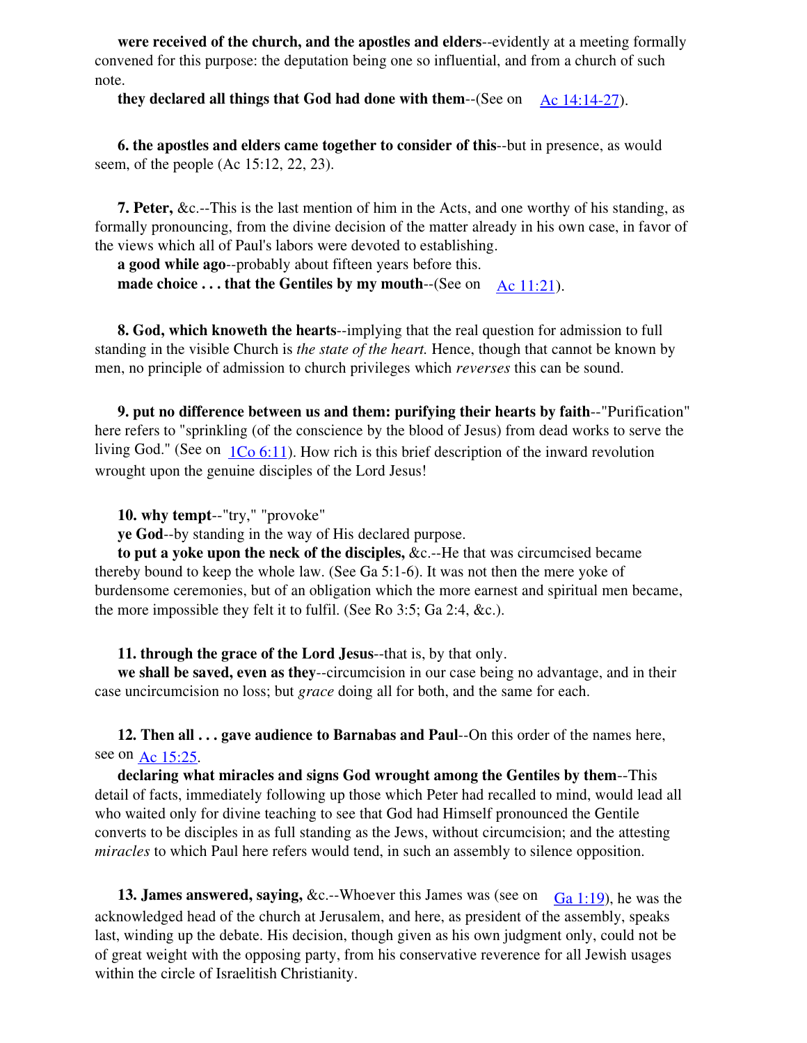**were received of the church, and the apostles and elders**--evidently at a meeting formally convened for this purpose: the deputation being one so influential, and from a church of such note.

**they declared all things that God had done with them**--(See on Ac 14:14-27).

**6. the apostles and elders came together to consider of this**--but in presence, as would seem, of the people (Ac 15:12, 22, 23).

**7. Peter,** &c.--This is the last mention of him in the Acts, and one worthy of his standing, as formally pronouncing, from the divine decision of the matter already in his own case, in favor of the views which all of Paul's labors were devoted to establishing.

**a good while ago**--probably about fifteen years before this.

**made choice . . . that the Gentiles by my mouth**--(See on Ac 11:21).

**8. God, which knoweth the hearts**--implying that the real question for admission to full standing in the visible Church is *the state of the heart.* Hence, though that cannot be known by men, no principle of admission to church privileges which *reverses* this can be sound.

**9. put no difference between us and them: purifying their hearts by faith**--"Purification" here refers to "sprinkling (of the conscience by the blood of Jesus) from dead works to serve the living God." (See on 1Co 6:11). How rich is this brief description of the inward revolution wrought upon the genuine disciples of the Lord Jesus!

**10. why tempt**--"try," "provoke"

**ye God**--by standing in the way of His declared purpose.

**to put a yoke upon the neck of the disciples,** &c.--He that was circumcised became thereby bound to keep the whole law. (See Ga 5:1-6). It was not then the mere yoke of burdensome ceremonies, but of an obligation which the more earnest and spiritual men became, the more impossible they felt it to fulfil. (See Ro 3:5; Ga 2:4, &c.).

**11. through the grace of the Lord Jesus**--that is, by that only.

**we shall be saved, even as they**--circumcision in our case being no advantage, and in their case uncircumcision no loss; but *grace* doing all for both, and the same for each.

**12. Then all . . . gave audience to Barnabas and Paul**--On this order of the names here, see on Ac 15:25.

**declaring what miracles and signs God wrought among the Gentiles by them**--This detail of facts, immediately following up those which Peter had recalled to mind, would lead all who waited only for divine teaching to see that God had Himself pronounced the Gentile converts to be disciples in as full standing as the Jews, without circumcision; and the attesting *miracles* to which Paul here refers would tend, in such an assembly to silence opposition.

**13. James answered, saying,** &c.--Whoever this James was (see on Ga 1:19), he was the acknowledged head of the church at Jerusalem, and here, as president of the assembly, speaks last, winding up the debate. His decision, though given as his own judgment only, could not be of great weight with the opposing party, from his conservative reverence for all Jewish usages within the circle of Israelitish Christianity.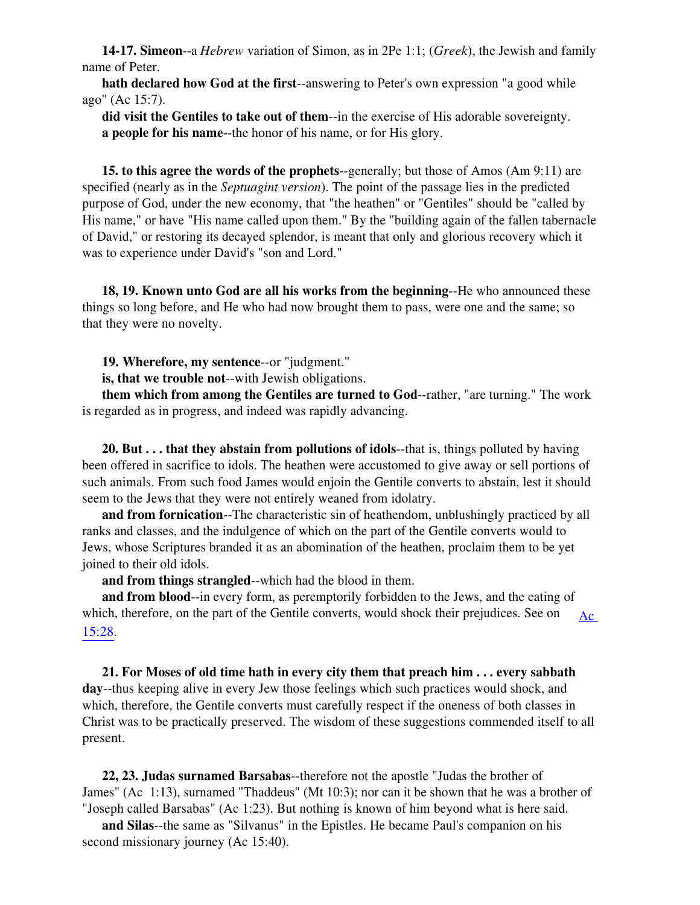**14-17. Simeon**--a *Hebrew* variation of Simon, as in 2Pe 1:1; (*Greek*), the Jewish and family name of Peter.

**hath declared how God at the first**--answering to Peter's own expression "a good while ago" (Ac 15:7).

**did visit the Gentiles to take out of them**--in the exercise of His adorable sovereignty.

**a people for his name**--the honor of his name, or for His glory.

**15. to this agree the words of the prophets**--generally; but those of Amos (Am 9:11) are specified (nearly as in the *Septuagint version*). The point of the passage lies in the predicted purpose of God, under the new economy, that "the heathen" or "Gentiles" should be "called by His name," or have "His name called upon them." By the "building again of the fallen tabernacle of David," or restoring its decayed splendor, is meant that only and glorious recovery which it was to experience under David's "son and Lord."

**18, 19. Known unto God are all his works from the beginning**--He who announced these things so long before, and He who had now brought them to pass, were one and the same; so that they were no novelty.

**19. Wherefore, my sentence**--or "judgment."

**is, that we trouble not**--with Jewish obligations.

**them which from among the Gentiles are turned to God**--rather, "are turning." The work is regarded as in progress, and indeed was rapidly advancing.

**20. But . . . that they abstain from pollutions of idols**--that is, things polluted by having been offered in sacrifice to idols. The heathen were accustomed to give away or sell portions of such animals. From such food James would enjoin the Gentile converts to abstain, lest it should seem to the Jews that they were not entirely weaned from idolatry.

**and from fornication**--The characteristic sin of heathendom, unblushingly practiced by all ranks and classes, and the indulgence of which on the part of the Gentile converts would to Jews, whose Scriptures branded it as an abomination of the heathen, proclaim them to be yet joined to their old idols.

**and from things strangled**--which had the blood in them.

**and from blood**--in every form, as peremptorily forbidden to the Jews, and the eating of which, therefore, on the part of the Gentile converts, would shock their prejudices. See on Ac 15:28.

**21. For Moses of old time hath in every city them that preach him . . . every sabbath day**--thus keeping alive in every Jew those feelings which such practices would shock, and which, therefore, the Gentile converts must carefully respect if the oneness of both classes in Christ was to be practically preserved. The wisdom of these suggestions commended itself to all present.

**22, 23. Judas surnamed Barsabas**--therefore not the apostle "Judas the brother of James" (Ac 1:13), surnamed "Thaddeus" (Mt 10:3); nor can it be shown that he was a brother of "Joseph called Barsabas" (Ac 1:23). But nothing is known of him beyond what is here said.

**and Silas**--the same as "Silvanus" in the Epistles. He became Paul's companion on his second missionary journey (Ac 15:40).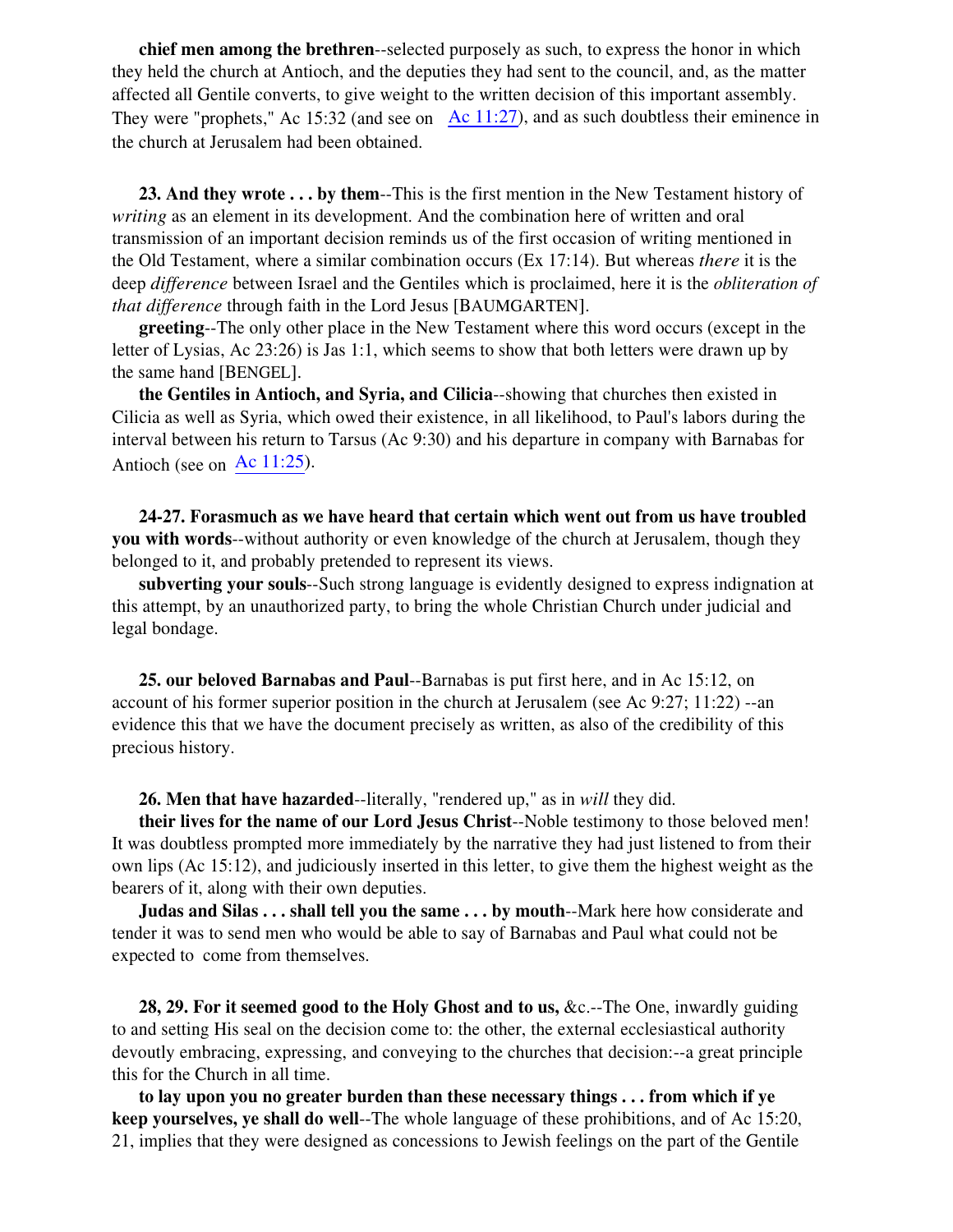**chief men among the brethren**--selected purposely as such, to express the honor in which they held the church at Antioch, and the deputies they had sent to the council, and, as the matter affected all Gentile converts, to give weight to the written decision of this important assembly. They were "prophets," Ac 15:32 (and see on Ac 11:27), and as such doubtless their eminence in the church at Jerusalem had been obtained.

**23. And they wrote . . . by them**--This is the first mention in the New Testament history of *writing* as an element in its development. And the combination here of written and oral transmission of an important decision reminds us of the first occasion of writing mentioned in the Old Testament, where a similar combination occurs (Ex 17:14). But whereas *there* it is the deep *difference* between Israel and the Gentiles which is proclaimed, here it is the *obliteration of that difference* through faith in the Lord Jesus [BAUMGARTEN].

**greeting**--The only other place in the New Testament where this word occurs (except in the letter of Lysias, Ac 23:26) is Jas 1:1, which seems to show that both letters were drawn up by the same hand [BENGEL].

**the Gentiles in Antioch, and Syria, and Cilicia**--showing that churches then existed in Cilicia as well as Syria, which owed their existence, in all likelihood, to Paul's labors during the interval between his return to Tarsus (Ac 9:30) and his departure in company with Barnabas for Antioch (see on Ac 11:25).

**24-27. Forasmuch as we have heard that certain which went out from us have troubled you with words**--without authority or even knowledge of the church at Jerusalem, though they belonged to it, and probably pretended to represent its views.

**subverting your souls**--Such strong language is evidently designed to express indignation at this attempt, by an unauthorized party, to bring the whole Christian Church under judicial and legal bondage.

**25. our beloved Barnabas and Paul**--Barnabas is put first here, and in Ac 15:12, on account of his former superior position in the church at Jerusalem (see Ac 9:27; 11:22) --an evidence this that we have the document precisely as written, as also of the credibility of this precious history.

**26. Men that have hazarded**--literally, "rendered up," as in *will* they did.

**their lives for the name of our Lord Jesus Christ**--Noble testimony to those beloved men! It was doubtless prompted more immediately by the narrative they had just listened to from their own lips (Ac 15:12), and judiciously inserted in this letter, to give them the highest weight as the bearers of it, along with their own deputies.

**Judas and Silas . . . shall tell you the same . . . by mouth**--Mark here how considerate and tender it was to send men who would be able to say of Barnabas and Paul what could not be expected to come from themselves.

**28, 29. For it seemed good to the Holy Ghost and to us,** &c.--The One, inwardly guiding to and setting His seal on the decision come to: the other, the external ecclesiastical authority devoutly embracing, expressing, and conveying to the churches that decision:--a great principle this for the Church in all time.

**to lay upon you no greater burden than these necessary things . . . from which if ye keep yourselves, ye shall do well**--The whole language of these prohibitions, and of Ac 15:20, 21, implies that they were designed as concessions to Jewish feelings on the part of the Gentile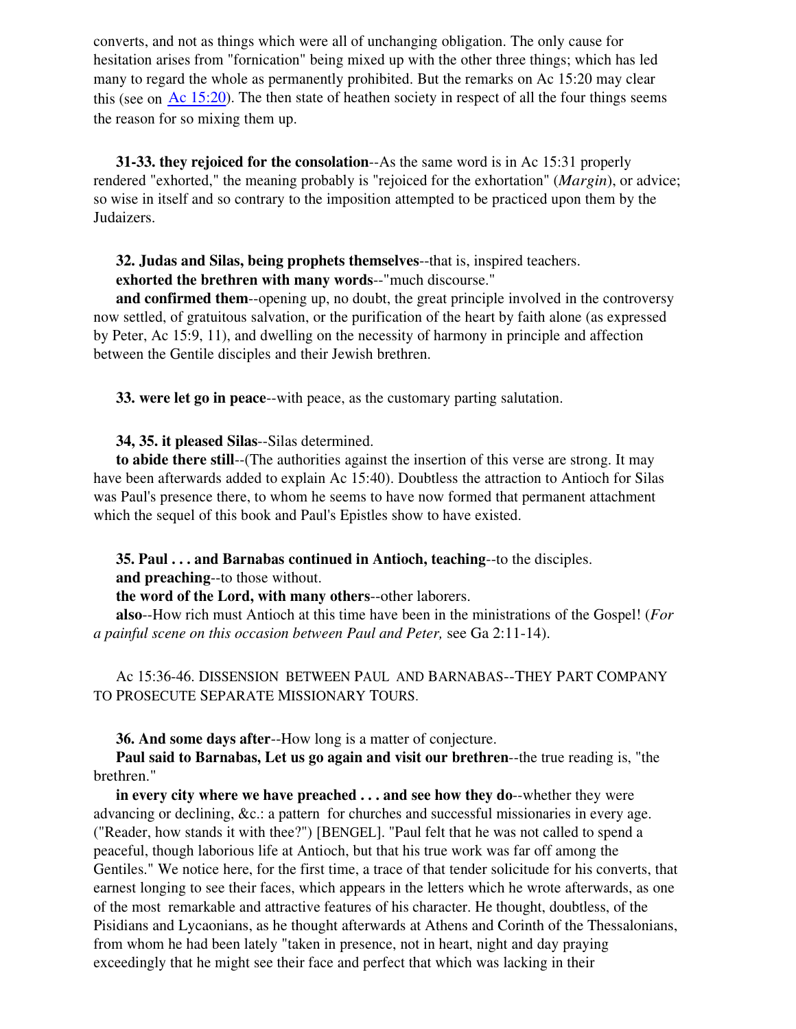converts, and not as things which were all of unchanging obligation. The only cause for hesitation arises from "fornication" being mixed up with the other three things; which has led many to regard the whole as permanently prohibited. But the remarks on Ac 15:20 may clear this (see on Ac 15:20). The then state of heathen society in respect of all the four things seems the reason for so mixing them up.

**31-33. they rejoiced for the consolation**--As the same word is in Ac 15:31 properly rendered "exhorted," the meaning probably is "rejoiced for the exhortation" (*Margin*), or advice; so wise in itself and so contrary to the imposition attempted to be practiced upon them by the Judaizers.

**32. Judas and Silas, being prophets themselves**--that is, inspired teachers.

**exhorted the brethren with many words**--"much discourse."

**and confirmed them**--opening up, no doubt, the great principle involved in the controversy now settled, of gratuitous salvation, or the purification of the heart by faith alone (as expressed by Peter, Ac 15:9, 11), and dwelling on the necessity of harmony in principle and affection between the Gentile disciples and their Jewish brethren.

**33. were let go in peace**--with peace, as the customary parting salutation.

**34, 35. it pleased Silas**--Silas determined.

**to abide there still**--(The authorities against the insertion of this verse are strong. It may have been afterwards added to explain Ac 15:40). Doubtless the attraction to Antioch for Silas was Paul's presence there, to whom he seems to have now formed that permanent attachment which the sequel of this book and Paul's Epistles show to have existed.

**35. Paul . . . and Barnabas continued in Antioch, teaching**--to the disciples.

**and preaching**--to those without.

**the word of the Lord, with many others**--other laborers.

**also**--How rich must Antioch at this time have been in the ministrations of the Gospel! (*For a painful scene on this occasion between Paul and Peter,* see Ga 2:11-14).

Ac 15:36-46. DISSENSION BETWEEN PAUL AND BARNABAS--THEY PART COMPANY TO PROSECUTE SEPARATE MISSIONARY TOURS.

**36. And some days after**--How long is a matter of conjecture.

**Paul said to Barnabas, Let us go again and visit our brethren**--the true reading is, "the brethren."

**in every city where we have preached . . . and see how they do**--whether they were advancing or declining, &c.: a pattern for churches and successful missionaries in every age. ("Reader, how stands it with thee?") [BENGEL]. "Paul felt that he was not called to spend a peaceful, though laborious life at Antioch, but that his true work was far off among the Gentiles." We notice here, for the first time, a trace of that tender solicitude for his converts, that earnest longing to see their faces, which appears in the letters which he wrote afterwards, as one of the most remarkable and attractive features of his character. He thought, doubtless, of the Pisidians and Lycaonians, as he thought afterwards at Athens and Corinth of the Thessalonians, from whom he had been lately "taken in presence, not in heart, night and day praying exceedingly that he might see their face and perfect that which was lacking in their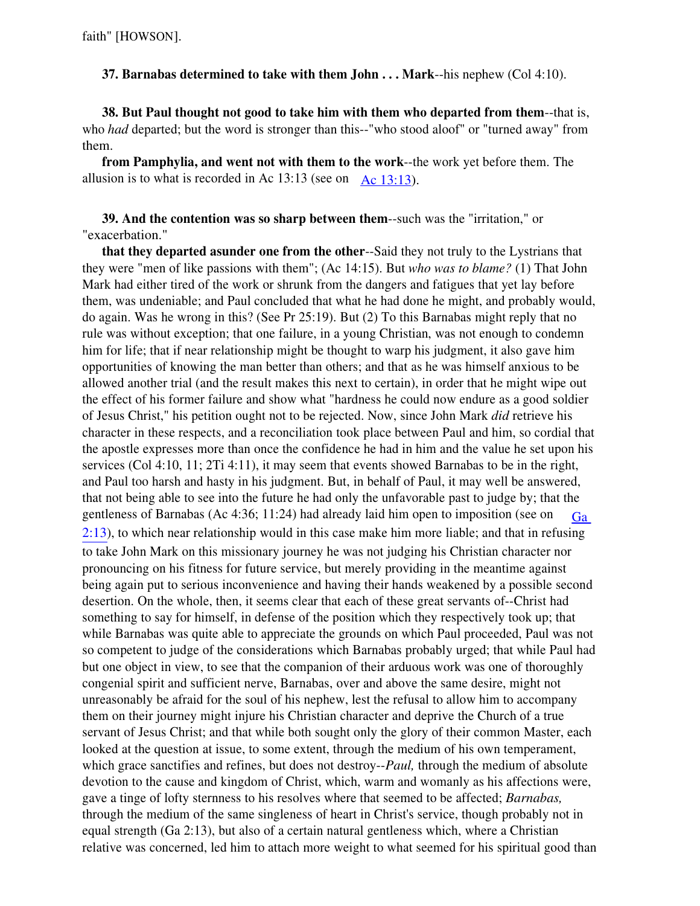faith" [HOWSON].

**37. Barnabas determined to take with them John . . . Mark**--his nephew (Col 4:10).

**38. But Paul thought not good to take him with them who departed from them**--that is, who *had* departed; but the word is stronger than this--"who stood aloof" or "turned away" from them.

**from Pamphylia, and went not with them to the work**--the work yet before them. The allusion is to what is recorded in Ac 13:13 (see on Ac 13:13).

**39. And the contention was so sharp between them**--such was the "irritation," or "exacerbation."

**that they departed asunder one from the other**--Said they not truly to the Lystrians that they were "men of like passions with them"; (Ac 14:15). But *who was to blame?* (1) That John Mark had either tired of the work or shrunk from the dangers and fatigues that yet lay before them, was undeniable; and Paul concluded that what he had done he might, and probably would, do again. Was he wrong in this? (See Pr 25:19). But (2) To this Barnabas might reply that no rule was without exception; that one failure, in a young Christian, was not enough to condemn him for life; that if near relationship might be thought to warp his judgment, it also gave him opportunities of knowing the man better than others; and that as he was himself anxious to be allowed another trial (and the result makes this next to certain), in order that he might wipe out the effect of his former failure and show what "hardness he could now endure as a good soldier of Jesus Christ," his petition ought not to be rejected. Now, since John Mark *did* retrieve his character in these respects, and a reconciliation took place between Paul and him, so cordial that the apostle expresses more than once the confidence he had in him and the value he set upon his services (Col 4:10, 11; 2Ti 4:11), it may seem that events showed Barnabas to be in the right, and Paul too harsh and hasty in his judgment. But, in behalf of Paul, it may well be answered, that not being able to see into the future he had only the unfavorable past to judge by; that the gentleness of Barnabas (Ac 4:36; 11:24) had already laid him open to imposition (see on Ga 2:13), to which near relationship would in this case make him more liable; and that in refusing to take John Mark on this missionary journey he was not judging his Christian character nor pronouncing on his fitness for future service, but merely providing in the meantime against being again put to serious inconvenience and having their hands weakened by a possible second desertion. On the whole, then, it seems clear that each of these great servants of--Christ had something to say for himself, in defense of the position which they respectively took up; that while Barnabas was quite able to appreciate the grounds on which Paul proceeded, Paul was not so competent to judge of the considerations which Barnabas probably urged; that while Paul had but one object in view, to see that the companion of their arduous work was one of thoroughly congenial spirit and sufficient nerve, Barnabas, over and above the same desire, might not unreasonably be afraid for the soul of his nephew, lest the refusal to allow him to accompany them on their journey might injure his Christian character and deprive the Church of a true servant of Jesus Christ; and that while both sought only the glory of their common Master, each looked at the question at issue, to some extent, through the medium of his own temperament, which grace sanctifies and refines, but does not destroy--*Paul,* through the medium of absolute devotion to the cause and kingdom of Christ, which, warm and womanly as his affections were, gave a tinge of lofty sternness to his resolves where that seemed to be affected; *Barnabas,* through the medium of the same singleness of heart in Christ's service, though probably not in equal strength (Ga 2:13), but also of a certain natural gentleness which, where a Christian relative was concerned, led him to attach more weight to what seemed for his spiritual good than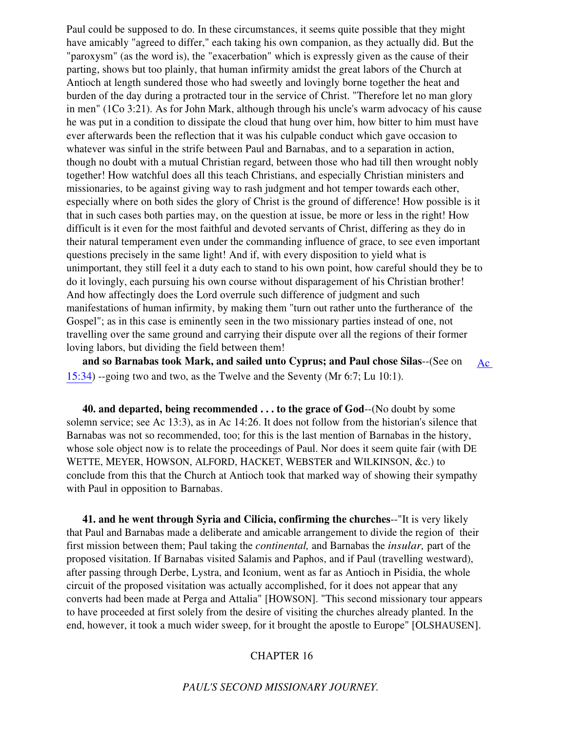Paul could be supposed to do. In these circumstances, it seems quite possible that they might have amicably "agreed to differ," each taking his own companion, as they actually did. But the "paroxysm" (as the word is), the "exacerbation" which is expressly given as the cause of their parting, shows but too plainly, that human infirmity amidst the great labors of the Church at Antioch at length sundered those who had sweetly and lovingly borne together the heat and burden of the day during a protracted tour in the service of Christ. "Therefore let no man glory in men" (1Co 3:21). As for John Mark, although through his uncle's warm advocacy of his cause he was put in a condition to dissipate the cloud that hung over him, how bitter to him must have ever afterwards been the reflection that it was his culpable conduct which gave occasion to whatever was sinful in the strife between Paul and Barnabas, and to a separation in action, though no doubt with a mutual Christian regard, between those who had till then wrought nobly together! How watchful does all this teach Christians, and especially Christian ministers and missionaries, to be against giving way to rash judgment and hot temper towards each other, especially where on both sides the glory of Christ is the ground of difference! How possible is it that in such cases both parties may, on the question at issue, be more or less in the right! How difficult is it even for the most faithful and devoted servants of Christ, differing as they do in their natural temperament even under the commanding influence of grace, to see even important questions precisely in the same light! And if, with every disposition to yield what is unimportant, they still feel it a duty each to stand to his own point, how careful should they be to do it lovingly, each pursuing his own course without disparagement of his Christian brother! And how affectingly does the Lord overrule such difference of judgment and such manifestations of human infirmity, by making them "turn out rather unto the furtherance of the Gospel"; as in this case is eminently seen in the two missionary parties instead of one, not travelling over the same ground and carrying their dispute over all the regions of their former loving labors, but dividing the field between them!

**and so Barnabas took Mark, and sailed unto Cyprus; and Paul chose Silas**--(See on Ac 15:34) --going two and two, as the Twelve and the Seventy (Mr 6:7; Lu 10:1).

**40. and departed, being recommended . . . to the grace of God**--(No doubt by some solemn service; see Ac 13:3), as in Ac 14:26. It does not follow from the historian's silence that Barnabas was not so recommended, too; for this is the last mention of Barnabas in the history, whose sole object now is to relate the proceedings of Paul. Nor does it seem quite fair (with DE WETTE, MEYER, HOWSON, ALFORD, HACKET, WEBSTER and WILKINSON, &c.) to conclude from this that the Church at Antioch took that marked way of showing their sympathy with Paul in opposition to Barnabas.

**41. and he went through Syria and Cilicia, confirming the churches**--"It is very likely that Paul and Barnabas made a deliberate and amicable arrangement to divide the region of their first mission between them; Paul taking the *continental,* and Barnabas the *insular,* part of the proposed visitation. If Barnabas visited Salamis and Paphos, and if Paul (travelling westward), after passing through Derbe, Lystra, and Iconium, went as far as Antioch in Pisidia, the whole circuit of the proposed visitation was actually accomplished, for it does not appear that any converts had been made at Perga and Attalia" [HOWSON]. "This second missionary tour appears to have proceeded at first solely from the desire of visiting the churches already planted. In the end, however, it took a much wider sweep, for it brought the apostle to Europe" [OLSHAUSEN].

## CHAPTER 16

### *PAUL'S SECOND MISSIONARY JOURNEY.*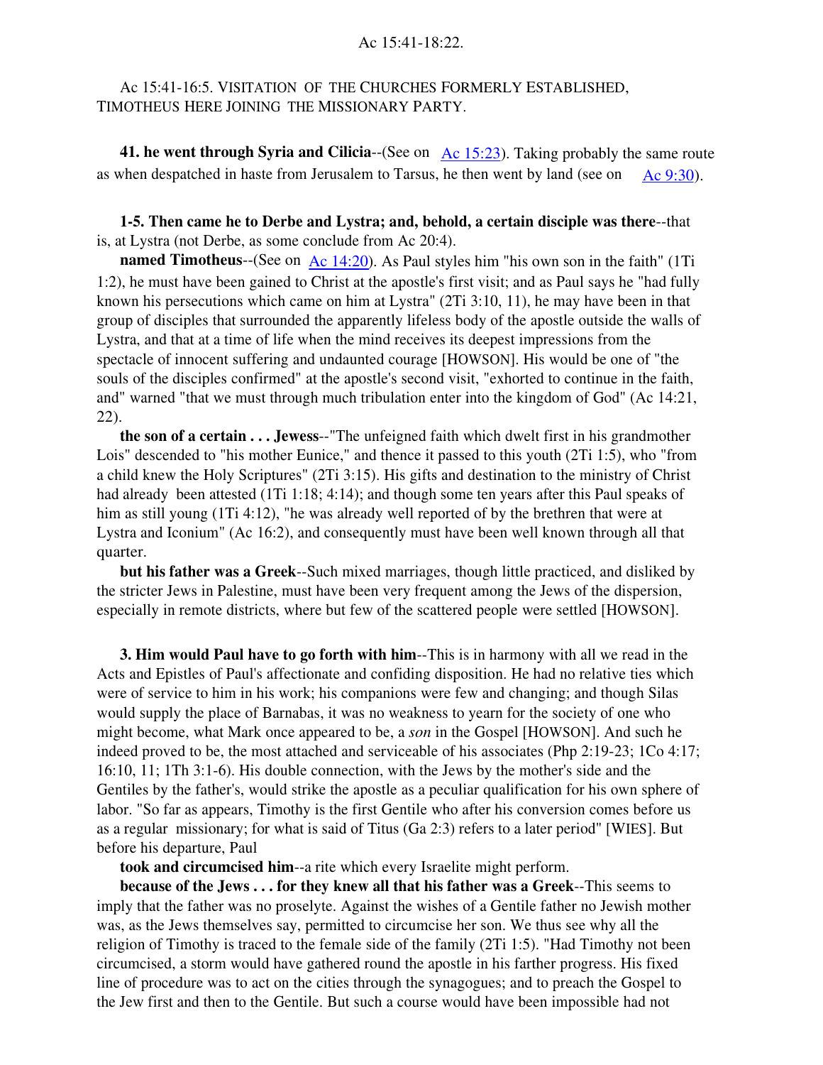Ac 15:41-18:22.

Ac 15:41-16:5. VISITATION OF THE CHURCHES FORMERLY ESTABLISHED, TIMOTHEUS HERE JOINING THE MISSIONARY PARTY.

**41. he went through Syria and Cilicia**--(See on Ac 15:23). Taking probably the same route as when despatched in haste from Jerusalem to Tarsus, he then went by land (see on Ac 9:30).

**1-5. Then came he to Derbe and Lystra; and, behold, a certain disciple was there**--that is, at Lystra (not Derbe, as some conclude from Ac 20:4).

**named Timotheus**--(See on Ac 14:20). As Paul styles him "his own son in the faith" (1Ti 1:2), he must have been gained to Christ at the apostle's first visit; and as Paul says he "had fully known his persecutions which came on him at Lystra" (2Ti 3:10, 11), he may have been in that group of disciples that surrounded the apparently lifeless body of the apostle outside the walls of Lystra, and that at a time of life when the mind receives its deepest impressions from the spectacle of innocent suffering and undaunted courage [HOWSON]. His would be one of "the souls of the disciples confirmed" at the apostle's second visit, "exhorted to continue in the faith, and" warned "that we must through much tribulation enter into the kingdom of God" (Ac 14:21, 22).

**the son of a certain . . . Jewess**--"The unfeigned faith which dwelt first in his grandmother Lois" descended to "his mother Eunice," and thence it passed to this youth (2Ti 1:5), who "from a child knew the Holy Scriptures" (2Ti 3:15). His gifts and destination to the ministry of Christ had already been attested (1Ti 1:18; 4:14); and though some ten years after this Paul speaks of him as still young (1Ti 4:12), "he was already well reported of by the brethren that were at Lystra and Iconium" (Ac 16:2), and consequently must have been well known through all that quarter.

**but his father was a Greek**--Such mixed marriages, though little practiced, and disliked by the stricter Jews in Palestine, must have been very frequent among the Jews of the dispersion, especially in remote districts, where but few of the scattered people were settled [HOWSON].

**3. Him would Paul have to go forth with him**--This is in harmony with all we read in the Acts and Epistles of Paul's affectionate and confiding disposition. He had no relative ties which were of service to him in his work; his companions were few and changing; and though Silas would supply the place of Barnabas, it was no weakness to yearn for the society of one who might become, what Mark once appeared to be, a *son* in the Gospel [HOWSON]. And such he indeed proved to be, the most attached and serviceable of his associates (Php 2:19-23; 1Co 4:17; 16:10, 11; 1Th 3:1-6). His double connection, with the Jews by the mother's side and the Gentiles by the father's, would strike the apostle as a peculiar qualification for his own sphere of labor. "So far as appears, Timothy is the first Gentile who after his conversion comes before us as a regular missionary; for what is said of Titus (Ga 2:3) refers to a later period" [WIES]. But before his departure, Paul

**took and circumcised him**--a rite which every Israelite might perform.

**because of the Jews . . . for they knew all that his father was a Greek**--This seems to imply that the father was no proselyte. Against the wishes of a Gentile father no Jewish mother was, as the Jews themselves say, permitted to circumcise her son. We thus see why all the religion of Timothy is traced to the female side of the family (2Ti 1:5). "Had Timothy not been circumcised, a storm would have gathered round the apostle in his farther progress. His fixed line of procedure was to act on the cities through the synagogues; and to preach the Gospel to the Jew first and then to the Gentile. But such a course would have been impossible had not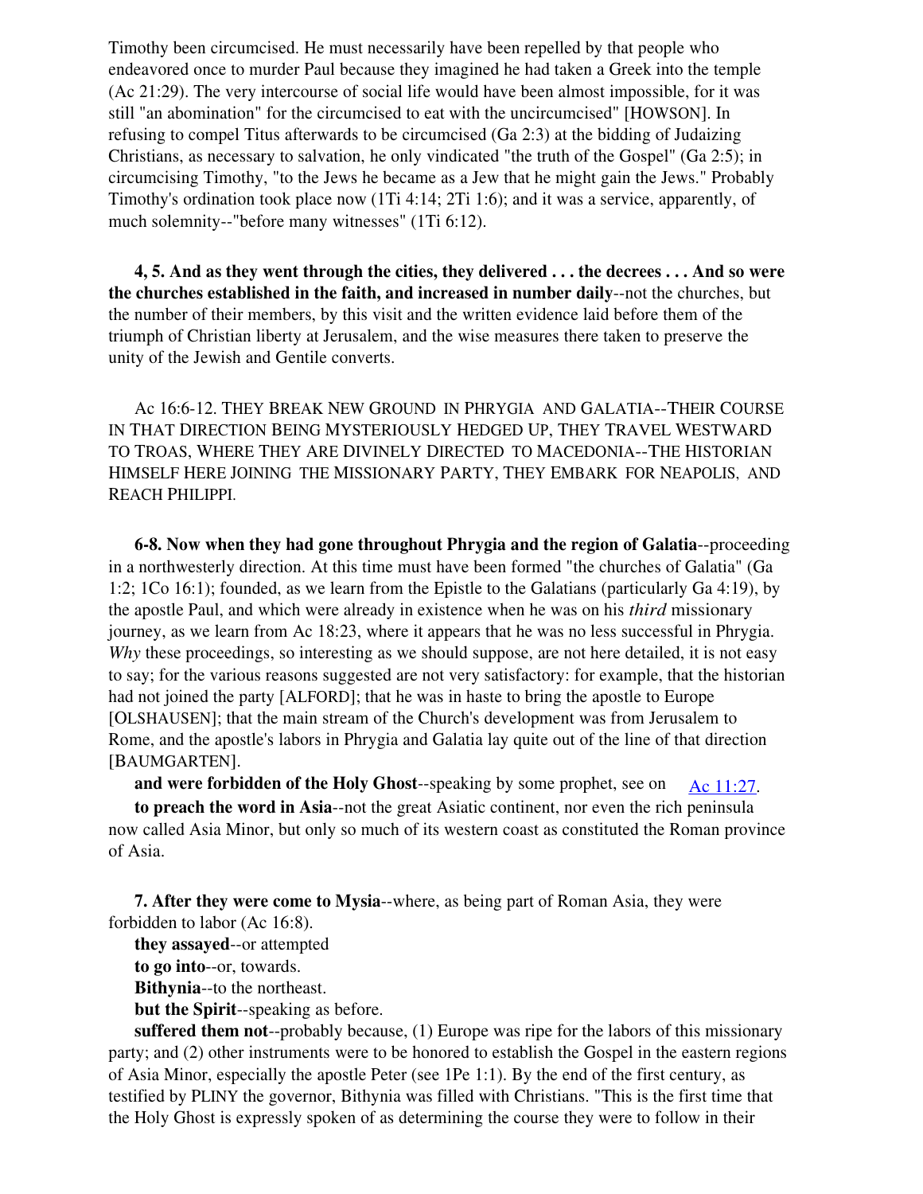Timothy been circumcised. He must necessarily have been repelled by that people who endeavored once to murder Paul because they imagined he had taken a Greek into the temple (Ac 21:29). The very intercourse of social life would have been almost impossible, for it was still "an abomination" for the circumcised to eat with the uncircumcised" [HOWSON]. In refusing to compel Titus afterwards to be circumcised (Ga 2:3) at the bidding of Judaizing Christians, as necessary to salvation, he only vindicated "the truth of the Gospel" (Ga 2:5); in circumcising Timothy, "to the Jews he became as a Jew that he might gain the Jews." Probably Timothy's ordination took place now (1Ti 4:14; 2Ti 1:6); and it was a service, apparently, of much solemnity--"before many witnesses" (1Ti 6:12).

**4, 5. And as they went through the cities, they delivered . . . the decrees . . . And so were the churches established in the faith, and increased in number daily**--not the churches, but the number of their members, by this visit and the written evidence laid before them of the triumph of Christian liberty at Jerusalem, and the wise measures there taken to preserve the unity of the Jewish and Gentile converts.

Ac 16:6-12. THEY BREAK NEW GROUND IN PHRYGIA AND GALATIA--THEIR COURSE IN THAT DIRECTION BEING MYSTERIOUSLY HEDGED UP, THEY TRAVEL WESTWARD TO TROAS, WHERE THEY ARE DIVINELY DIRECTED TO MACEDONIA--THE HISTORIAN HIMSELF HERE JOINING THE MISSIONARY PARTY, THEY EMBARK FOR NEAPOLIS, AND REACH PHILIPPI.

**6-8. Now when they had gone throughout Phrygia and the region of Galatia**--proceeding in a northwesterly direction. At this time must have been formed "the churches of Galatia" (Ga 1:2; 1Co 16:1); founded, as we learn from the Epistle to the Galatians (particularly Ga 4:19), by the apostle Paul, and which were already in existence when he was on his *third* missionary journey, as we learn from Ac 18:23, where it appears that he was no less successful in Phrygia. *Why* these proceedings, so interesting as we should suppose, are not here detailed, it is not easy to say; for the various reasons suggested are not very satisfactory: for example, that the historian had not joined the party [ALFORD]; that he was in haste to bring the apostle to Europe [OLSHAUSEN]; that the main stream of the Church's development was from Jerusalem to Rome, and the apostle's labors in Phrygia and Galatia lay quite out of the line of that direction [BAUMGARTEN].

**and were forbidden of the Holy Ghost**--speaking by some prophet, see on Ac 11:27.

**to preach the word in Asia**--not the great Asiatic continent, nor even the rich peninsula now called Asia Minor, but only so much of its western coast as constituted the Roman province of Asia.

**7. After they were come to Mysia**--where, as being part of Roman Asia, they were forbidden to labor (Ac 16:8).

**they assayed**--or attempted

**to go into**--or, towards.

**Bithynia**--to the northeast.

**but the Spirit**--speaking as before.

**suffered them not**--probably because, (1) Europe was ripe for the labors of this missionary party; and (2) other instruments were to be honored to establish the Gospel in the eastern regions of Asia Minor, especially the apostle Peter (see 1Pe 1:1). By the end of the first century, as testified by PLINY the governor, Bithynia was filled with Christians. "This is the first time that the Holy Ghost is expressly spoken of as determining the course they were to follow in their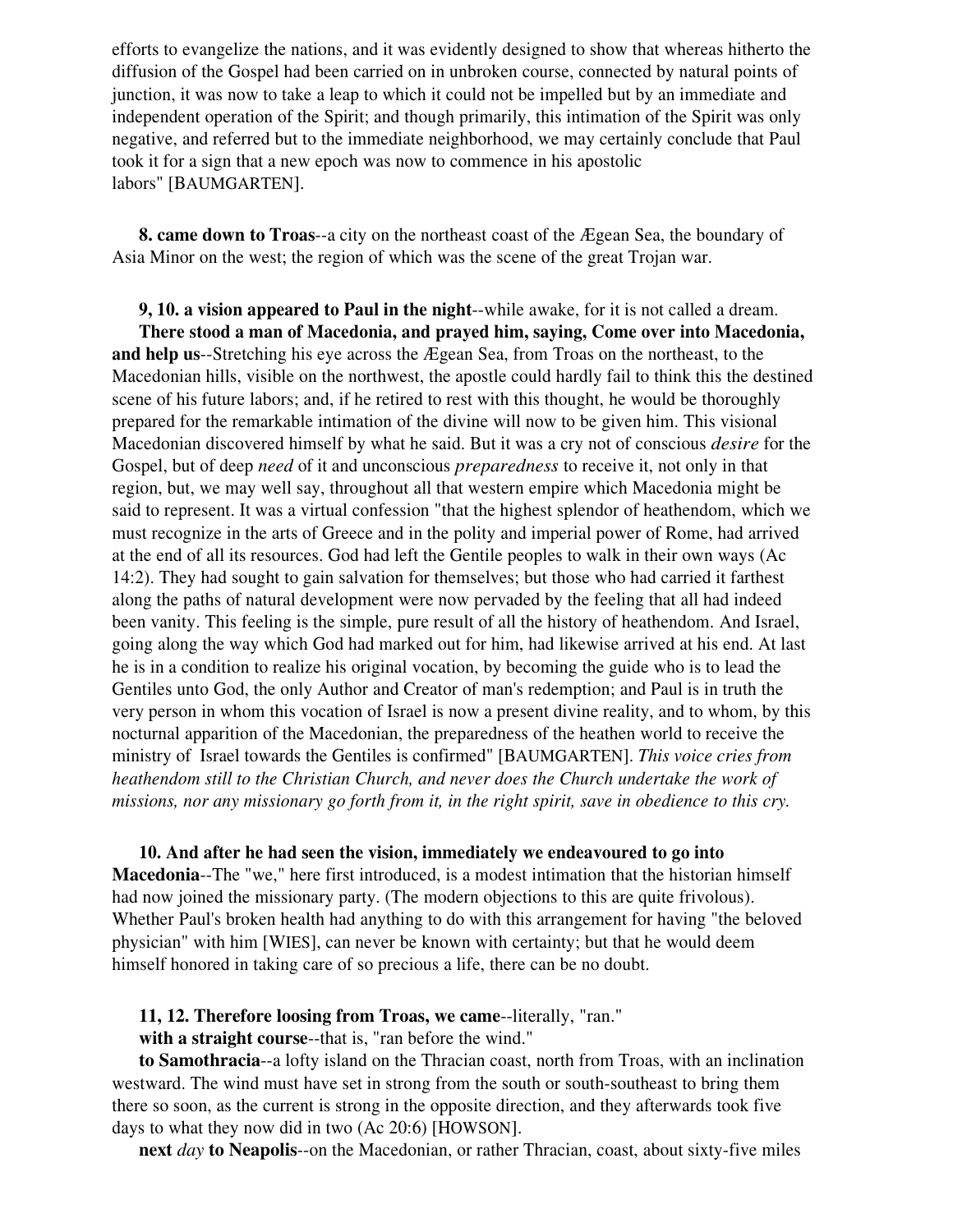efforts to evangelize the nations, and it was evidently designed to show that whereas hitherto the diffusion of the Gospel had been carried on in unbroken course, connected by natural points of junction, it was now to take a leap to which it could not be impelled but by an immediate and independent operation of the Spirit; and though primarily, this intimation of the Spirit was only negative, and referred but to the immediate neighborhood, we may certainly conclude that Paul took it for a sign that a new epoch was now to commence in his apostolic labors" [BAUMGARTEN].

**8. came down to Troas**--a city on the northeast coast of the Ægean Sea, the boundary of Asia Minor on the west; the region of which was the scene of the great Trojan war.

**9, 10. a vision appeared to Paul in the night**--while awake, for it is not called a dream.

**There stood a man of Macedonia, and prayed him, saying, Come over into Macedonia, and help us**--Stretching his eye across the Ægean Sea, from Troas on the northeast, to the Macedonian hills, visible on the northwest, the apostle could hardly fail to think this the destined scene of his future labors; and, if he retired to rest with this thought, he would be thoroughly prepared for the remarkable intimation of the divine will now to be given him. This visional Macedonian discovered himself by what he said. But it was a cry not of conscious *desire* for the Gospel, but of deep *need* of it and unconscious *preparedness* to receive it, not only in that region, but, we may well say, throughout all that western empire which Macedonia might be said to represent. It was a virtual confession "that the highest splendor of heathendom, which we must recognize in the arts of Greece and in the polity and imperial power of Rome, had arrived at the end of all its resources. God had left the Gentile peoples to walk in their own ways (Ac 14:2). They had sought to gain salvation for themselves; but those who had carried it farthest along the paths of natural development were now pervaded by the feeling that all had indeed been vanity. This feeling is the simple, pure result of all the history of heathendom. And Israel, going along the way which God had marked out for him, had likewise arrived at his end. At last he is in a condition to realize his original vocation, by becoming the guide who is to lead the Gentiles unto God, the only Author and Creator of man's redemption; and Paul is in truth the very person in whom this vocation of Israel is now a present divine reality, and to whom, by this nocturnal apparition of the Macedonian, the preparedness of the heathen world to receive the ministry of Israel towards the Gentiles is confirmed" [BAUMGARTEN]. *This voice cries from heathendom still to the Christian Church, and never does the Church undertake the work of missions, nor any missionary go forth from it, in the right spirit, save in obedience to this cry.*

**10. And after he had seen the vision, immediately we endeavoured to go into Macedonia**--The "we," here first introduced, is a modest intimation that the historian himself had now joined the missionary party. (The modern objections to this are quite frivolous). Whether Paul's broken health had anything to do with this arrangement for having "the beloved physician" with him [WIES], can never be known with certainty; but that he would deem himself honored in taking care of so precious a life, there can be no doubt.

**11, 12. Therefore loosing from Troas, we came**--literally, "ran."

**with a straight course**--that is, "ran before the wind."

**to Samothracia**--a lofty island on the Thracian coast, north from Troas, with an inclination westward. The wind must have set in strong from the south or south-southeast to bring them there so soon, as the current is strong in the opposite direction, and they afterwards took five days to what they now did in two (Ac 20:6) [HOWSON].

**next** *day* **to Neapolis**--on the Macedonian, or rather Thracian, coast, about sixty-five miles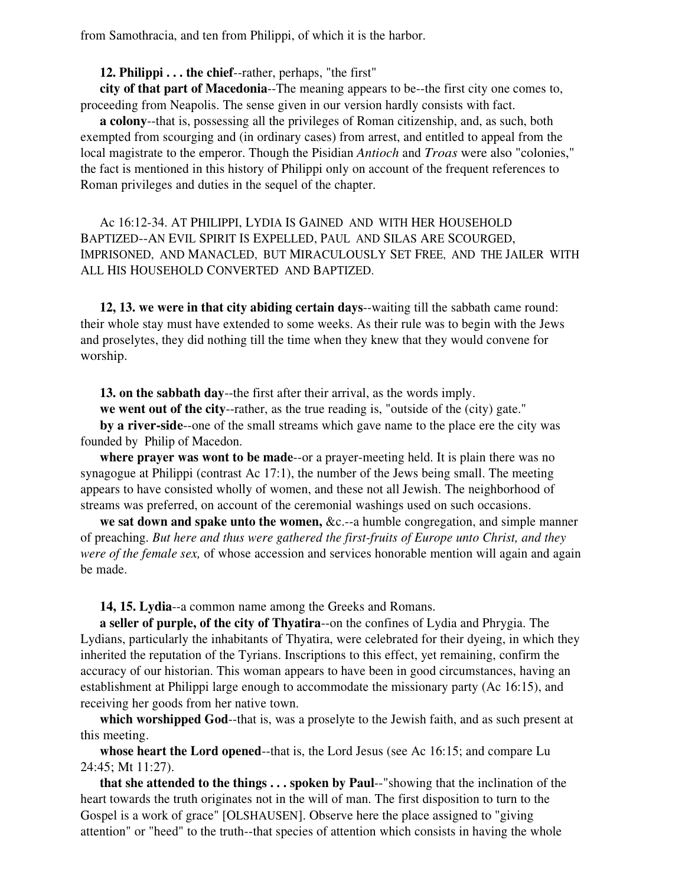from Samothracia, and ten from Philippi, of which it is the harbor.

**12. Philippi . . . the chief**--rather, perhaps, "the first"

**city of that part of Macedonia**--The meaning appears to be--the first city one comes to, proceeding from Neapolis. The sense given in our version hardly consists with fact.

**a colony**--that is, possessing all the privileges of Roman citizenship, and, as such, both exempted from scourging and (in ordinary cases) from arrest, and entitled to appeal from the local magistrate to the emperor. Though the Pisidian *Antioch* and *Troas* were also "colonies," the fact is mentioned in this history of Philippi only on account of the frequent references to Roman privileges and duties in the sequel of the chapter.

Ac 16:12-34. AT PHILIPPI, LYDIA IS GAINED AND WITH HER HOUSEHOLD BAPTIZED--AN EVIL SPIRIT IS EXPELLED, PAUL AND SILAS ARE SCOURGED, IMPRISONED, AND MANACLED, BUT MIRACULOUSLY SET FREE, AND THE JAILER WITH ALL HIS HOUSEHOLD CONVERTED AND BAPTIZED.

**12, 13. we were in that city abiding certain days**--waiting till the sabbath came round: their whole stay must have extended to some weeks. As their rule was to begin with the Jews and proselytes, they did nothing till the time when they knew that they would convene for worship.

**13. on the sabbath day**--the first after their arrival, as the words imply.

**we went out of the city**--rather, as the true reading is, "outside of the (city) gate."

**by a river-side**--one of the small streams which gave name to the place ere the city was founded by Philip of Macedon.

**where prayer was wont to be made**--or a prayer-meeting held. It is plain there was no synagogue at Philippi (contrast Ac 17:1), the number of the Jews being small. The meeting appears to have consisted wholly of women, and these not all Jewish. The neighborhood of streams was preferred, on account of the ceremonial washings used on such occasions.

**we sat down and spake unto the women,** &c.--a humble congregation, and simple manner of preaching. *But here and thus were gathered the first-fruits of Europe unto Christ, and they were of the female sex,* of whose accession and services honorable mention will again and again be made.

**14, 15. Lydia**--a common name among the Greeks and Romans.

**a seller of purple, of the city of Thyatira**--on the confines of Lydia and Phrygia. The Lydians, particularly the inhabitants of Thyatira, were celebrated for their dyeing, in which they inherited the reputation of the Tyrians. Inscriptions to this effect, yet remaining, confirm the accuracy of our historian. This woman appears to have been in good circumstances, having an establishment at Philippi large enough to accommodate the missionary party (Ac 16:15), and receiving her goods from her native town.

**which worshipped God**--that is, was a proselyte to the Jewish faith, and as such present at this meeting.

**whose heart the Lord opened**--that is, the Lord Jesus (see Ac 16:15; and compare Lu 24:45; Mt 11:27).

**that she attended to the things . . . spoken by Paul**--"showing that the inclination of the heart towards the truth originates not in the will of man. The first disposition to turn to the Gospel is a work of grace" [OLSHAUSEN]. Observe here the place assigned to "giving attention" or "heed" to the truth--that species of attention which consists in having the whole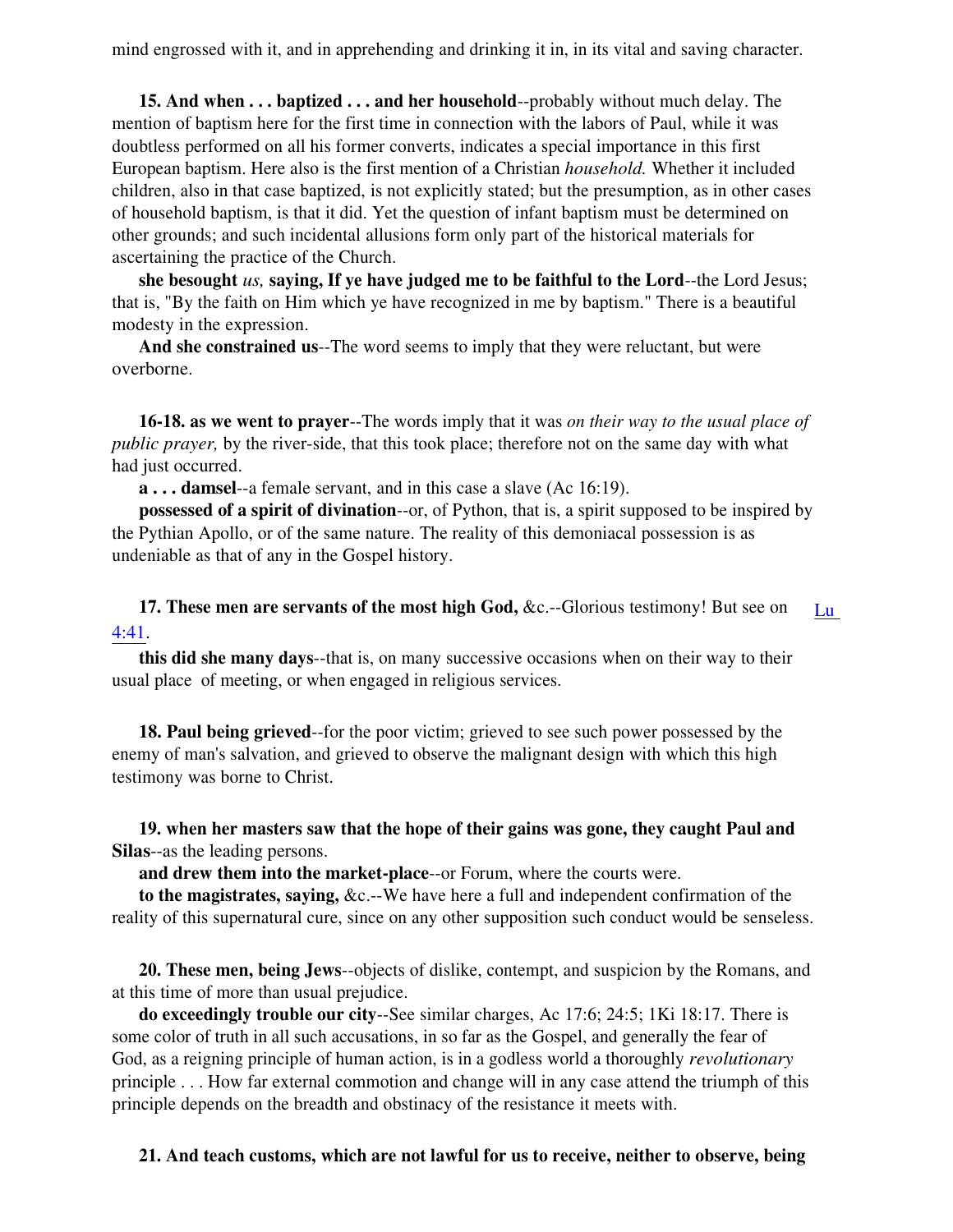mind engrossed with it, and in apprehending and drinking it in, in its vital and saving character.

**15. And when . . . baptized . . . and her household**--probably without much delay. The mention of baptism here for the first time in connection with the labors of Paul, while it was doubtless performed on all his former converts, indicates a special importance in this first European baptism. Here also is the first mention of a Christian *household.* Whether it included children, also in that case baptized, is not explicitly stated; but the presumption, as in other cases of household baptism, is that it did. Yet the question of infant baptism must be determined on other grounds; and such incidental allusions form only part of the historical materials for ascertaining the practice of the Church.

**she besought** *us,* **saying, If ye have judged me to be faithful to the Lord**--the Lord Jesus; that is, "By the faith on Him which ye have recognized in me by baptism." There is a beautiful modesty in the expression.

**And she constrained us**--The word seems to imply that they were reluctant, but were overborne.

**16-18. as we went to prayer**--The words imply that it was *on their way to the usual place of public prayer,* by the river-side, that this took place; therefore not on the same day with what had just occurred.

**a . . . damsel**--a female servant, and in this case a slave (Ac 16:19).

**possessed of a spirit of divination**--or, of Python, that is, a spirit supposed to be inspired by the Pythian Apollo, or of the same nature. The reality of this demoniacal possession is as undeniable as that of any in the Gospel history.

**17. These men are servants of the most high God,** &c.--Glorious testimony! But see on Lu 4:41.

**this did she many days**--that is, on many successive occasions when on their way to their usual place of meeting, or when engaged in religious services.

**18. Paul being grieved**--for the poor victim; grieved to see such power possessed by the enemy of man's salvation, and grieved to observe the malignant design with which this high testimony was borne to Christ.

**19. when her masters saw that the hope of their gains was gone, they caught Paul and Silas**--as the leading persons.

**and drew them into the market-place**--or Forum, where the courts were.

**to the magistrates, saying,** &c.--We have here a full and independent confirmation of the reality of this supernatural cure, since on any other supposition such conduct would be senseless.

**20. These men, being Jews**--objects of dislike, contempt, and suspicion by the Romans, and at this time of more than usual prejudice.

**do exceedingly trouble our city**--See similar charges, Ac 17:6; 24:5; 1Ki 18:17. There is some color of truth in all such accusations, in so far as the Gospel, and generally the fear of God, as a reigning principle of human action, is in a godless world a thoroughly *revolutionary* principle . . . How far external commotion and change will in any case attend the triumph of this principle depends on the breadth and obstinacy of the resistance it meets with.

**21. And teach customs, which are not lawful for us to receive, neither to observe, being**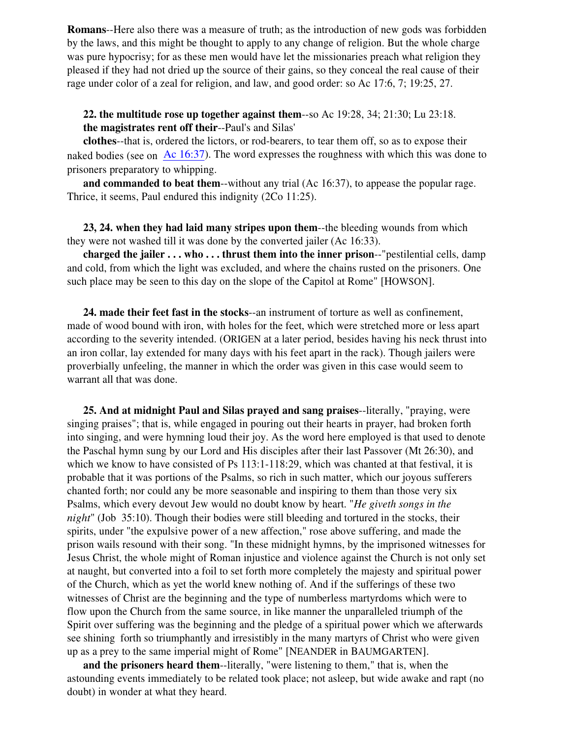**Romans**--Here also there was a measure of truth; as the introduction of new gods was forbidden by the laws, and this might be thought to apply to any change of religion. But the whole charge was pure hypocrisy; for as these men would have let the missionaries preach what religion they pleased if they had not dried up the source of their gains, so they conceal the real cause of their rage under color of a zeal for religion, and law, and good order: so Ac 17:6, 7; 19:25, 27.

**22. the multitude rose up together against them**--so Ac 19:28, 34; 21:30; Lu 23:18.

**the magistrates rent off their**--Paul's and Silas'

**clothes**--that is, ordered the lictors, or rod-bearers, to tear them off, so as to expose their naked bodies (see on Ac 16:37). The word expresses the roughness with which this was done to prisoners preparatory to whipping.

**and commanded to beat them**--without any trial (Ac 16:37), to appease the popular rage. Thrice, it seems, Paul endured this indignity (2Co 11:25).

**23, 24. when they had laid many stripes upon them**--the bleeding wounds from which they were not washed till it was done by the converted jailer (Ac 16:33).

**charged the jailer . . . who . . . thrust them into the inner prison**--"pestilential cells, damp and cold, from which the light was excluded, and where the chains rusted on the prisoners. One such place may be seen to this day on the slope of the Capitol at Rome" [HOWSON].

**24. made their feet fast in the stocks**--an instrument of torture as well as confinement, made of wood bound with iron, with holes for the feet, which were stretched more or less apart according to the severity intended. (ORIGEN at a later period, besides having his neck thrust into an iron collar, lay extended for many days with his feet apart in the rack). Though jailers were proverbially unfeeling, the manner in which the order was given in this case would seem to warrant all that was done.

**25. And at midnight Paul and Silas prayed and sang praises**--literally, "praying, were singing praises"; that is, while engaged in pouring out their hearts in prayer, had broken forth into singing, and were hymning loud their joy. As the word here employed is that used to denote the Paschal hymn sung by our Lord and His disciples after their last Passover (Mt 26:30), and which we know to have consisted of Ps 113:1-118:29, which was chanted at that festival, it is probable that it was portions of the Psalms, so rich in such matter, which our joyous sufferers chanted forth; nor could any be more seasonable and inspiring to them than those very six Psalms, which every devout Jew would no doubt know by heart. "*He giveth songs in the night*" (Job 35:10). Though their bodies were still bleeding and tortured in the stocks, their spirits, under "the expulsive power of a new affection," rose above suffering, and made the prison wails resound with their song. "In these midnight hymns, by the imprisoned witnesses for Jesus Christ, the whole might of Roman injustice and violence against the Church is not only set at naught, but converted into a foil to set forth more completely the majesty and spiritual power of the Church, which as yet the world knew nothing of. And if the sufferings of these two witnesses of Christ are the beginning and the type of numberless martyrdoms which were to flow upon the Church from the same source, in like manner the unparalleled triumph of the Spirit over suffering was the beginning and the pledge of a spiritual power which we afterwards see shining forth so triumphantly and irresistibly in the many martyrs of Christ who were given up as a prey to the same imperial might of Rome" [NEANDER in BAUMGARTEN].

**and the prisoners heard them**--literally, "were listening to them," that is, when the astounding events immediately to be related took place; not asleep, but wide awake and rapt (no doubt) in wonder at what they heard.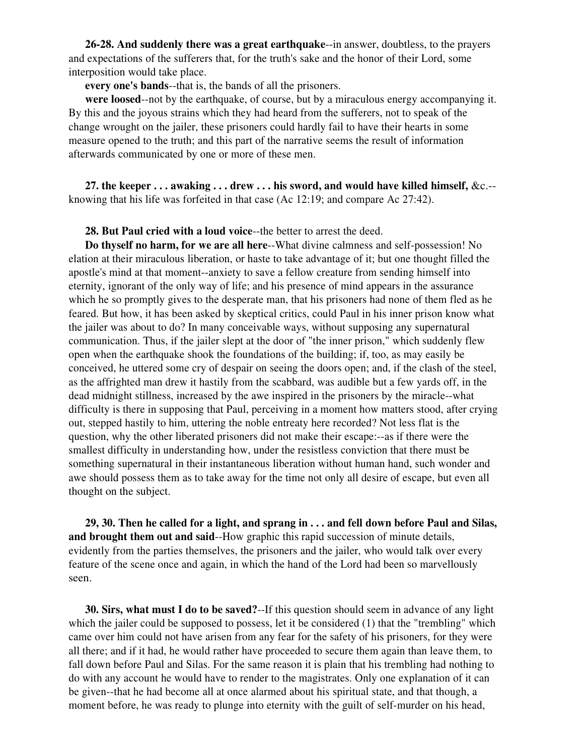**26-28. And suddenly there was a great earthquake**--in answer, doubtless, to the prayers and expectations of the sufferers that, for the truth's sake and the honor of their Lord, some interposition would take place.

**every one's bands**--that is, the bands of all the prisoners.

**were loosed**--not by the earthquake, of course, but by a miraculous energy accompanying it. By this and the joyous strains which they had heard from the sufferers, not to speak of the change wrought on the jailer, these prisoners could hardly fail to have their hearts in some measure opened to the truth; and this part of the narrative seems the result of information afterwards communicated by one or more of these men.

**27. the keeper . . . awaking . . . drew . . . his sword, and would have killed himself,** &c.--knowing that his life was forfeited in that case (Ac 12:19; and compare Ac 27:42).

**28. But Paul cried with a loud voice**--the better to arrest the deed.

**Do thyself no harm, for we are all here**--What divine calmness and self-possession! No elation at their miraculous liberation, or haste to take advantage of it; but one thought filled the apostle's mind at that moment--anxiety to save a fellow creature from sending himself into eternity, ignorant of the only way of life; and his presence of mind appears in the assurance which he so promptly gives to the desperate man, that his prisoners had none of them fled as he feared. But how, it has been asked by skeptical critics, could Paul in his inner prison know what the jailer was about to do? In many conceivable ways, without supposing any supernatural communication. Thus, if the jailer slept at the door of "the inner prison," which suddenly flew open when the earthquake shook the foundations of the building; if, too, as may easily be conceived, he uttered some cry of despair on seeing the doors open; and, if the clash of the steel, as the affrighted man drew it hastily from the scabbard, was audible but a few yards off, in the dead midnight stillness, increased by the awe inspired in the prisoners by the miracle--what difficulty is there in supposing that Paul, perceiving in a moment how matters stood, after crying out, stepped hastily to him, uttering the noble entreaty here recorded? Not less flat is the question, why the other liberated prisoners did not make their escape:--as if there were the smallest difficulty in understanding how, under the resistless conviction that there must be something supernatural in their instantaneous liberation without human hand, such wonder and awe should possess them as to take away for the time not only all desire of escape, but even all thought on the subject.

**29, 30. Then he called for a light, and sprang in . . . and fell down before Paul and Silas, and brought them out and said**--How graphic this rapid succession of minute details, evidently from the parties themselves, the prisoners and the jailer, who would talk over every feature of the scene once and again, in which the hand of the Lord had been so marvellously seen.

**30. Sirs, what must I do to be saved?**--If this question should seem in advance of any light which the jailer could be supposed to possess, let it be considered (1) that the "trembling" which came over him could not have arisen from any fear for the safety of his prisoners, for they were all there; and if it had, he would rather have proceeded to secure them again than leave them, to fall down before Paul and Silas. For the same reason it is plain that his trembling had nothing to do with any account he would have to render to the magistrates. Only one explanation of it can be given--that he had become all at once alarmed about his spiritual state, and that though, a moment before, he was ready to plunge into eternity with the guilt of self-murder on his head,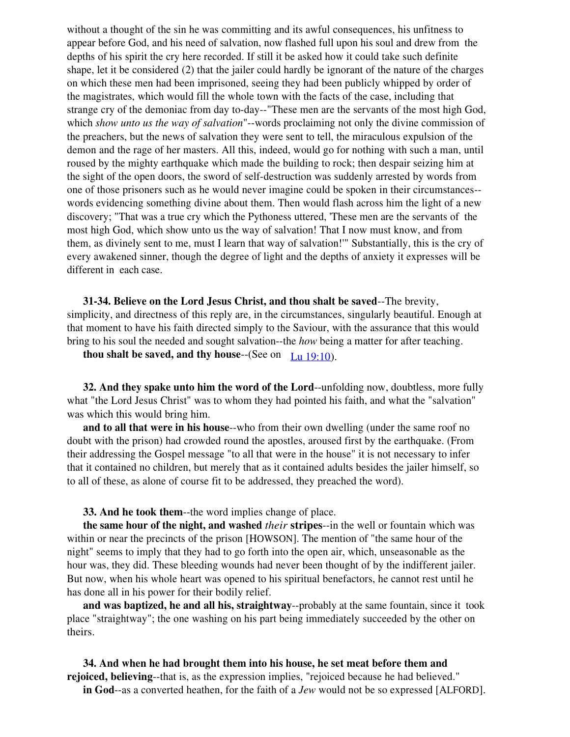without a thought of the sin he was committing and its awful consequences, his unfitness to appear before God, and his need of salvation, now flashed full upon his soul and drew from the depths of his spirit the cry here recorded. If still it be asked how it could take such definite shape, let it be considered (2) that the jailer could hardly be ignorant of the nature of the charges on which these men had been imprisoned, seeing they had been publicly whipped by order of the magistrates, which would fill the whole town with the facts of the case, including that strange cry of the demoniac from day to-day--"These men are the servants of the most high God, which *show unto us the way of salvation*"--words proclaiming not only the divine commission of the preachers, but the news of salvation they were sent to tell, the miraculous expulsion of the demon and the rage of her masters. All this, indeed, would go for nothing with such a man, until roused by the mighty earthquake which made the building to rock; then despair seizing him at the sight of the open doors, the sword of self-destruction was suddenly arrested by words from one of those prisoners such as he would never imagine could be spoken in their circumstances--words evidencing something divine about them. Then would flash across him the light of a new discovery; "That was a true cry which the Pythoness uttered, 'These men are the servants of the most high God, which show unto us the way of salvation! That I now must know, and from them, as divinely sent to me, must I learn that way of salvation!'" Substantially, this is the cry of every awakened sinner, though the degree of light and the depths of anxiety it expresses will be different in each case.

**31-34. Believe on the Lord Jesus Christ, and thou shalt be saved**--The brevity, simplicity, and directness of this reply are, in the circumstances, singularly beautiful. Enough at that moment to have his faith directed simply to the Saviour, with the assurance that this would bring to his soul the needed and sought salvation--the *how* being a matter for after teaching.

**thou shalt be saved, and thy house**--(See on Lu 19:10).

**32. And they spake unto him the word of the Lord**--unfolding now, doubtless, more fully what "the Lord Jesus Christ" was to whom they had pointed his faith, and what the "salvation" was which this would bring him.

**and to all that were in his house**--who from their own dwelling (under the same roof no doubt with the prison) had crowded round the apostles, aroused first by the earthquake. (From their addressing the Gospel message "to all that were in the house" it is not necessary to infer that it contained no children, but merely that as it contained adults besides the jailer himself, so to all of these, as alone of course fit to be addressed, they preached the word).

**33. And he took them**--the word implies change of place.

**the same hour of the night, and washed** *their* **stripes**--in the well or fountain which was within or near the precincts of the prison [HOWSON]. The mention of "the same hour of the night" seems to imply that they had to go forth into the open air, which, unseasonable as the hour was, they did. These bleeding wounds had never been thought of by the indifferent jailer. But now, when his whole heart was opened to his spiritual benefactors, he cannot rest until he has done all in his power for their bodily relief.

**and was baptized, he and all his, straightway**--probably at the same fountain, since it took place "straightway"; the one washing on his part being immediately succeeded by the other on theirs.

**34. And when he had brought them into his house, he set meat before them and rejoiced, believing**--that is, as the expression implies, "rejoiced because he had believed."

**in God**--as a converted heathen, for the faith of a *Jew* would not be so expressed [ALFORD].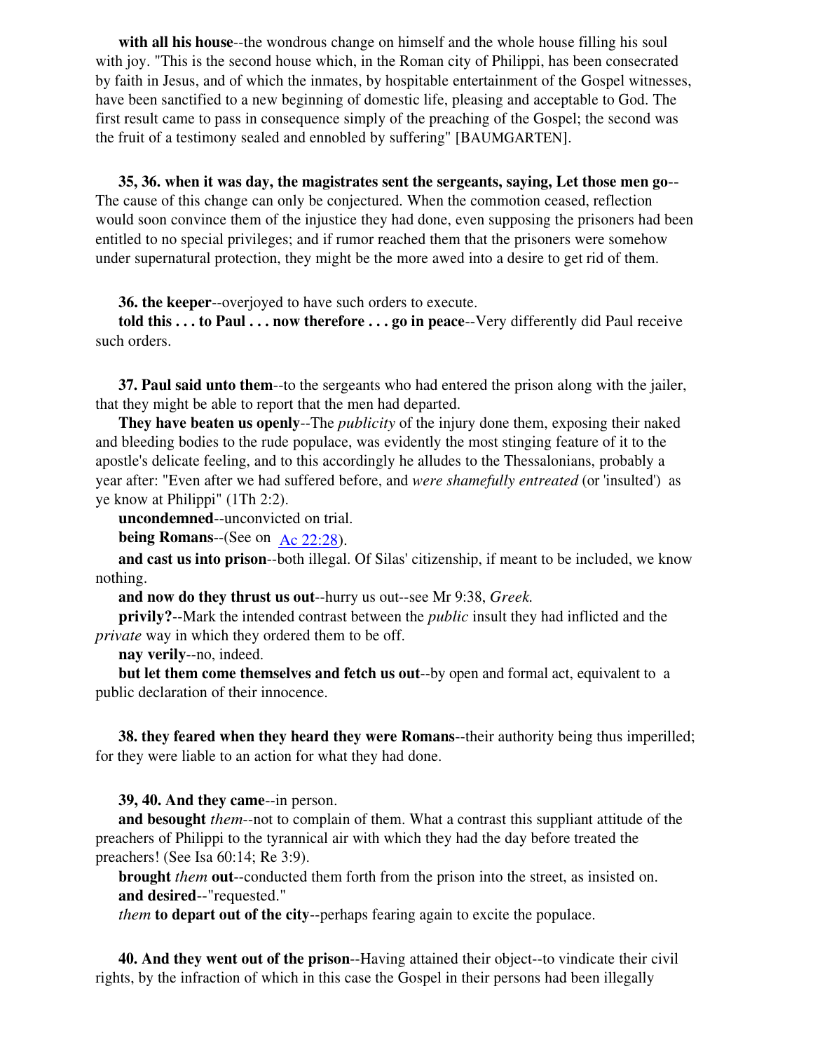**with all his house**--the wondrous change on himself and the whole house filling his soul with joy. "This is the second house which, in the Roman city of Philippi, has been consecrated by faith in Jesus, and of which the inmates, by hospitable entertainment of the Gospel witnesses, have been sanctified to a new beginning of domestic life, pleasing and acceptable to God. The first result came to pass in consequence simply of the preaching of the Gospel; the second was the fruit of a testimony sealed and ennobled by suffering" [BAUMGARTEN].

**35, 36. when it was day, the magistrates sent the sergeants, saying, Let those men go**--The cause of this change can only be conjectured. When the commotion ceased, reflection would soon convince them of the injustice they had done, even supposing the prisoners had been entitled to no special privileges; and if rumor reached them that the prisoners were somehow under supernatural protection, they might be the more awed into a desire to get rid of them.

**36. the keeper**--overjoyed to have such orders to execute.

**told this . . . to Paul . . . now therefore . . . go in peace**--Very differently did Paul receive such orders.

**37. Paul said unto them**--to the sergeants who had entered the prison along with the jailer, that they might be able to report that the men had departed.

**They have beaten us openly**--The *publicity* of the injury done them, exposing their naked and bleeding bodies to the rude populace, was evidently the most stinging feature of it to the apostle's delicate feeling, and to this accordingly he alludes to the Thessalonians, probably a year after: "Even after we had suffered before, and *were shamefully entreated* (or 'insulted') as ye know at Philippi" (1Th 2:2).

**uncondemned**--unconvicted on trial.

**being Romans**--(See on Ac 22:28).

**and cast us into prison**--both illegal. Of Silas' citizenship, if meant to be included, we know nothing.

**and now do they thrust us out**--hurry us out--see Mr 9:38, *Greek.*

**privily?**--Mark the intended contrast between the *public* insult they had inflicted and the *private* way in which they ordered them to be off.

**nay verily**--no, indeed.

**but let them come themselves and fetch us out**--by open and formal act, equivalent to a public declaration of their innocence.

**38. they feared when they heard they were Romans**--their authority being thus imperilled; for they were liable to an action for what they had done.

**39, 40. And they came**--in person.

**and besought** *them*--not to complain of them. What a contrast this suppliant attitude of the preachers of Philippi to the tyrannical air with which they had the day before treated the preachers! (See Isa 60:14; Re 3:9).

**brought** *them* **out**--conducted them forth from the prison into the street, as insisted on.

**and desired**--"requested."

*them* **to depart out of the city**--perhaps fearing again to excite the populace.

**40. And they went out of the prison**--Having attained their object--to vindicate their civil rights, by the infraction of which in this case the Gospel in their persons had been illegally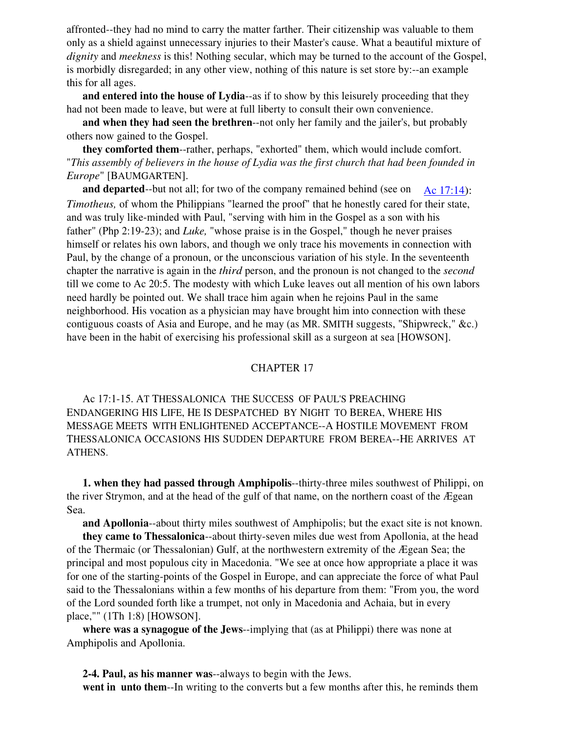affronted--they had no mind to carry the matter farther. Their citizenship was valuable to them only as a shield against unnecessary injuries to their Master's cause. What a beautiful mixture of *dignity* and *meekness* is this! Nothing secular, which may be turned to the account of the Gospel, is morbidly disregarded; in any other view, nothing of this nature is set store by:--an example this for all ages.

**and entered into the house of Lydia**--as if to show by this leisurely proceeding that they had not been made to leave, but were at full liberty to consult their own convenience.

**and when they had seen the brethren**--not only her family and the jailer's, but probably others now gained to the Gospel.

**they comforted them**--rather, perhaps, "exhorted" them, which would include comfort. "*This assembly of believers in the house of Lydia was the first church that had been founded in Europe*" [BAUMGARTEN].

**and departed**--but not all; for two of the company remained behind (see on Ac 17:14): *Timotheus,* of whom the Philippians "learned the proof" that he honestly cared for their state, and was truly like-minded with Paul, "serving with him in the Gospel as a son with his father" (Php 2:19-23); and *Luke,* "whose praise is in the Gospel," though he never praises himself or relates his own labors, and though we only trace his movements in connection with Paul, by the change of a pronoun, or the unconscious variation of his style. In the seventeenth chapter the narrative is again in the *third* person, and the pronoun is not changed to the *second* till we come to Ac 20:5. The modesty with which Luke leaves out all mention of his own labors need hardly be pointed out. We shall trace him again when he rejoins Paul in the same neighborhood. His vocation as a physician may have brought him into connection with these contiguous coasts of Asia and Europe, and he may (as MR. SMITH suggests, "Shipwreck," &c.) have been in the habit of exercising his professional skill as a surgeon at sea [HOWSON].

## CHAPTER 17

Ac 17:1-15. AT THESSALONICA THE SUCCESS OF PAUL'S PREACHING ENDANGERING HIS LIFE, HE IS DESPATCHED BY NIGHT TO BEREA, WHERE HIS MESSAGE MEETS WITH ENLIGHTENED ACCEPTANCE--A HOSTILE MOVEMENT FROM THESSALONICA OCCASIONS HIS SUDDEN DEPARTURE FROM BEREA--HE ARRIVES AT ATHENS.

**1. when they had passed through Amphipolis**--thirty-three miles southwest of Philippi, on the river Strymon, and at the head of the gulf of that name, on the northern coast of the Ægean Sea.

**and Apollonia**--about thirty miles southwest of Amphipolis; but the exact site is not known.

**they came to Thessalonica**--about thirty-seven miles due west from Apollonia, at the head of the Thermaic (or Thessalonian) Gulf, at the northwestern extremity of the Ægean Sea; the principal and most populous city in Macedonia. "We see at once how appropriate a place it was for one of the starting-points of the Gospel in Europe, and can appreciate the force of what Paul said to the Thessalonians within a few months of his departure from them: "From you, the word of the Lord sounded forth like a trumpet, not only in Macedonia and Achaia, but in every place,"" (1Th 1:8) [HOWSON].

**where was a synagogue of the Jews**--implying that (as at Philippi) there was none at Amphipolis and Apollonia.

**2-4. Paul, as his manner was**--always to begin with the Jews.

**went in unto them**--In writing to the converts but a few months after this, he reminds them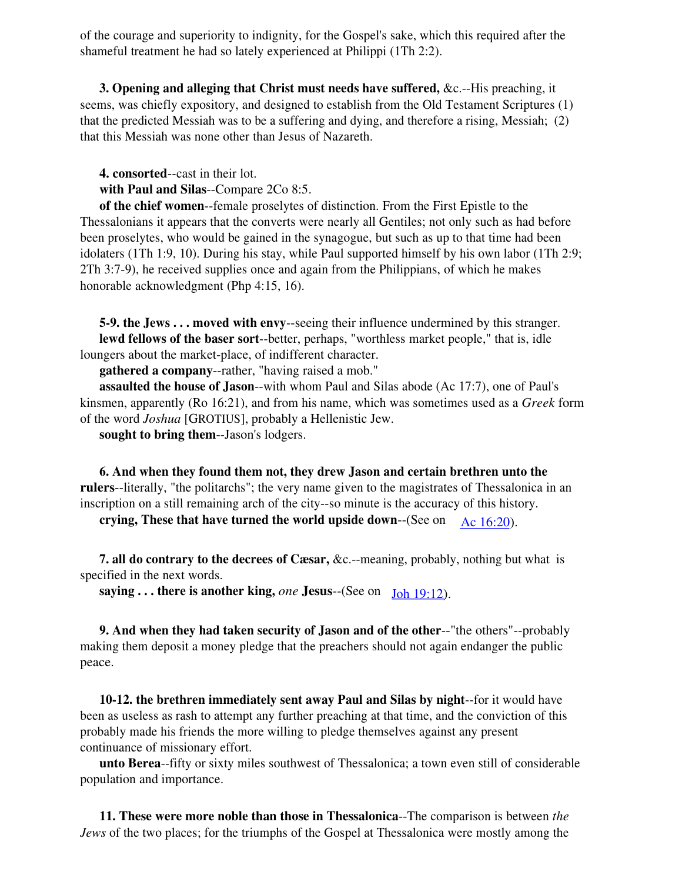of the courage and superiority to indignity, for the Gospel's sake, which this required after the shameful treatment he had so lately experienced at Philippi (1Th 2:2).

**3. Opening and alleging that Christ must needs have suffered,** &c.--His preaching, it seems, was chiefly expository, and designed to establish from the Old Testament Scriptures (1) that the predicted Messiah was to be a suffering and dying, and therefore a rising, Messiah; (2) that this Messiah was none other than Jesus of Nazareth.

**4. consorted**--cast in their lot.

**with Paul and Silas**--Compare 2Co 8:5.

**of the chief women**--female proselytes of distinction. From the First Epistle to the Thessalonians it appears that the converts were nearly all Gentiles; not only such as had before been proselytes, who would be gained in the synagogue, but such as up to that time had been idolaters (1Th 1:9, 10). During his stay, while Paul supported himself by his own labor (1Th 2:9; 2Th 3:7-9), he received supplies once and again from the Philippians, of which he makes honorable acknowledgment (Php 4:15, 16).

**5-9. the Jews . . . moved with envy**--seeing their influence undermined by this stranger.

**lewd fellows of the baser sort**--better, perhaps, "worthless market people," that is, idle loungers about the market-place, of indifferent character.

**gathered a company**--rather, "having raised a mob."

**assaulted the house of Jason**--with whom Paul and Silas abode (Ac 17:7), one of Paul's kinsmen, apparently (Ro 16:21), and from his name, which was sometimes used as a *Greek* form of the word *Joshua* [GROTIUS], probably a Hellenistic Jew.

**sought to bring them**--Jason's lodgers.

**6. And when they found them not, they drew Jason and certain brethren unto the rulers**--literally, "the politarchs"; the very name given to the magistrates of Thessalonica in an inscription on a still remaining arch of the city--so minute is the accuracy of this history.

**crying, These that have turned the world upside down**--(See on Ac 16:20).

**7. all do contrary to the decrees of Cæsar,** &c.--meaning, probably, nothing but what is specified in the next words.

**saying . . . there is another king,** *one* **Jesus**--(See on Joh 19:12).

**9. And when they had taken security of Jason and of the other**--"the others"--probably making them deposit a money pledge that the preachers should not again endanger the public peace.

**10-12. the brethren immediately sent away Paul and Silas by night**--for it would have been as useless as rash to attempt any further preaching at that time, and the conviction of this probably made his friends the more willing to pledge themselves against any present continuance of missionary effort.

**unto Berea**--fifty or sixty miles southwest of Thessalonica; a town even still of considerable population and importance.

**11. These were more noble than those in Thessalonica**--The comparison is between *the Jews* of the two places; for the triumphs of the Gospel at Thessalonica were mostly among the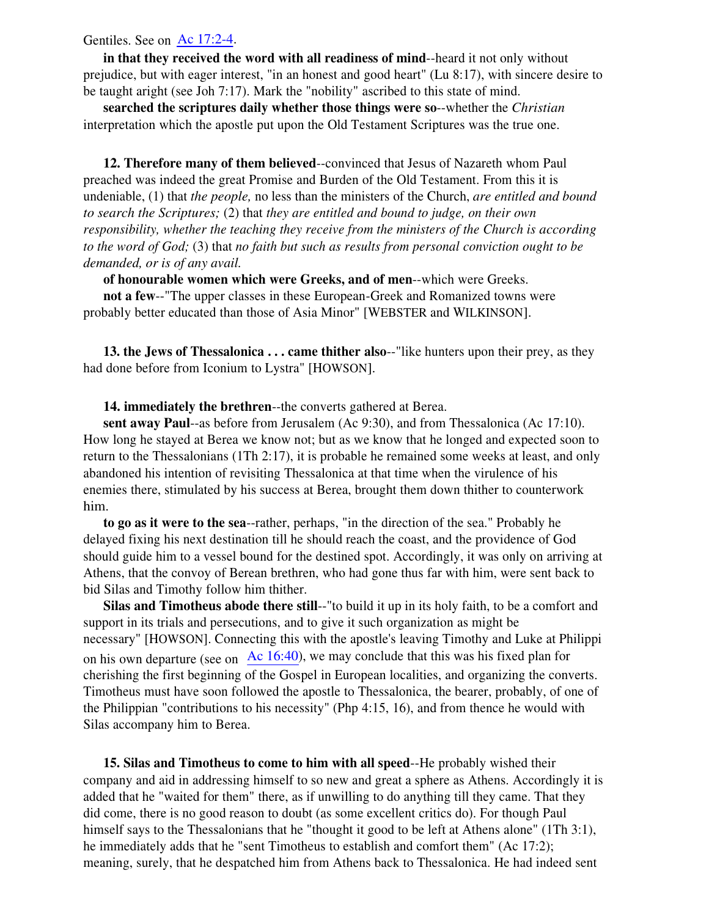Gentiles. See on Ac 17:2-4.

**in that they received the word with all readiness of mind**--heard it not only without prejudice, but with eager interest, "in an honest and good heart" (Lu 8:17), with sincere desire to be taught aright (see Joh 7:17). Mark the "nobility" ascribed to this state of mind.

**searched the scriptures daily whether those things were so**--whether the *Christian* interpretation which the apostle put upon the Old Testament Scriptures was the true one.

**12. Therefore many of them believed**--convinced that Jesus of Nazareth whom Paul preached was indeed the great Promise and Burden of the Old Testament. From this it is undeniable, (1) that *the people,* no less than the ministers of the Church, *are entitled and bound to search the Scriptures;* (2) that *they are entitled and bound to judge, on their own responsibility, whether the teaching they receive from the ministers of the Church is according to the word of God;* (3) that *no faith but such as results from personal conviction ought to be demanded, or is of any avail.*

**of honourable women which were Greeks, and of men**--which were Greeks.

**not a few**--"The upper classes in these European-Greek and Romanized towns were probably better educated than those of Asia Minor" [WEBSTER and WILKINSON].

**13. the Jews of Thessalonica . . . came thither also**--"like hunters upon their prey, as they had done before from Iconium to Lystra" [HOWSON].

**14. immediately the brethren**--the converts gathered at Berea.

**sent away Paul**--as before from Jerusalem (Ac 9:30), and from Thessalonica (Ac 17:10). How long he stayed at Berea we know not; but as we know that he longed and expected soon to return to the Thessalonians (1Th 2:17), it is probable he remained some weeks at least, and only abandoned his intention of revisiting Thessalonica at that time when the virulence of his enemies there, stimulated by his success at Berea, brought them down thither to counterwork him.

**to go as it were to the sea**--rather, perhaps, "in the direction of the sea." Probably he delayed fixing his next destination till he should reach the coast, and the providence of God should guide him to a vessel bound for the destined spot. Accordingly, it was only on arriving at Athens, that the convoy of Berean brethren, who had gone thus far with him, were sent back to bid Silas and Timothy follow him thither.

**Silas and Timotheus abode there still**--"to build it up in its holy faith, to be a comfort and support in its trials and persecutions, and to give it such organization as might be necessary" [HOWSON]. Connecting this with the apostle's leaving Timothy and Luke at Philippi on his own departure (see on Ac 16:40), we may conclude that this was his fixed plan for cherishing the first beginning of the Gospel in European localities, and organizing the converts. Timotheus must have soon followed the apostle to Thessalonica, the bearer, probably, of one of the Philippian "contributions to his necessity" (Php 4:15, 16), and from thence he would with Silas accompany him to Berea.

**15. Silas and Timotheus to come to him with all speed**--He probably wished their company and aid in addressing himself to so new and great a sphere as Athens. Accordingly it is added that he "waited for them" there, as if unwilling to do anything till they came. That they did come, there is no good reason to doubt (as some excellent critics do). For though Paul himself says to the Thessalonians that he "thought it good to be left at Athens alone" (1Th 3:1), he immediately adds that he "sent Timotheus to establish and comfort them" (Ac 17:2); meaning, surely, that he despatched him from Athens back to Thessalonica. He had indeed sent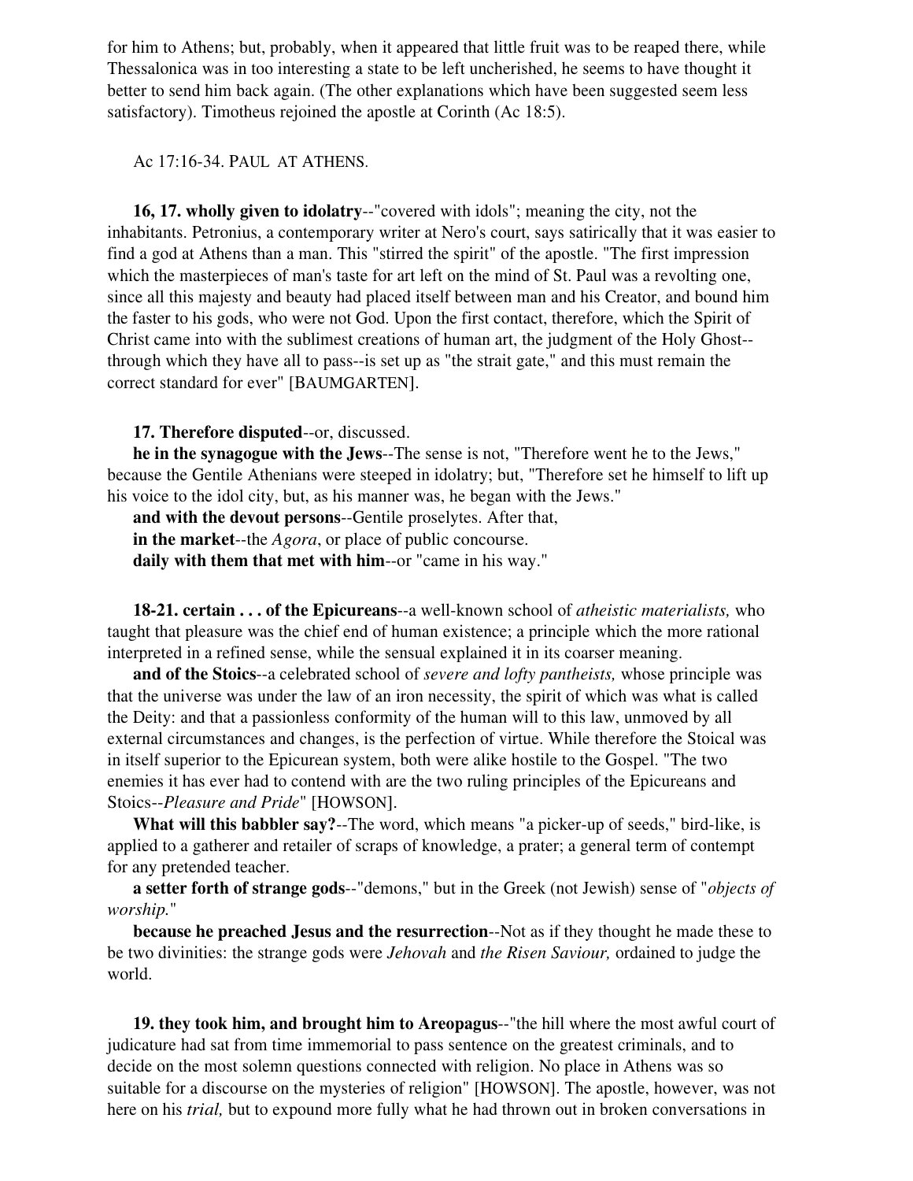for him to Athens; but, probably, when it appeared that little fruit was to be reaped there, while Thessalonica was in too interesting a state to be left uncherished, he seems to have thought it better to send him back again. (The other explanations which have been suggested seem less satisfactory). Timotheus rejoined the apostle at Corinth (Ac 18:5).

Ac 17:16-34. PAUL AT ATHENS.

**16, 17. wholly given to idolatry**--"covered with idols"; meaning the city, not the inhabitants. Petronius, a contemporary writer at Nero's court, says satirically that it was easier to find a god at Athens than a man. This "stirred the spirit" of the apostle. "The first impression which the masterpieces of man's taste for art left on the mind of St. Paul was a revolting one, since all this majesty and beauty had placed itself between man and his Creator, and bound him the faster to his gods, who were not God. Upon the first contact, therefore, which the Spirit of Christ came into with the sublimest creations of human art, the judgment of the Holy Ghost--through which they have all to pass--is set up as "the strait gate," and this must remain the correct standard for ever" [BAUMGARTEN].

**17. Therefore disputed**--or, discussed.

**he in the synagogue with the Jews**--The sense is not, "Therefore went he to the Jews," because the Gentile Athenians were steeped in idolatry; but, "Therefore set he himself to lift up his voice to the idol city, but, as his manner was, he began with the Jews."

**and with the devout persons**--Gentile proselytes. After that,

**in the market**--the *Agora*, or place of public concourse.

**daily with them that met with him**--or "came in his way."

**18-21. certain . . . of the Epicureans**--a well-known school of *atheistic materialists,* who taught that pleasure was the chief end of human existence; a principle which the more rational interpreted in a refined sense, while the sensual explained it in its coarser meaning.

**and of the Stoics**--a celebrated school of *severe and lofty pantheists,* whose principle was that the universe was under the law of an iron necessity, the spirit of which was what is called the Deity: and that a passionless conformity of the human will to this law, unmoved by all external circumstances and changes, is the perfection of virtue. While therefore the Stoical was in itself superior to the Epicurean system, both were alike hostile to the Gospel. "The two enemies it has ever had to contend with are the two ruling principles of the Epicureans and Stoics--*Pleasure and Pride*" [HOWSON].

**What will this babbler say?**--The word, which means "a picker-up of seeds," bird-like, is applied to a gatherer and retailer of scraps of knowledge, a prater; a general term of contempt for any pretended teacher.

**a setter forth of strange gods**--"demons," but in the Greek (not Jewish) sense of "*objects of worship.*"

**because he preached Jesus and the resurrection**--Not as if they thought he made these to be two divinities: the strange gods were *Jehovah* and *the Risen Saviour,* ordained to judge the world.

**19. they took him, and brought him to Areopagus**--"the hill where the most awful court of judicature had sat from time immemorial to pass sentence on the greatest criminals, and to decide on the most solemn questions connected with religion. No place in Athens was so suitable for a discourse on the mysteries of religion" [HOWSON]. The apostle, however, was not here on his *trial,* but to expound more fully what he had thrown out in broken conversations in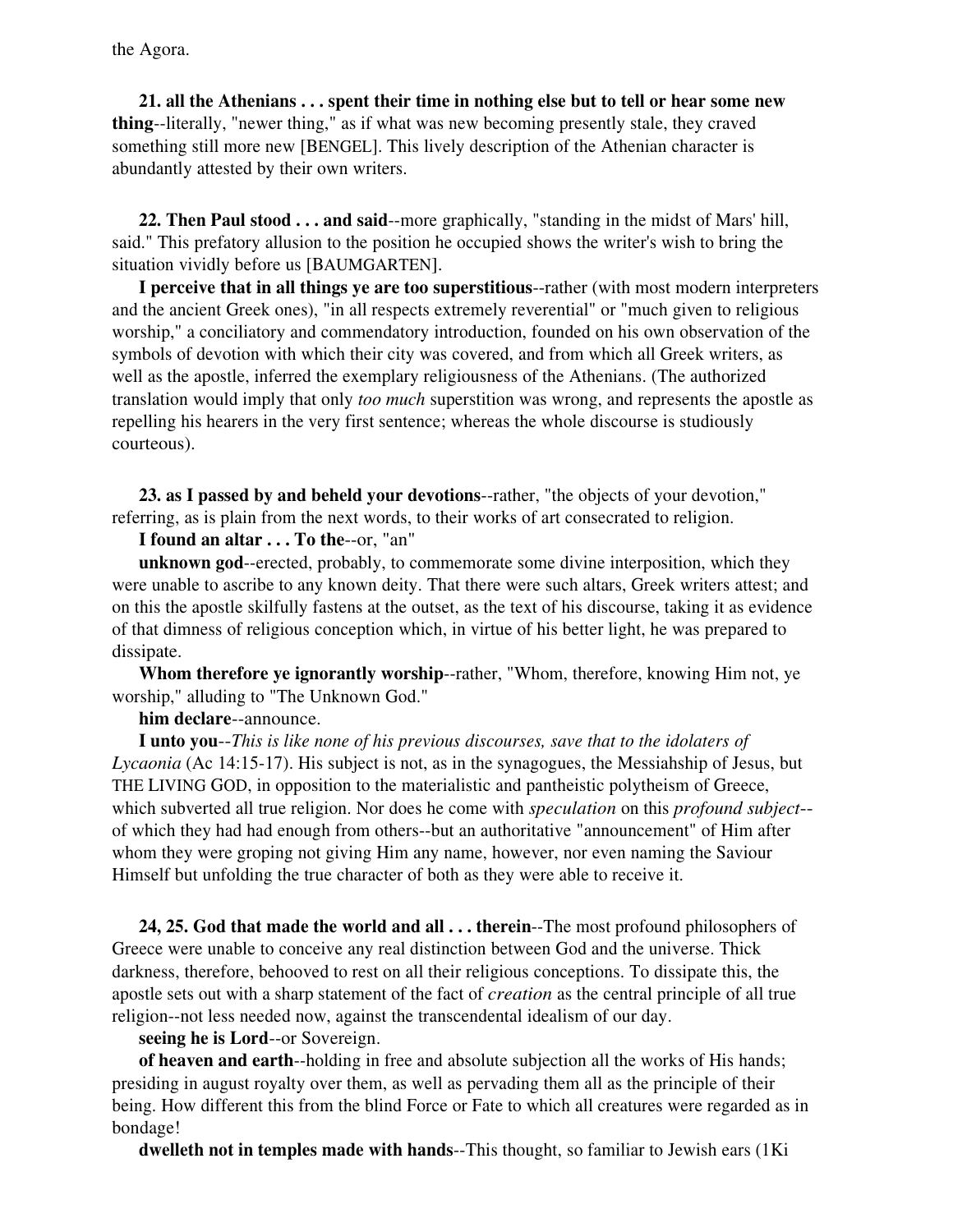the Agora.

**21. all the Athenians . . . spent their time in nothing else but to tell or hear some new thing**--literally, "newer thing," as if what was new becoming presently stale, they craved something still more new [BENGEL]. This lively description of the Athenian character is abundantly attested by their own writers.

**22. Then Paul stood . . . and said**--more graphically, "standing in the midst of Mars' hill, said." This prefatory allusion to the position he occupied shows the writer's wish to bring the situation vividly before us [BAUMGARTEN].

**I perceive that in all things ye are too superstitious**--rather (with most modern interpreters and the ancient Greek ones), "in all respects extremely reverential" or "much given to religious worship," a conciliatory and commendatory introduction, founded on his own observation of the symbols of devotion with which their city was covered, and from which all Greek writers, as well as the apostle, inferred the exemplary religiousness of the Athenians. (The authorized translation would imply that only *too much* superstition was wrong, and represents the apostle as repelling his hearers in the very first sentence; whereas the whole discourse is studiously courteous).

**23. as I passed by and beheld your devotions**--rather, "the objects of your devotion," referring, as is plain from the next words, to their works of art consecrated to religion.

**I found an altar . . . To the**--or, "an"

**unknown god**--erected, probably, to commemorate some divine interposition, which they were unable to ascribe to any known deity. That there were such altars, Greek writers attest; and on this the apostle skilfully fastens at the outset, as the text of his discourse, taking it as evidence of that dimness of religious conception which, in virtue of his better light, he was prepared to dissipate.

**Whom therefore ye ignorantly worship**--rather, "Whom, therefore, knowing Him not, ye worship," alluding to "The Unknown God."

**him declare**--announce.

**I unto you**--*This is like none of his previous discourses, save that to the idolaters of Lycaonia* (Ac 14:15-17). His subject is not, as in the synagogues, the Messiahship of Jesus, but THE LIVING GOD, in opposition to the materialistic and pantheistic polytheism of Greece, which subverted all true religion. Nor does he come with *speculation* on this *profound subject*--of which they had had enough from others--but an authoritative "announcement" of Him after whom they were groping not giving Him any name, however, nor even naming the Saviour Himself but unfolding the true character of both as they were able to receive it.

**24, 25. God that made the world and all . . . therein**--The most profound philosophers of Greece were unable to conceive any real distinction between God and the universe. Thick darkness, therefore, behooved to rest on all their religious conceptions. To dissipate this, the apostle sets out with a sharp statement of the fact of *creation* as the central principle of all true religion--not less needed now, against the transcendental idealism of our day.

**seeing he is Lord**--or Sovereign.

**of heaven and earth**--holding in free and absolute subjection all the works of His hands; presiding in august royalty over them, as well as pervading them all as the principle of their being. How different this from the blind Force or Fate to which all creatures were regarded as in bondage!

**dwelleth not in temples made with hands**--This thought, so familiar to Jewish ears (1Ki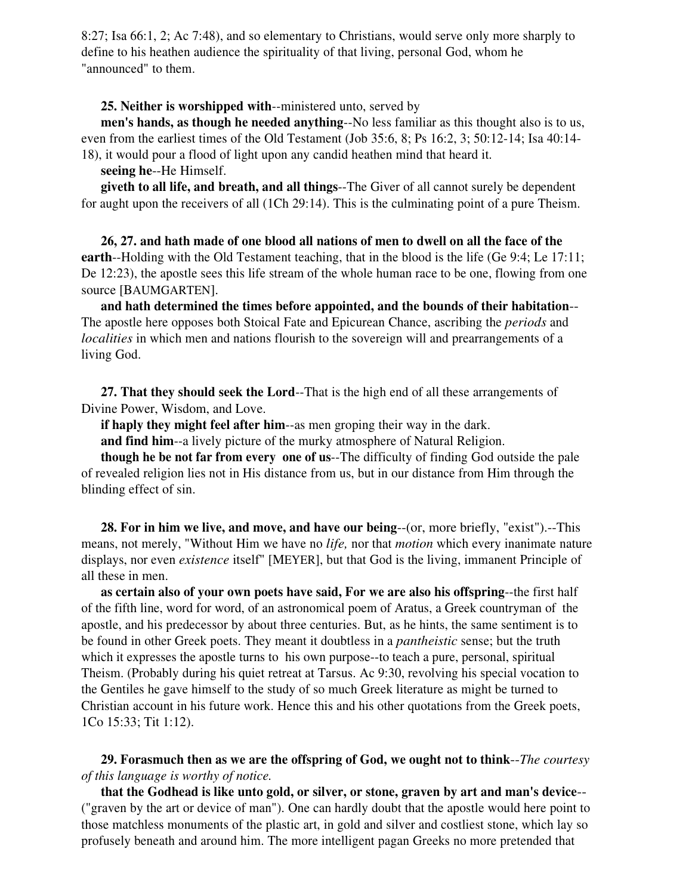8:27; Isa 66:1, 2; Ac 7:48), and so elementary to Christians, would serve only more sharply to define to his heathen audience the spirituality of that living, personal God, whom he "announced" to them.

**25. Neither is worshipped with**--ministered unto, served by

**men's hands, as though he needed anything**--No less familiar as this thought also is to us, even from the earliest times of the Old Testament (Job 35:6, 8; Ps 16:2, 3; 50:12-14; Isa 40:14-18), it would pour a flood of light upon any candid heathen mind that heard it.

**seeing he**--He Himself.

**giveth to all life, and breath, and all things**--The Giver of all cannot surely be dependent for aught upon the receivers of all (1Ch 29:14). This is the culminating point of a pure Theism.

**26, 27. and hath made of one blood all nations of men to dwell on all the face of the earth**--Holding with the Old Testament teaching, that in the blood is the life (Ge 9:4; Le 17:11; De 12:23), the apostle sees this life stream of the whole human race to be one, flowing from one source [BAUMGARTEN].

**and hath determined the times before appointed, and the bounds of their habitation**--The apostle here opposes both Stoical Fate and Epicurean Chance, ascribing the *periods* and *localities* in which men and nations flourish to the sovereign will and prearrangements of a living God.

**27. That they should seek the Lord**--That is the high end of all these arrangements of Divine Power, Wisdom, and Love.

**if haply they might feel after him**--as men groping their way in the dark.

**and find him**--a lively picture of the murky atmosphere of Natural Religion.

**though he be not far from every one of us**--The difficulty of finding God outside the pale of revealed religion lies not in His distance from us, but in our distance from Him through the blinding effect of sin.

**28. For in him we live, and move, and have our being**--(or, more briefly, "exist").--This means, not merely, "Without Him we have no *life,* nor that *motion* which every inanimate nature displays, nor even *existence* itself" [MEYER], but that God is the living, immanent Principle of all these in men.

**as certain also of your own poets have said, For we are also his offspring**--the first half of the fifth line, word for word, of an astronomical poem of Aratus, a Greek countryman of the apostle, and his predecessor by about three centuries. But, as he hints, the same sentiment is to be found in other Greek poets. They meant it doubtless in a *pantheistic* sense; but the truth which it expresses the apostle turns to his own purpose--to teach a pure, personal, spiritual Theism. (Probably during his quiet retreat at Tarsus. Ac 9:30, revolving his special vocation to the Gentiles he gave himself to the study of so much Greek literature as might be turned to Christian account in his future work. Hence this and his other quotations from the Greek poets, 1Co 15:33; Tit 1:12).

**29. Forasmuch then as we are the offspring of God, we ought not to think**--*The courtesy of this language is worthy of notice.*

**that the Godhead is like unto gold, or silver, or stone, graven by art and man's device**--("graven by the art or device of man"). One can hardly doubt that the apostle would here point to those matchless monuments of the plastic art, in gold and silver and costliest stone, which lay so profusely beneath and around him. The more intelligent pagan Greeks no more pretended that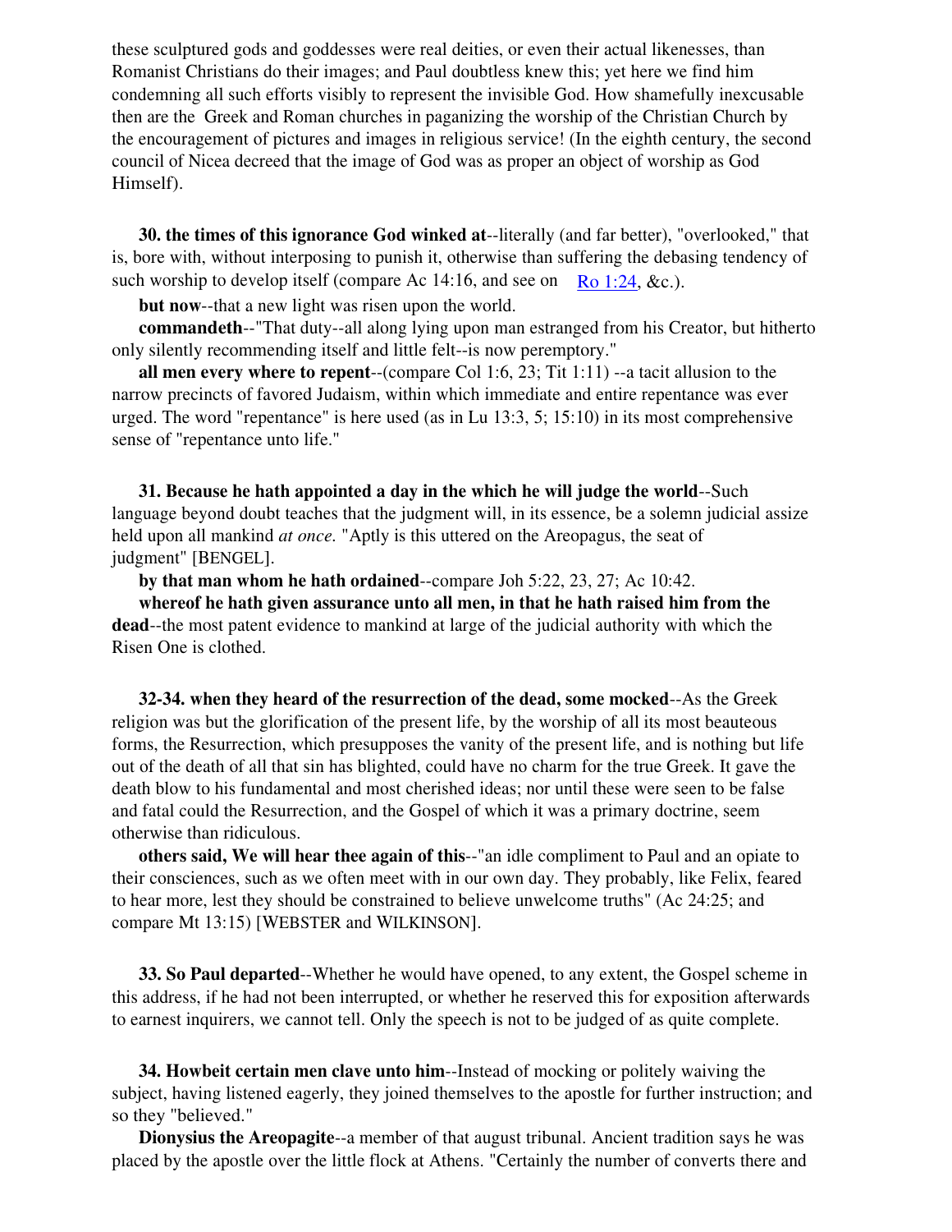these sculptured gods and goddesses were real deities, or even their actual likenesses, than Romanist Christians do their images; and Paul doubtless knew this; yet here we find him condemning all such efforts visibly to represent the invisible God. How shamefully inexcusable then are the Greek and Roman churches in paganizing the worship of the Christian Church by the encouragement of pictures and images in religious service! (In the eighth century, the second council of Nicea decreed that the image of God was as proper an object of worship as God Himself).

**30. the times of this ignorance God winked at**--literally (and far better), "overlooked," that is, bore with, without interposing to punish it, otherwise than suffering the debasing tendency of such worship to develop itself (compare Ac 14:16, and see on Ro 1:24, &c.).

**but now**--that a new light was risen upon the world.

**commandeth**--"That duty--all along lying upon man estranged from his Creator, but hitherto only silently recommending itself and little felt--is now peremptory."

**all men every where to repent**--(compare Col 1:6, 23; Tit 1:11) --a tacit allusion to the narrow precincts of favored Judaism, within which immediate and entire repentance was ever urged. The word "repentance" is here used (as in Lu 13:3, 5; 15:10) in its most comprehensive sense of "repentance unto life."

**31. Because he hath appointed a day in the which he will judge the world**--Such language beyond doubt teaches that the judgment will, in its essence, be a solemn judicial assize held upon all mankind *at once*. "Aptly is this uttered on the Areopagus, the seat of judgment" [BENGEL].

**by that man whom he hath ordained**--compare Joh 5:22, 23, 27; Ac 10:42.

**whereof he hath given assurance unto all men, in that he hath raised him from the dead**--the most patent evidence to mankind at large of the judicial authority with which the Risen One is clothed.

**32-34. when they heard of the resurrection of the dead, some mocked**--As the Greek religion was but the glorification of the present life, by the worship of all its most beauteous forms, the Resurrection, which presupposes the vanity of the present life, and is nothing but life out of the death of all that sin has blighted, could have no charm for the true Greek. It gave the death blow to his fundamental and most cherished ideas; nor until these were seen to be false and fatal could the Resurrection, and the Gospel of which it was a primary doctrine, seem otherwise than ridiculous.

**others said, We will hear thee again of this**--"an idle compliment to Paul and an opiate to their consciences, such as we often meet with in our own day. They probably, like Felix, feared to hear more, lest they should be constrained to believe unwelcome truths" (Ac 24:25; and compare Mt 13:15) [WEBSTER and WILKINSON].

**33. So Paul departed**--Whether he would have opened, to any extent, the Gospel scheme in this address, if he had not been interrupted, or whether he reserved this for exposition afterwards to earnest inquirers, we cannot tell. Only the speech is not to be judged of as quite complete.

**34. Howbeit certain men clave unto him**--Instead of mocking or politely waiving the subject, having listened eagerly, they joined themselves to the apostle for further instruction; and so they "believed."

**Dionysius the Areopagite**--a member of that august tribunal. Ancient tradition says he was placed by the apostle over the little flock at Athens. "Certainly the number of converts there and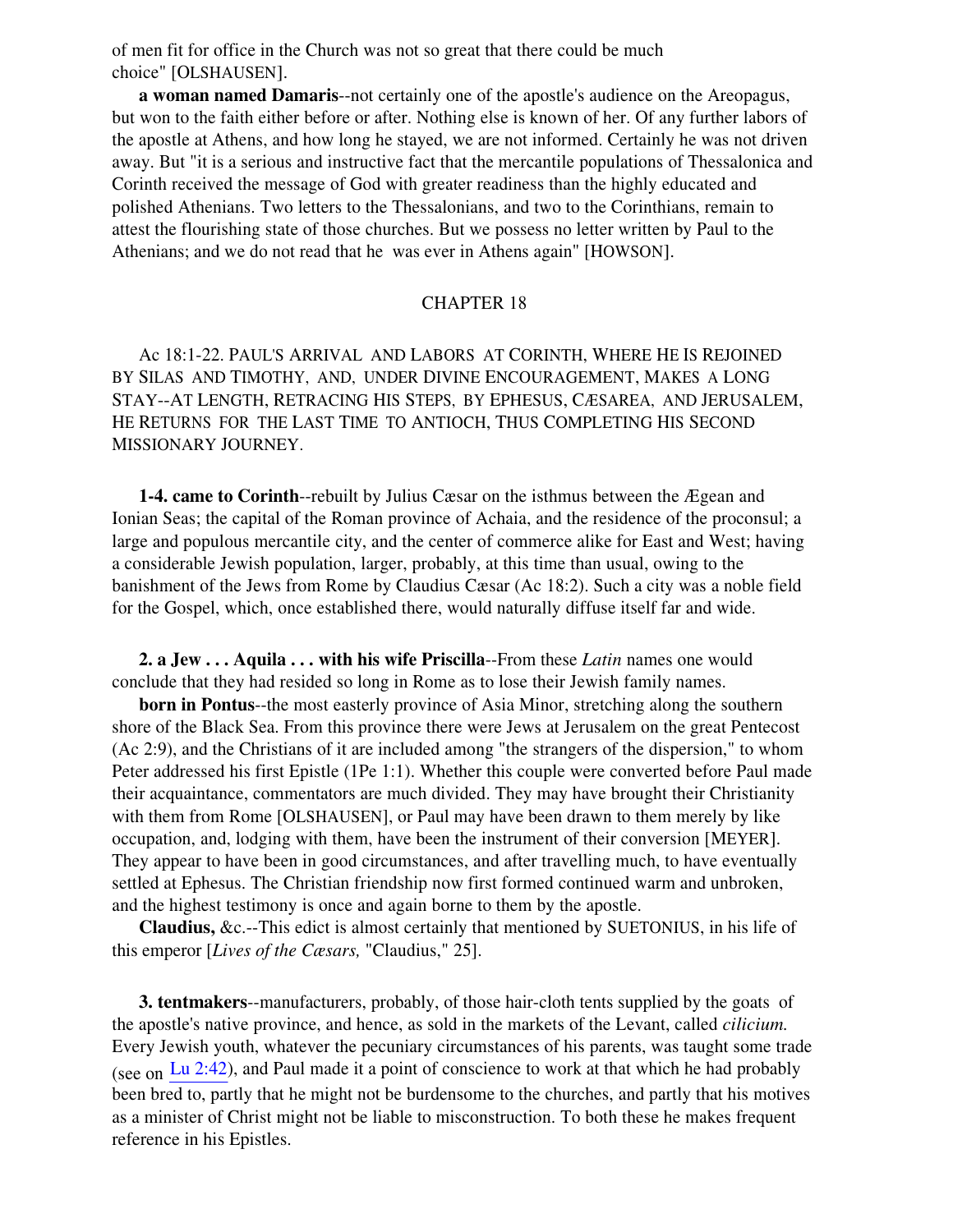of men fit for office in the Church was not so great that there could be much choice" [OLSHAUSEN].

**a woman named Damaris**--not certainly one of the apostle's audience on the Areopagus, but won to the faith either before or after. Nothing else is known of her. Of any further labors of the apostle at Athens, and how long he stayed, we are not informed. Certainly he was not driven away. But "it is a serious and instructive fact that the mercantile populations of Thessalonica and Corinth received the message of God with greater readiness than the highly educated and polished Athenians. Two letters to the Thessalonians, and two to the Corinthians, remain to attest the flourishing state of those churches. But we possess no letter written by Paul to the Athenians; and we do not read that he was ever in Athens again" [HOWSON].

## CHAPTER 18

Ac 18:1-22. PAUL'S ARRIVAL AND LABORS AT CORINTH, WHERE HE IS REJOINED BY SILAS AND TIMOTHY, AND, UNDER DIVINE ENCOURAGEMENT, MAKES A LONG STAY--AT LENGTH, RETRACING HIS STEPS, BY EPHESUS, CÆSAREA, AND JERUSALEM, HE RETURNS FOR THE LAST TIME TO ANTIOCH, THUS COMPLETING HIS SECOND MISSIONARY JOURNEY.

**1-4. came to Corinth**--rebuilt by Julius Cæsar on the isthmus between the Ægean and Ionian Seas; the capital of the Roman province of Achaia, and the residence of the proconsul; a large and populous mercantile city, and the center of commerce alike for East and West; having a considerable Jewish population, larger, probably, at this time than usual, owing to the banishment of the Jews from Rome by Claudius Cæsar (Ac 18:2). Such a city was a noble field for the Gospel, which, once established there, would naturally diffuse itself far and wide.

**2. a Jew . . . Aquila . . . with his wife Priscilla**--From these *Latin* names one would conclude that they had resided so long in Rome as to lose their Jewish family names.

**born in Pontus**--the most easterly province of Asia Minor, stretching along the southern shore of the Black Sea. From this province there were Jews at Jerusalem on the great Pentecost (Ac 2:9), and the Christians of it are included among "the strangers of the dispersion," to whom Peter addressed his first Epistle (1Pe 1:1). Whether this couple were converted before Paul made their acquaintance, commentators are much divided. They may have brought their Christianity with them from Rome [OLSHAUSEN], or Paul may have been drawn to them merely by like occupation, and, lodging with them, have been the instrument of their conversion [MEYER]. They appear to have been in good circumstances, and after travelling much, to have eventually settled at Ephesus. The Christian friendship now first formed continued warm and unbroken, and the highest testimony is once and again borne to them by the apostle.

**Claudius,** &c.--This edict is almost certainly that mentioned by SUETONIUS, in his life of this emperor [*Lives of the Cæsars,* "Claudius," 25].

**3. tentmakers**--manufacturers, probably, of those hair-cloth tents supplied by the goats of the apostle's native province, and hence, as sold in the markets of the Levant, called *cilicium.* Every Jewish youth, whatever the pecuniary circumstances of his parents, was taught some trade (see on Lu 2:42), and Paul made it a point of conscience to work at that which he had probably been bred to, partly that he might not be burdensome to the churches, and partly that his motives as a minister of Christ might not be liable to misconstruction. To both these he makes frequent reference in his Epistles.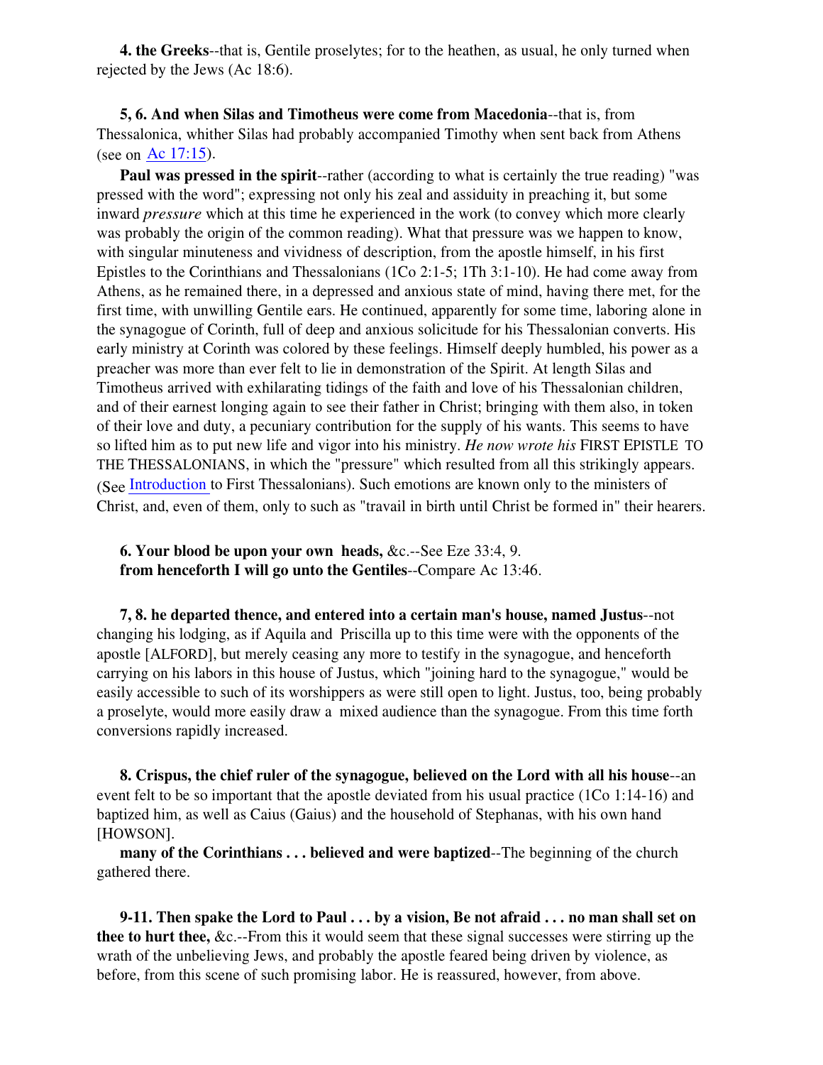**4. the Greeks**--that is, Gentile proselytes; for to the heathen, as usual, he only turned when rejected by the Jews (Ac 18:6).

**5, 6. And when Silas and Timotheus were come from Macedonia**--that is, from Thessalonica, whither Silas had probably accompanied Timothy when sent back from Athens (see on Ac 17:15).

**Paul was pressed in the spirit**--rather (according to what is certainly the true reading) "was pressed with the word"; expressing not only his zeal and assiduity in preaching it, but some inward *pressure* which at this time he experienced in the work (to convey which more clearly was probably the origin of the common reading). What that pressure was we happen to know, with singular minuteness and vividness of description, from the apostle himself, in his first Epistles to the Corinthians and Thessalonians (1Co 2:1-5; 1Th 3:1-10). He had come away from Athens, as he remained there, in a depressed and anxious state of mind, having there met, for the first time, with unwilling Gentile ears. He continued, apparently for some time, laboring alone in the synagogue of Corinth, full of deep and anxious solicitude for his Thessalonian converts. His early ministry at Corinth was colored by these feelings. Himself deeply humbled, his power as a preacher was more than ever felt to lie in demonstration of the Spirit. At length Silas and Timotheus arrived with exhilarating tidings of the faith and love of his Thessalonian children, and of their earnest longing again to see their father in Christ; bringing with them also, in token of their love and duty, a pecuniary contribution for the supply of his wants. This seems to have so lifted him as to put new life and vigor into his ministry. *He now wrote his* FIRST EPISTLE TO THE THESSALONIANS, in which the "pressure" which resulted from all this strikingly appears. (See Introduction to First Thessalonians). Such emotions are known only to the ministers of Christ, and, even of them, only to such as "travail in birth until Christ be formed in" their hearers.

**6. Your blood be upon your own heads,** &c.--See Eze 33:4, 9.
**from henceforth I will go unto the Gentiles**--Compare Ac 13:46.

**7, 8. he departed thence, and entered into a certain man's house, named Justus**--not changing his lodging, as if Aquila and Priscilla up to this time were with the opponents of the apostle [ALFORD], but merely ceasing any more to testify in the synagogue, and henceforth carrying on his labors in this house of Justus, which "joining hard to the synagogue," would be easily accessible to such of its worshippers as were still open to light. Justus, too, being probably a proselyte, would more easily draw a mixed audience than the synagogue. From this time forth conversions rapidly increased.

**8. Crispus, the chief ruler of the synagogue, believed on the Lord with all his house**--an event felt to be so important that the apostle deviated from his usual practice (1Co 1:14-16) and baptized him, as well as Caius (Gaius) and the household of Stephanas, with his own hand [HOWSON].

**many of the Corinthians . . . believed and were baptized**--The beginning of the church gathered there.

**9-11. Then spake the Lord to Paul . . . by a vision, Be not afraid . . . no man shall set on thee to hurt thee,** &c.--From this it would seem that these signal successes were stirring up the wrath of the unbelieving Jews, and probably the apostle feared being driven by violence, as before, from this scene of such promising labor. He is reassured, however, from above.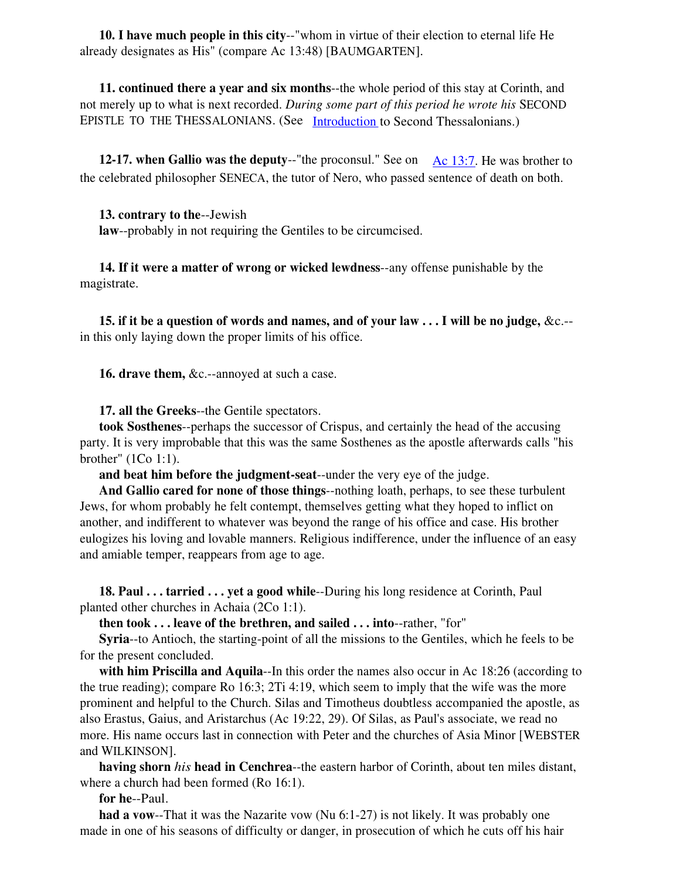**10. I have much people in this city**--"whom in virtue of their election to eternal life He already designates as His" (compare Ac 13:48) [BAUMGARTEN].

**11. continued there a year and six months**--the whole period of this stay at Corinth, and not merely up to what is next recorded. *During some part of this period he wrote his* SECOND EPISTLE TO THE THESSALONIANS. (See Introduction to Second Thessalonians.)

**12-17. when Gallio was the deputy**--"the proconsul." See on Ac 13:7. He was brother to the celebrated philosopher SENECA, the tutor of Nero, who passed sentence of death on both.

**13. contrary to the**--Jewish

**law**--probably in not requiring the Gentiles to be circumcised.

**14. If it were a matter of wrong or wicked lewdness**--any offense punishable by the magistrate.

**15. if it be a question of words and names, and of your law . . . I will be no judge,** &c.--in this only laying down the proper limits of his office.

**16. drave them,** &c.--annoyed at such a case.

**17. all the Greeks**--the Gentile spectators.

**took Sosthenes**--perhaps the successor of Crispus, and certainly the head of the accusing party. It is very improbable that this was the same Sosthenes as the apostle afterwards calls "his brother" (1Co 1:1).

**and beat him before the judgment-seat**--under the very eye of the judge.

**And Gallio cared for none of those things**--nothing loath, perhaps, to see these turbulent Jews, for whom probably he felt contempt, themselves getting what they hoped to inflict on another, and indifferent to whatever was beyond the range of his office and case. His brother eulogizes his loving and lovable manners. Religious indifference, under the influence of an easy and amiable temper, reappears from age to age.

**18. Paul . . . tarried . . . yet a good while**--During his long residence at Corinth, Paul planted other churches in Achaia (2Co 1:1).

**then took . . . leave of the brethren, and sailed . . . into**--rather, "for"

**Syria**--to Antioch, the starting-point of all the missions to the Gentiles, which he feels to be for the present concluded.

**with him Priscilla and Aquila**--In this order the names also occur in Ac 18:26 (according to the true reading); compare Ro 16:3; 2Ti 4:19, which seem to imply that the wife was the more prominent and helpful to the Church. Silas and Timotheus doubtless accompanied the apostle, as also Erastus, Gaius, and Aristarchus (Ac 19:22, 29). Of Silas, as Paul's associate, we read no more. His name occurs last in connection with Peter and the churches of Asia Minor [WEBSTER and WILKINSON].

**having shorn** *his* **head in Cenchrea**--the eastern harbor of Corinth, about ten miles distant, where a church had been formed (Ro 16:1).

**for he**--Paul.

**had a vow**--That it was the Nazarite vow (Nu 6:1-27) is not likely. It was probably one made in one of his seasons of difficulty or danger, in prosecution of which he cuts off his hair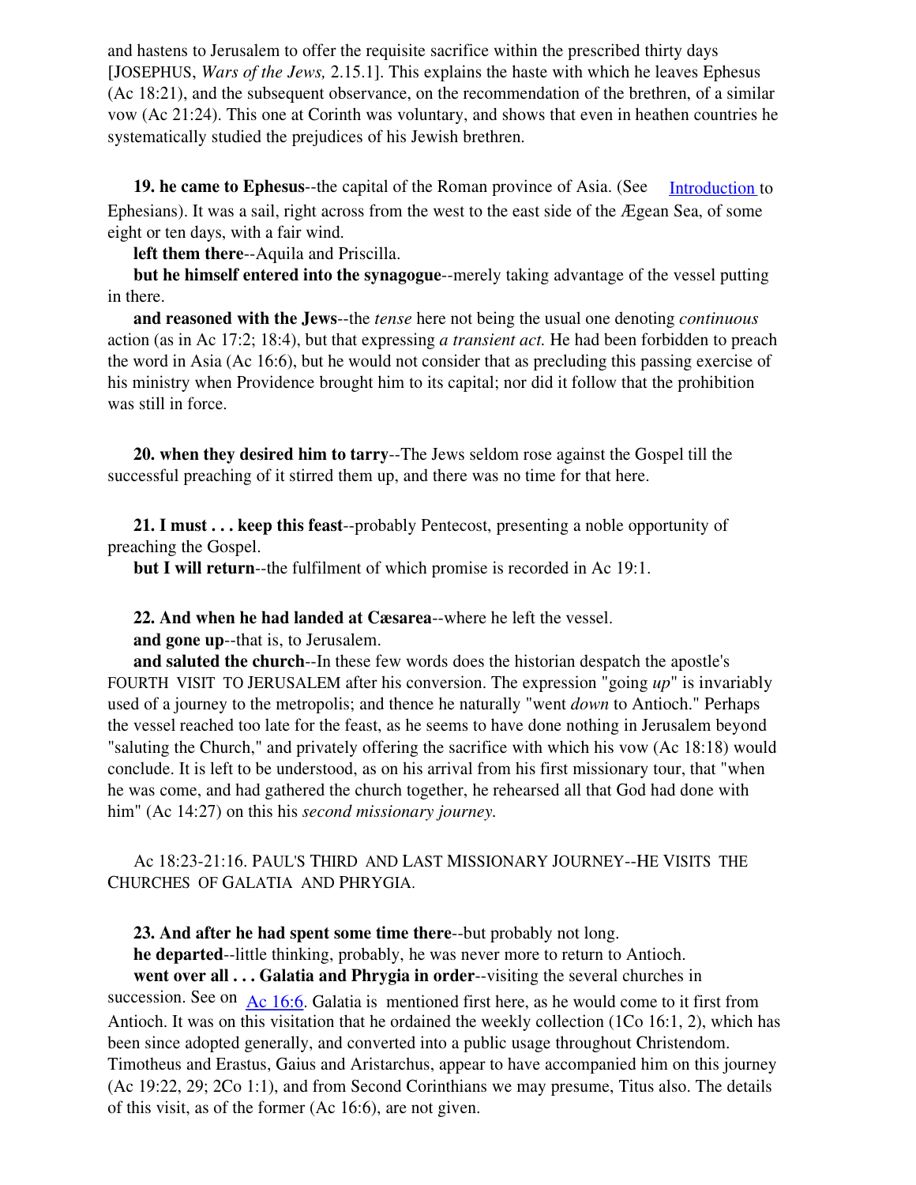and hastens to Jerusalem to offer the requisite sacrifice within the prescribed thirty days [JOSEPHUS, *Wars of the Jews,* 2.15.1]. This explains the haste with which he leaves Ephesus (Ac 18:21), and the subsequent observance, on the recommendation of the brethren, of a similar vow (Ac 21:24). This one at Corinth was voluntary, and shows that even in heathen countries he systematically studied the prejudices of his Jewish brethren.

**19. he came to Ephesus**--the capital of the Roman province of Asia. (See Introduction to Ephesians). It was a sail, right across from the west to the east side of the Ægean Sea, of some eight or ten days, with a fair wind.

**left them there**--Aquila and Priscilla.

**but he himself entered into the synagogue**--merely taking advantage of the vessel putting in there.

**and reasoned with the Jews**--the *tense* here not being the usual one denoting *continuous* action (as in Ac 17:2; 18:4), but that expressing *a transient act.* He had been forbidden to preach the word in Asia (Ac 16:6), but he would not consider that as precluding this passing exercise of his ministry when Providence brought him to its capital; nor did it follow that the prohibition was still in force.

**20. when they desired him to tarry**--The Jews seldom rose against the Gospel till the successful preaching of it stirred them up, and there was no time for that here.

**21. I must . . . keep this feast**--probably Pentecost, presenting a noble opportunity of preaching the Gospel.

**but I will return**--the fulfilment of which promise is recorded in Ac 19:1.

**22. And when he had landed at Cæsarea**--where he left the vessel.

**and gone up**--that is, to Jerusalem.

**and saluted the church**--In these few words does the historian despatch the apostle's FOURTH VISIT TO JERUSALEM after his conversion. The expression "going *up*" is invariably used of a journey to the metropolis; and thence he naturally "went *down* to Antioch." Perhaps the vessel reached too late for the feast, as he seems to have done nothing in Jerusalem beyond "saluting the Church," and privately offering the sacrifice with which his vow (Ac 18:18) would conclude. It is left to be understood, as on his arrival from his first missionary tour, that "when he was come, and had gathered the church together, he rehearsed all that God had done with him" (Ac 14:27) on this his *second missionary journey.*

Ac 18:23-21:16. PAUL'S THIRD AND LAST MISSIONARY JOURNEY--HE VISITS THE CHURCHES OF GALATIA AND PHRYGIA.

**23. And after he had spent some time there**--but probably not long.

**he departed**--little thinking, probably, he was never more to return to Antioch.

**went over all . . . Galatia and Phrygia in order**--visiting the several churches in succession. See on Ac 16:6. Galatia is mentioned first here, as he would come to it first from Antioch. It was on this visitation that he ordained the weekly collection (1Co 16:1, 2), which has been since adopted generally, and converted into a public usage throughout Christendom. Timotheus and Erastus, Gaius and Aristarchus, appear to have accompanied him on this journey (Ac 19:22, 29; 2Co 1:1), and from Second Corinthians we may presume, Titus also. The details of this visit, as of the former (Ac 16:6), are not given.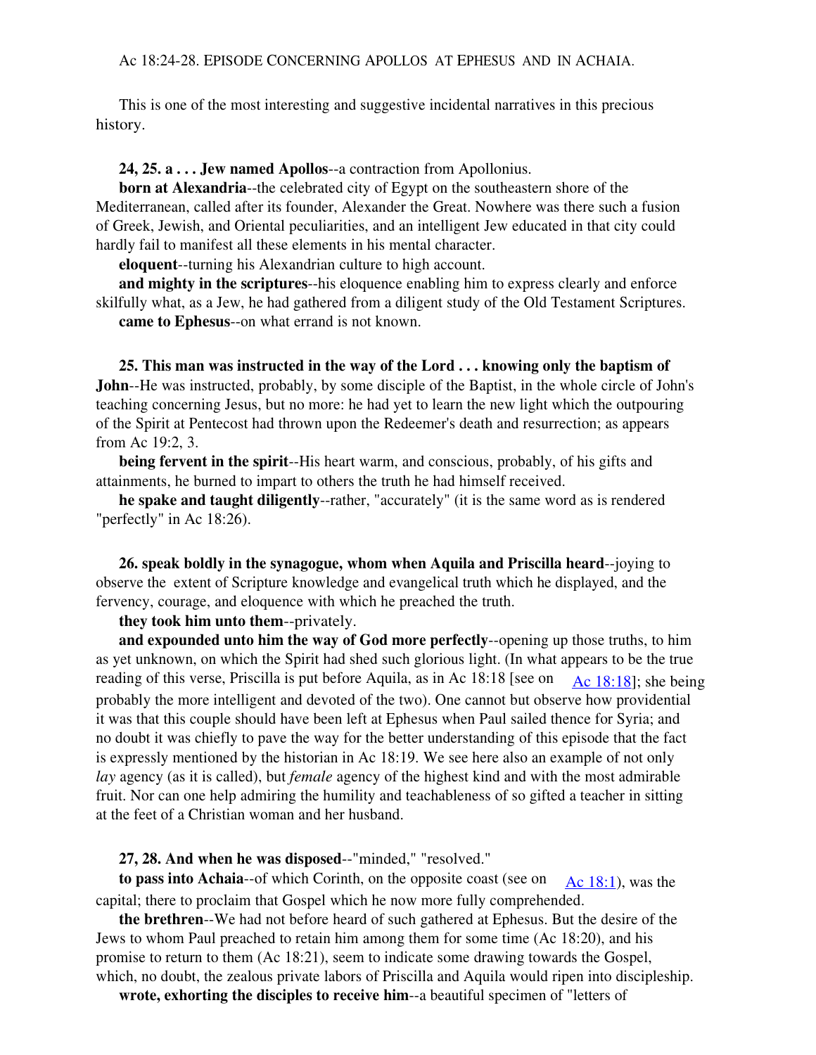Ac 18:24-28. EPISODE CONCERNING APOLLOS AT EPHESUS AND IN ACHAIA.

This is one of the most interesting and suggestive incidental narratives in this precious history.

**24, 25. a . . . Jew named Apollos**--a contraction from Apollonius.

**born at Alexandria**--the celebrated city of Egypt on the southeastern shore of the Mediterranean, called after its founder, Alexander the Great. Nowhere was there such a fusion of Greek, Jewish, and Oriental peculiarities, and an intelligent Jew educated in that city could hardly fail to manifest all these elements in his mental character.

**eloquent**--turning his Alexandrian culture to high account.

**and mighty in the scriptures**--his eloquence enabling him to express clearly and enforce skilfully what, as a Jew, he had gathered from a diligent study of the Old Testament Scriptures.

**came to Ephesus**--on what errand is not known.

**25. This man was instructed in the way of the Lord . . . knowing only the baptism of John**--He was instructed, probably, by some disciple of the Baptist, in the whole circle of John's teaching concerning Jesus, but no more: he had yet to learn the new light which the outpouring of the Spirit at Pentecost had thrown upon the Redeemer's death and resurrection; as appears from Ac 19:2, 3.

**being fervent in the spirit**--His heart warm, and conscious, probably, of his gifts and attainments, he burned to impart to others the truth he had himself received.

**he spake and taught diligently**--rather, "accurately" (it is the same word as is rendered "perfectly" in Ac 18:26).

**26. speak boldly in the synagogue, whom when Aquila and Priscilla heard**--joying to observe the extent of Scripture knowledge and evangelical truth which he displayed, and the fervency, courage, and eloquence with which he preached the truth.

**they took him unto them**--privately.

**and expounded unto him the way of God more perfectly**--opening up those truths, to him as yet unknown, on which the Spirit had shed such glorious light. (In what appears to be the true reading of this verse, Priscilla is put before Aquila, as in Ac 18:18 [see on Ac 18:18]; she being probably the more intelligent and devoted of the two). One cannot but observe how providential it was that this couple should have been left at Ephesus when Paul sailed thence for Syria; and no doubt it was chiefly to pave the way for the better understanding of this episode that the fact is expressly mentioned by the historian in Ac 18:19. We see here also an example of not only *lay* agency (as it is called), but *female* agency of the highest kind and with the most admirable fruit. Nor can one help admiring the humility and teachableness of so gifted a teacher in sitting at the feet of a Christian woman and her husband.

**27, 28. And when he was disposed**--"minded," "resolved."

**to pass into Achaia**--of which Corinth, on the opposite coast (see on Ac 18:1), was the capital; there to proclaim that Gospel which he now more fully comprehended.

**the brethren**--We had not before heard of such gathered at Ephesus. But the desire of the Jews to whom Paul preached to retain him among them for some time (Ac 18:20), and his promise to return to them (Ac 18:21), seem to indicate some drawing towards the Gospel, which, no doubt, the zealous private labors of Priscilla and Aquila would ripen into discipleship.

**wrote, exhorting the disciples to receive him**--a beautiful specimen of "letters of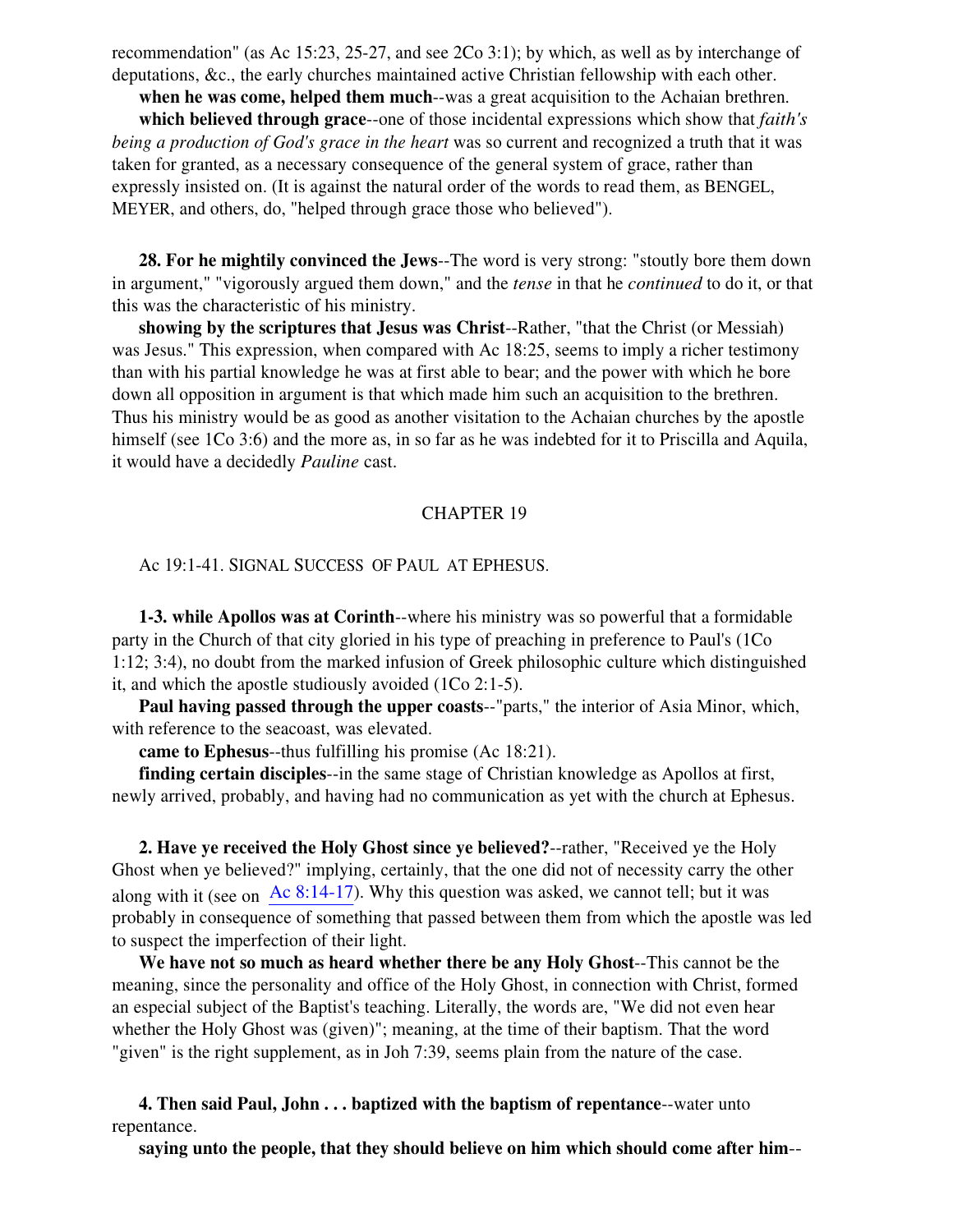recommendation" (as Ac 15:23, 25-27, and see 2Co 3:1); by which, as well as by interchange of deputations, &c., the early churches maintained active Christian fellowship with each other.

**when he was come, helped them much**--was a great acquisition to the Achaian brethren.

**which believed through grace**--one of those incidental expressions which show that *faith's being a production of God's grace in the heart* was so current and recognized a truth that it was taken for granted, as a necessary consequence of the general system of grace, rather than expressly insisted on. (It is against the natural order of the words to read them, as BENGEL, MEYER, and others, do, "helped through grace those who believed").

**28. For he mightily convinced the Jews**--The word is very strong: "stoutly bore them down in argument," "vigorously argued them down," and the *tense* in that he *continued* to do it, or that this was the characteristic of his ministry.

**showing by the scriptures that Jesus was Christ**--Rather, "that the Christ (or Messiah) was Jesus." This expression, when compared with Ac 18:25, seems to imply a richer testimony than with his partial knowledge he was at first able to bear; and the power with which he bore down all opposition in argument is that which made him such an acquisition to the brethren. Thus his ministry would be as good as another visitation to the Achaian churches by the apostle himself (see 1Co 3:6) and the more as, in so far as he was indebted for it to Priscilla and Aquila, it would have a decidedly *Pauline* cast.

## CHAPTER 19

Ac 19:1-41. SIGNAL SUCCESS OF PAUL AT EPHESUS.

**1-3. while Apollos was at Corinth**--where his ministry was so powerful that a formidable party in the Church of that city gloried in his type of preaching in preference to Paul's (1Co 1:12; 3:4), no doubt from the marked infusion of Greek philosophic culture which distinguished it, and which the apostle studiously avoided (1Co 2:1-5).

**Paul having passed through the upper coasts**--"parts," the interior of Asia Minor, which, with reference to the seacoast, was elevated.

**came to Ephesus**--thus fulfilling his promise (Ac 18:21).

**finding certain disciples**--in the same stage of Christian knowledge as Apollos at first, newly arrived, probably, and having had no communication as yet with the church at Ephesus.

**2. Have ye received the Holy Ghost since ye believed?**--rather, "Received ye the Holy Ghost when ye believed?" implying, certainly, that the one did not of necessity carry the other along with it (see on Ac 8:14-17). Why this question was asked, we cannot tell; but it was probably in consequence of something that passed between them from which the apostle was led to suspect the imperfection of their light.

**We have not so much as heard whether there be any Holy Ghost**--This cannot be the meaning, since the personality and office of the Holy Ghost, in connection with Christ, formed an especial subject of the Baptist's teaching. Literally, the words are, "We did not even hear whether the Holy Ghost was (given)"; meaning, at the time of their baptism. That the word "given" is the right supplement, as in Joh 7:39, seems plain from the nature of the case.

**4. Then said Paul, John . . . baptized with the baptism of repentance**--water unto repentance.

**saying unto the people, that they should believe on him which should come after him**--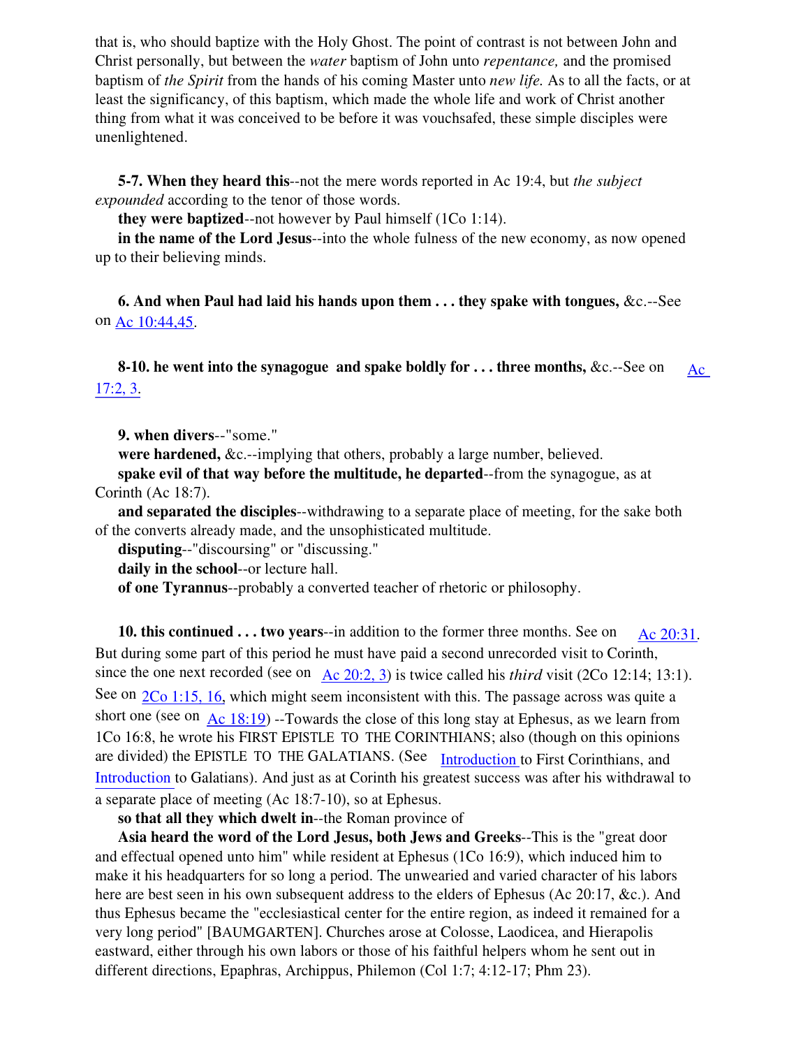that is, who should baptize with the Holy Ghost. The point of contrast is not between John and Christ personally, but between the *water* baptism of John unto *repentance,* and the promised baptism of *the Spirit* from the hands of his coming Master unto *new life.* As to all the facts, or at least the significancy, of this baptism, which made the whole life and work of Christ another thing from what it was conceived to be before it was vouchsafed, these simple disciples were unenlightened.

**5-7. When they heard this**--not the mere words reported in Ac 19:4, but *the subject expounded* according to the tenor of those words.

**they were baptized**--not however by Paul himself (1Co 1:14).

**in the name of the Lord Jesus**--into the whole fulness of the new economy, as now opened up to their believing minds.

**6. And when Paul had laid his hands upon them . . . they spake with tongues,** &c.--See on Ac 10:44,45.

**8-10. he went into the synagogue and spake boldly for . . . three months,** &c.--See on Ac 17:2, 3.

**9. when divers**--"some."

**were hardened,** &c.--implying that others, probably a large number, believed.

**spake evil of that way before the multitude, he departed**--from the synagogue, as at Corinth (Ac 18:7).

**and separated the disciples**--withdrawing to a separate place of meeting, for the sake both of the converts already made, and the unsophisticated multitude.

**disputing**--"discoursing" or "discussing."

**daily in the school**--or lecture hall.

**of one Tyrannus**--probably a converted teacher of rhetoric or philosophy.

**10. this continued . . . two years**--in addition to the former three months. See on Ac 20:31. But during some part of this period he must have paid a second unrecorded visit to Corinth, since the one next recorded (see on Ac 20:2, 3) is twice called his *third* visit (2Co 12:14; 13:1). See on 2Co 1:15, 16, which might seem inconsistent with this. The passage across was quite a short one (see on Ac 18:19) --Towards the close of this long stay at Ephesus, as we learn from 1Co 16:8, he wrote his FIRST EPISTLE TO THE CORINTHIANS; also (though on this opinions are divided) the EPISTLE TO THE GALATIANS. (See Introduction to First Corinthians, and Introduction to Galatians). And just as at Corinth his greatest success was after his withdrawal to a separate place of meeting (Ac 18:7-10), so at Ephesus.

**so that all they which dwelt in**--the Roman province of

**Asia heard the word of the Lord Jesus, both Jews and Greeks**--This is the "great door and effectual opened unto him" while resident at Ephesus (1Co 16:9), which induced him to make it his headquarters for so long a period. The unwearied and varied character of his labors here are best seen in his own subsequent address to the elders of Ephesus (Ac 20:17, &c.). And thus Ephesus became the "ecclesiastical center for the entire region, as indeed it remained for a very long period" [BAUMGARTEN]. Churches arose at Colosse, Laodicea, and Hierapolis eastward, either through his own labors or those of his faithful helpers whom he sent out in different directions, Epaphras, Archippus, Philemon (Col 1:7; 4:12-17; Phm 23).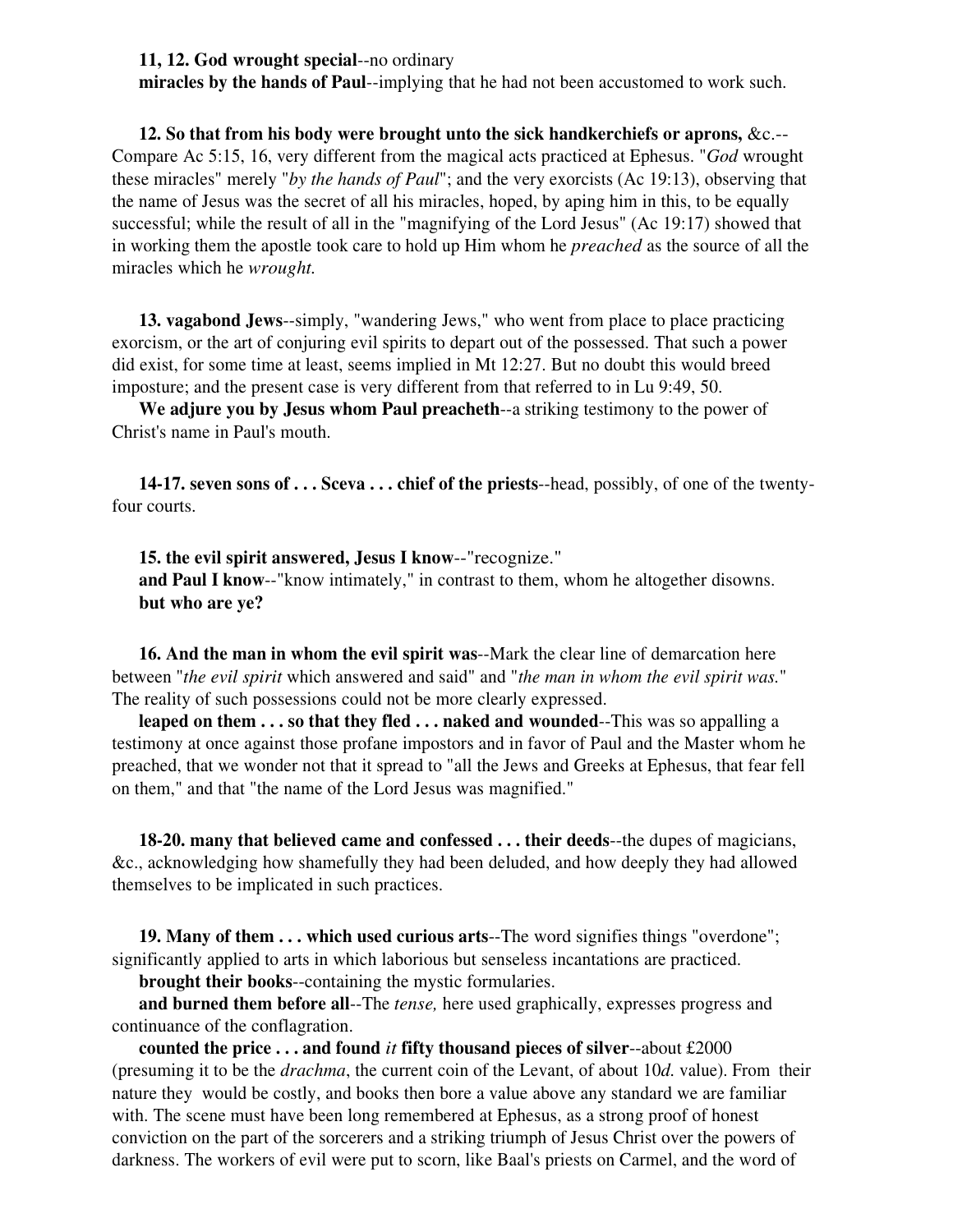**11, 12. God wrought special**--no ordinary

**miracles by the hands of Paul**--implying that he had not been accustomed to work such.

**12. So that from his body were brought unto the sick handkerchiefs or aprons,** &c.--Compare Ac 5:15, 16, very different from the magical acts practiced at Ephesus. "*God* wrought these miracles" merely "*by the hands of Paul*"; and the very exorcists (Ac 19:13), observing that the name of Jesus was the secret of all his miracles, hoped, by aping him in this, to be equally successful; while the result of all in the "magnifying of the Lord Jesus" (Ac 19:17) showed that in working them the apostle took care to hold up Him whom he *preached* as the source of all the miracles which he *wrought.*

**13. vagabond Jews**--simply, "wandering Jews," who went from place to place practicing exorcism, or the art of conjuring evil spirits to depart out of the possessed. That such a power did exist, for some time at least, seems implied in Mt 12:27. But no doubt this would breed imposture; and the present case is very different from that referred to in Lu 9:49, 50.

**We adjure you by Jesus whom Paul preacheth**--a striking testimony to the power of Christ's name in Paul's mouth.

**14-17. seven sons of . . . Sceva . . . chief of the priests**--head, possibly, of one of the twenty-four courts.

**15. the evil spirit answered, Jesus I know**--"recognize."

**and Paul I know**--"know intimately," in contrast to them, whom he altogether disowns.

**but who are ye?**

**16. And the man in whom the evil spirit was**--Mark the clear line of demarcation here between "*the evil spirit* which answered and said" and "*the man in whom the evil spirit was.*" The reality of such possessions could not be more clearly expressed.

**leaped on them . . . so that they fled . . . naked and wounded**--This was so appalling a testimony at once against those profane impostors and in favor of Paul and the Master whom he preached, that we wonder not that it spread to "all the Jews and Greeks at Ephesus, that fear fell on them," and that "the name of the Lord Jesus was magnified."

**18-20. many that believed came and confessed . . . their deeds**--the dupes of magicians, &c., acknowledging how shamefully they had been deluded, and how deeply they had allowed themselves to be implicated in such practices.

**19. Many of them . . . which used curious arts**--The word signifies things "overdone"; significantly applied to arts in which laborious but senseless incantations are practiced.

**brought their books**--containing the mystic formularies.

**and burned them before all**--The *tense,* here used graphically, expresses progress and continuance of the conflagration.

**counted the price . . . and found *it* fifty thousand pieces of silver**--about £2000 (presuming it to be the *drachma*, the current coin of the Levant, of about 10*d.* value). From their nature they would be costly, and books then bore a value above any standard we are familiar with. The scene must have been long remembered at Ephesus, as a strong proof of honest conviction on the part of the sorcerers and a striking triumph of Jesus Christ over the powers of darkness. The workers of evil were put to scorn, like Baal's priests on Carmel, and the word of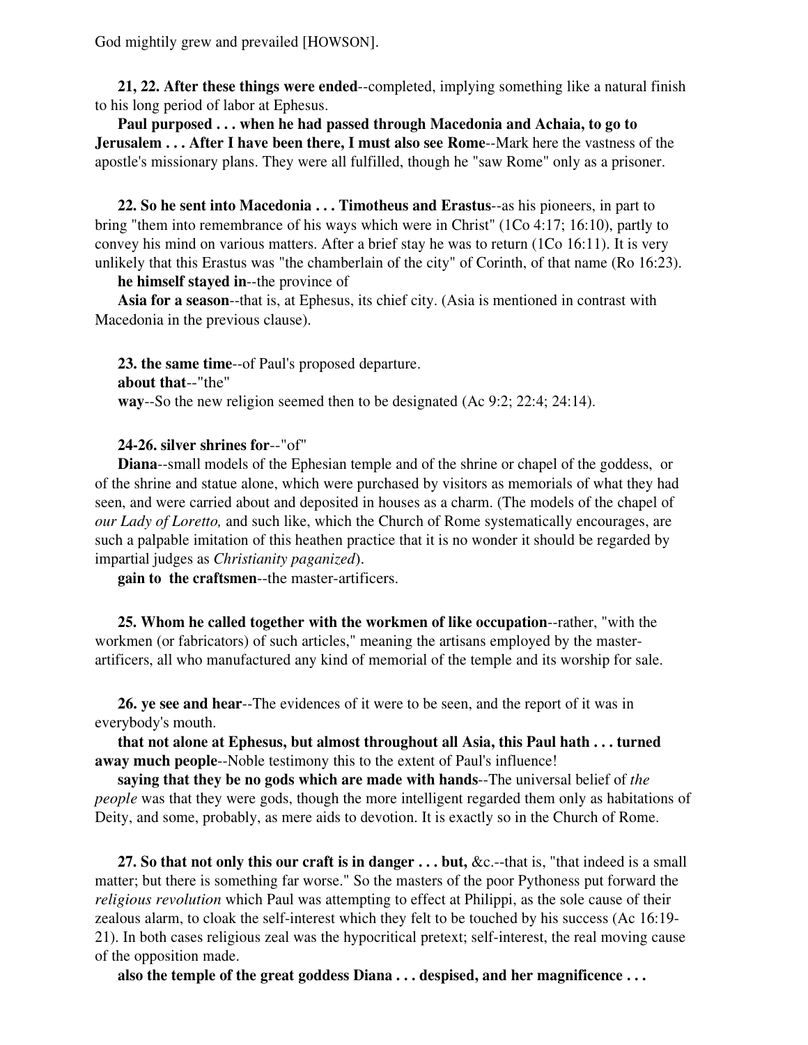God mightily grew and prevailed [HOWSON].

**21, 22. After these things were ended**--completed, implying something like a natural finish to his long period of labor at Ephesus.

**Paul purposed . . . when he had passed through Macedonia and Achaia, to go to Jerusalem . . . After I have been there, I must also see Rome**--Mark here the vastness of the apostle's missionary plans. They were all fulfilled, though he "saw Rome" only as a prisoner.

**22. So he sent into Macedonia . . . Timotheus and Erastus**--as his pioneers, in part to bring "them into remembrance of his ways which were in Christ" (1Co 4:17; 16:10), partly to convey his mind on various matters. After a brief stay he was to return (1Co 16:11). It is very unlikely that this Erastus was "the chamberlain of the city" of Corinth, of that name (Ro 16:23).

**he himself stayed in**--the province of

**Asia for a season**--that is, at Ephesus, its chief city. (Asia is mentioned in contrast with Macedonia in the previous clause).

**23. the same time**--of Paul's proposed departure.

**about that**--"the"

**way**--So the new religion seemed then to be designated (Ac 9:2; 22:4; 24:14).

**24-26. silver shrines for**--"of"

**Diana**--small models of the Ephesian temple and of the shrine or chapel of the goddess, or of the shrine and statue alone, which were purchased by visitors as memorials of what they had seen, and were carried about and deposited in houses as a charm. (The models of the chapel of *our Lady of Loretto,* and such like, which the Church of Rome systematically encourages, are such a palpable imitation of this heathen practice that it is no wonder it should be regarded by impartial judges as *Christianity paganized*).

**gain to the craftsmen**--the master-artificers.

**25. Whom he called together with the workmen of like occupation**--rather, "with the workmen (or fabricators) of such articles," meaning the artisans employed by the master-artificers, all who manufactured any kind of memorial of the temple and its worship for sale.

**26. ye see and hear**--The evidences of it were to be seen, and the report of it was in everybody's mouth.

**that not alone at Ephesus, but almost throughout all Asia, this Paul hath . . . turned away much people**--Noble testimony this to the extent of Paul's influence!

**saying that they be no gods which are made with hands**--The universal belief of *the people* was that they were gods, though the more intelligent regarded them only as habitations of Deity, and some, probably, as mere aids to devotion. It is exactly so in the Church of Rome.

**27. So that not only this our craft is in danger . . . but,** &c.--that is, "that indeed is a small matter; but there is something far worse." So the masters of the poor Pythoness put forward the *religious revolution* which Paul was attempting to effect at Philippi, as the sole cause of their zealous alarm, to cloak the self-interest which they felt to be touched by his success (Ac 16:19-21). In both cases religious zeal was the hypocritical pretext; self-interest, the real moving cause of the opposition made.

**also the temple of the great goddess Diana . . . despised, and her magnificence . . .**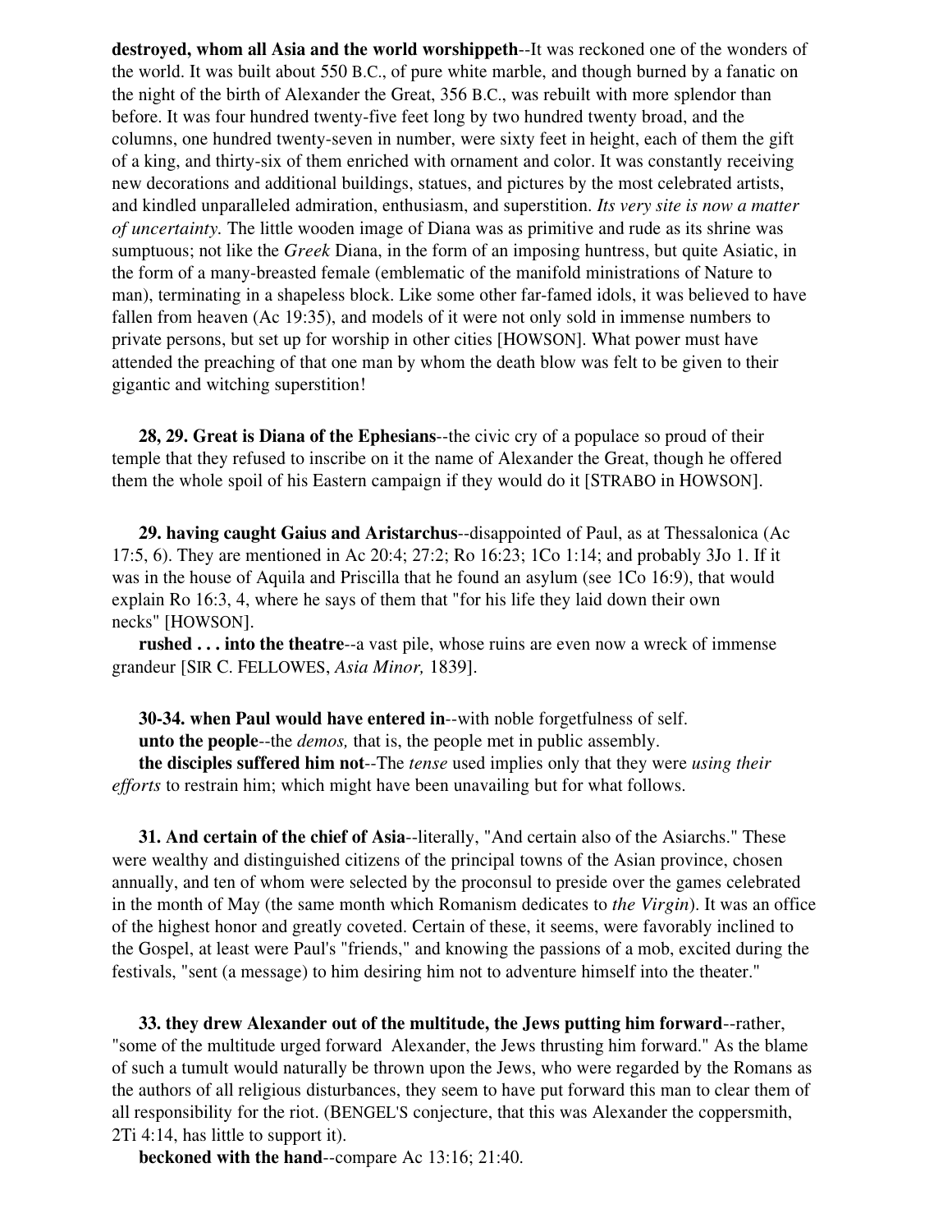**destroyed, whom all Asia and the world worshippeth**--It was reckoned one of the wonders of the world. It was built about 550 B.C., of pure white marble, and though burned by a fanatic on the night of the birth of Alexander the Great, 356 B.C., was rebuilt with more splendor than before. It was four hundred twenty-five feet long by two hundred twenty broad, and the columns, one hundred twenty-seven in number, were sixty feet in height, each of them the gift of a king, and thirty-six of them enriched with ornament and color. It was constantly receiving new decorations and additional buildings, statues, and pictures by the most celebrated artists, and kindled unparalleled admiration, enthusiasm, and superstition. *Its very site is now a matter of uncertainty.* The little wooden image of Diana was as primitive and rude as its shrine was sumptuous; not like the *Greek* Diana, in the form of an imposing huntress, but quite Asiatic, in the form of a many-breasted female (emblematic of the manifold ministrations of Nature to man), terminating in a shapeless block. Like some other far-famed idols, it was believed to have fallen from heaven (Ac 19:35), and models of it were not only sold in immense numbers to private persons, but set up for worship in other cities [HOWSON]. What power must have attended the preaching of that one man by whom the death blow was felt to be given to their gigantic and witching superstition!

**28, 29. Great is Diana of the Ephesians**--the civic cry of a populace so proud of their temple that they refused to inscribe on it the name of Alexander the Great, though he offered them the whole spoil of his Eastern campaign if they would do it [STRABO in HOWSON].

**29. having caught Gaius and Aristarchus**--disappointed of Paul, as at Thessalonica (Ac 17:5, 6). They are mentioned in Ac 20:4; 27:2; Ro 16:23; 1Co 1:14; and probably 3Jo 1. If it was in the house of Aquila and Priscilla that he found an asylum (see 1Co 16:9), that would explain Ro 16:3, 4, where he says of them that "for his life they laid down their own necks" [HOWSON].

**rushed . . . into the theatre**--a vast pile, whose ruins are even now a wreck of immense grandeur [SIR C. FELLOWES, *Asia Minor,* 1839].

**30-34. when Paul would have entered in**--with noble forgetfulness of self.

**unto the people**--the *demos,* that is, the people met in public assembly.

**the disciples suffered him not**--The *tense* used implies only that they were *using their efforts* to restrain him; which might have been unavailing but for what follows.

**31. And certain of the chief of Asia**--literally, "And certain also of the Asiarchs." These were wealthy and distinguished citizens of the principal towns of the Asian province, chosen annually, and ten of whom were selected by the proconsul to preside over the games celebrated in the month of May (the same month which Romanism dedicates to *the Virgin*). It was an office of the highest honor and greatly coveted. Certain of these, it seems, were favorably inclined to the Gospel, at least were Paul's "friends," and knowing the passions of a mob, excited during the festivals, "sent (a message) to him desiring him not to adventure himself into the theater."

**33. they drew Alexander out of the multitude, the Jews putting him forward**--rather, "some of the multitude urged forward Alexander, the Jews thrusting him forward." As the blame of such a tumult would naturally be thrown upon the Jews, who were regarded by the Romans as the authors of all religious disturbances, they seem to have put forward this man to clear them of all responsibility for the riot. (BENGEL'S conjecture, that this was Alexander the coppersmith, 2Ti 4:14, has little to support it).

**beckoned with the hand**--compare Ac 13:16; 21:40.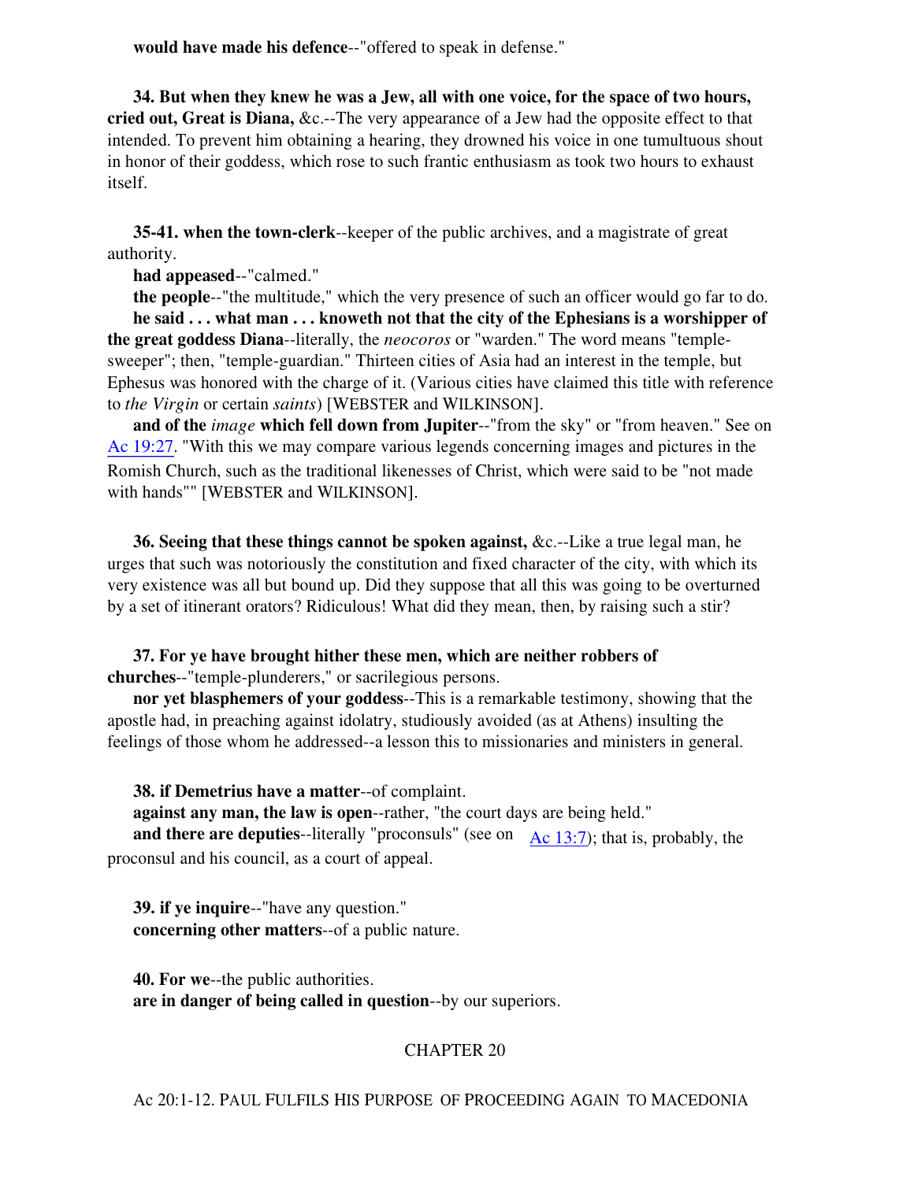**would have made his defence**--"offered to speak in defense."

**34. But when they knew he was a Jew, all with one voice, for the space of two hours, cried out, Great is Diana,** &c.--The very appearance of a Jew had the opposite effect to that intended. To prevent him obtaining a hearing, they drowned his voice in one tumultuous shout in honor of their goddess, which rose to such frantic enthusiasm as took two hours to exhaust itself.

**35-41. when the town-clerk**--keeper of the public archives, and a magistrate of great authority.

**had appeased**--"calmed."

**the people**--"the multitude," which the very presence of such an officer would go far to do.

**he said . . . what man . . . knoweth not that the city of the Ephesians is a worshipper of the great goddess Diana**--literally, the *neocoros* or "warden." The word means "temple-sweeper"; then, "temple-guardian." Thirteen cities of Asia had an interest in the temple, but Ephesus was honored with the charge of it. (Various cities have claimed this title with reference to *the Virgin* or certain *saints*) [WEBSTER and WILKINSON].

**and of the** ***image*** **which fell down from Jupiter**--"from the sky" or "from heaven." See on Ac 19:27. "With this we may compare various legends concerning images and pictures in the Romish Church, such as the traditional likenesses of Christ, which were said to be "not made with hands"" [WEBSTER and WILKINSON].

**36. Seeing that these things cannot be spoken against,** &c.--Like a true legal man, he urges that such was notoriously the constitution and fixed character of the city, with which its very existence was all but bound up. Did they suppose that all this was going to be overturned by a set of itinerant orators? Ridiculous! What did they mean, then, by raising such a stir?

**37. For ye have brought hither these men, which are neither robbers of churches**--"temple-plunderers," or sacrilegious persons.

**nor yet blasphemers of your goddess**--This is a remarkable testimony, showing that the apostle had, in preaching against idolatry, studiously avoided (as at Athens) insulting the feelings of those whom he addressed--a lesson this to missionaries and ministers in general.

**38. if Demetrius have a matter**--of complaint.

**against any man, the law is open**--rather, "the court days are being held."

**and there are deputies**--literally "proconsuls" (see on Ac 13:7); that is, probably, the proconsul and his council, as a court of appeal.

**39. if ye inquire**--"have any question."

**concerning other matters**--of a public nature.

**40. For we**--the public authorities.

**are in danger of being called in question**--by our superiors.

## CHAPTER 20

### Ac 20:1-12. PAUL FULFILS HIS PURPOSE OF PROCEEDING AGAIN TO MACEDONIA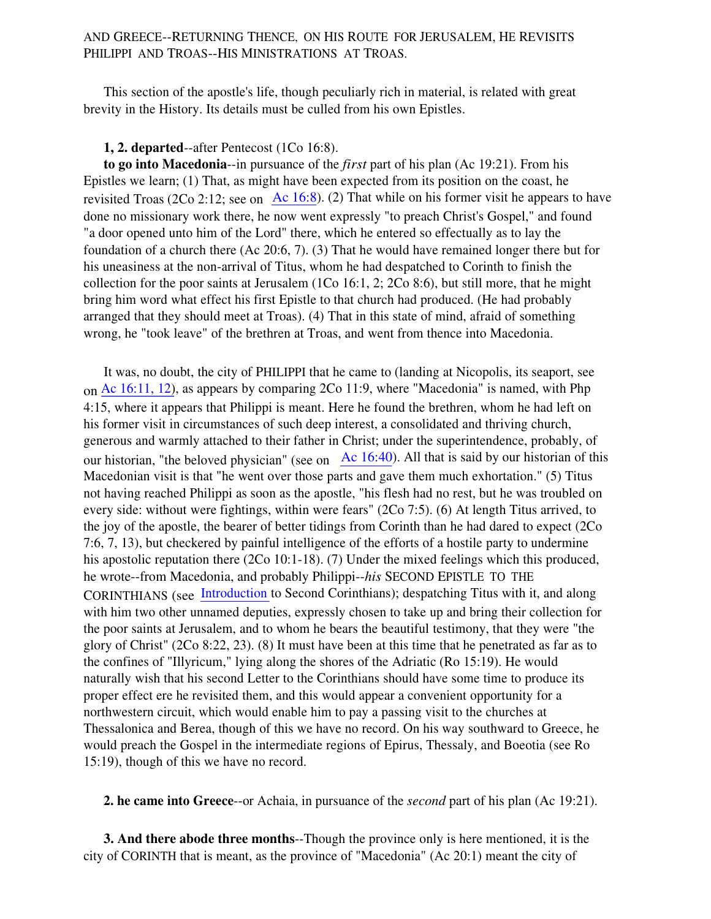AND GREECE--RETURNING THENCE, ON HIS ROUTE FOR JERUSALEM, HE REVISITS PHILIPPI AND TROAS--HIS MINISTRATIONS AT TROAS.

This section of the apostle's life, though peculiarly rich in material, is related with great brevity in the History. Its details must be culled from his own Epistles.

**1, 2. departed**--after Pentecost (1Co 16:8).

**to go into Macedonia**--in pursuance of the *first* part of his plan (Ac 19:21). From his Epistles we learn; (1) That, as might have been expected from its position on the coast, he revisited Troas (2Co 2:12; see on Ac 16:8). (2) That while on his former visit he appears to have done no missionary work there, he now went expressly "to preach Christ's Gospel," and found "a door opened unto him of the Lord" there, which he entered so effectually as to lay the foundation of a church there (Ac 20:6, 7). (3) That he would have remained longer there but for his uneasiness at the non-arrival of Titus, whom he had despatched to Corinth to finish the collection for the poor saints at Jerusalem (1Co 16:1, 2; 2Co 8:6), but still more, that he might bring him word what effect his first Epistle to that church had produced. (He had probably arranged that they should meet at Troas). (4) That in this state of mind, afraid of something wrong, he "took leave" of the brethren at Troas, and went from thence into Macedonia.

It was, no doubt, the city of PHILIPPI that he came to (landing at Nicopolis, its seaport, see on Ac 16:11, 12), as appears by comparing 2Co 11:9, where "Macedonia" is named, with Php 4:15, where it appears that Philippi is meant. Here he found the brethren, whom he had left on his former visit in circumstances of such deep interest, a consolidated and thriving church, generous and warmly attached to their father in Christ; under the superintendence, probably, of our historian, "the beloved physician" (see on Ac 16:40). All that is said by our historian of this Macedonian visit is that "he went over those parts and gave them much exhortation." (5) Titus not having reached Philippi as soon as the apostle, "his flesh had no rest, but he was troubled on every side: without were fightings, within were fears" (2Co 7:5). (6) At length Titus arrived, to the joy of the apostle, the bearer of better tidings from Corinth than he had dared to expect (2Co 7:6, 7, 13), but checkered by painful intelligence of the efforts of a hostile party to undermine his apostolic reputation there (2Co 10:1-18). (7) Under the mixed feelings which this produced, he wrote--from Macedonia, and probably Philippi--*his* SECOND EPISTLE TO THE CORINTHIANS (see Introduction to Second Corinthians); despatching Titus with it, and along with him two other unnamed deputies, expressly chosen to take up and bring their collection for the poor saints at Jerusalem, and to whom he bears the beautiful testimony, that they were "the glory of Christ" (2Co 8:22, 23). (8) It must have been at this time that he penetrated as far as to the confines of "Illyricum," lying along the shores of the Adriatic (Ro 15:19). He would naturally wish that his second Letter to the Corinthians should have some time to produce its proper effect ere he revisited them, and this would appear a convenient opportunity for a northwestern circuit, which would enable him to pay a passing visit to the churches at Thessalonica and Berea, though of this we have no record. On his way southward to Greece, he would preach the Gospel in the intermediate regions of Epirus, Thessaly, and Boeotia (see Ro 15:19), though of this we have no record.

**2. he came into Greece**--or Achaia, in pursuance of the *second* part of his plan (Ac 19:21).

**3. And there abode three months**--Though the province only is here mentioned, it is the city of CORINTH that is meant, as the province of "Macedonia" (Ac 20:1) meant the city of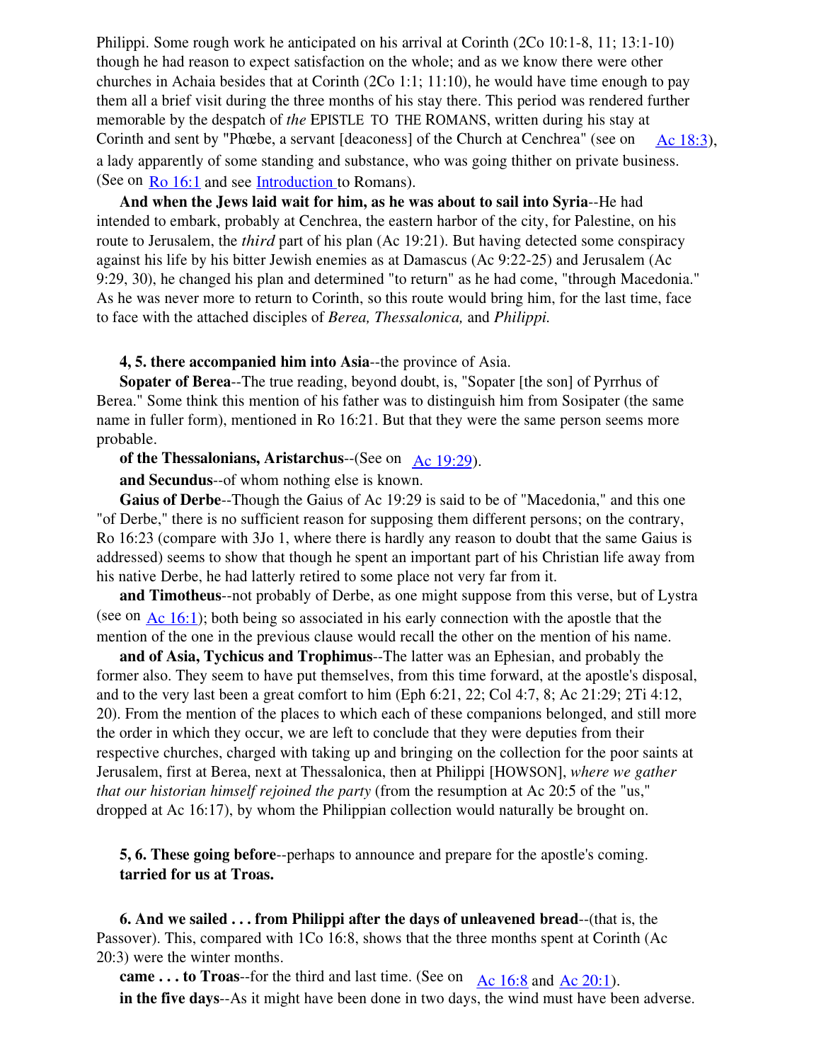Philippi. Some rough work he anticipated on his arrival at Corinth (2Co 10:1-8, 11; 13:1-10) though he had reason to expect satisfaction on the whole; and as we know there were other churches in Achaia besides that at Corinth (2Co 1:1; 11:10), he would have time enough to pay them all a brief visit during the three months of his stay there. This period was rendered further memorable by the despatch of *the* EPISTLE TO THE ROMANS, written during his stay at Corinth and sent by "Phœbe, a servant [deaconess] of the Church at Cenchrea" (see on Ac 18:3), a lady apparently of some standing and substance, who was going thither on private business. (See on Ro 16:1 and see Introduction to Romans).

**And when the Jews laid wait for him, as he was about to sail into Syria**--He had intended to embark, probably at Cenchrea, the eastern harbor of the city, for Palestine, on his route to Jerusalem, the *third* part of his plan (Ac 19:21). But having detected some conspiracy against his life by his bitter Jewish enemies as at Damascus (Ac 9:22-25) and Jerusalem (Ac 9:29, 30), he changed his plan and determined "to return" as he had come, "through Macedonia." As he was never more to return to Corinth, so this route would bring him, for the last time, face to face with the attached disciples of *Berea, Thessalonica,* and *Philippi.*

**4, 5. there accompanied him into Asia**--the province of Asia.

**Sopater of Berea**--The true reading, beyond doubt, is, "Sopater [the son] of Pyrrhus of Berea." Some think this mention of his father was to distinguish him from Sosipater (the same name in fuller form), mentioned in Ro 16:21. But that they were the same person seems more probable.

**of the Thessalonians, Aristarchus**--(See on Ac 19:29).

**and Secundus**--of whom nothing else is known.

**Gaius of Derbe**--Though the Gaius of Ac 19:29 is said to be of "Macedonia," and this one "of Derbe," there is no sufficient reason for supposing them different persons; on the contrary, Ro 16:23 (compare with 3Jo 1, where there is hardly any reason to doubt that the same Gaius is addressed) seems to show that though he spent an important part of his Christian life away from his native Derbe, he had latterly retired to some place not very far from it.

**and Timotheus**--not probably of Derbe, as one might suppose from this verse, but of Lystra (see on Ac 16:1); both being so associated in his early connection with the apostle that the mention of the one in the previous clause would recall the other on the mention of his name.

**and of Asia, Tychicus and Trophimus**--The latter was an Ephesian, and probably the former also. They seem to have put themselves, from this time forward, at the apostle's disposal, and to the very last been a great comfort to him (Eph 6:21, 22; Col 4:7, 8; Ac 21:29; 2Ti 4:12, 20). From the mention of the places to which each of these companions belonged, and still more the order in which they occur, we are left to conclude that they were deputies from their respective churches, charged with taking up and bringing on the collection for the poor saints at Jerusalem, first at Berea, next at Thessalonica, then at Philippi [HOWSON], *where we gather that our historian himself rejoined the party* (from the resumption at Ac 20:5 of the "us," dropped at Ac 16:17), by whom the Philippian collection would naturally be brought on.

**5, 6. These going before**--perhaps to announce and prepare for the apostle's coming.

**tarried for us at Troas.**

**6. And we sailed . . . from Philippi after the days of unleavened bread**--(that is, the Passover). This, compared with 1Co 16:8, shows that the three months spent at Corinth (Ac 20:3) were the winter months.

**came . . . to Troas**--for the third and last time. (See on Ac 16:8 and Ac 20:1).

**in the five days**--As it might have been done in two days, the wind must have been adverse.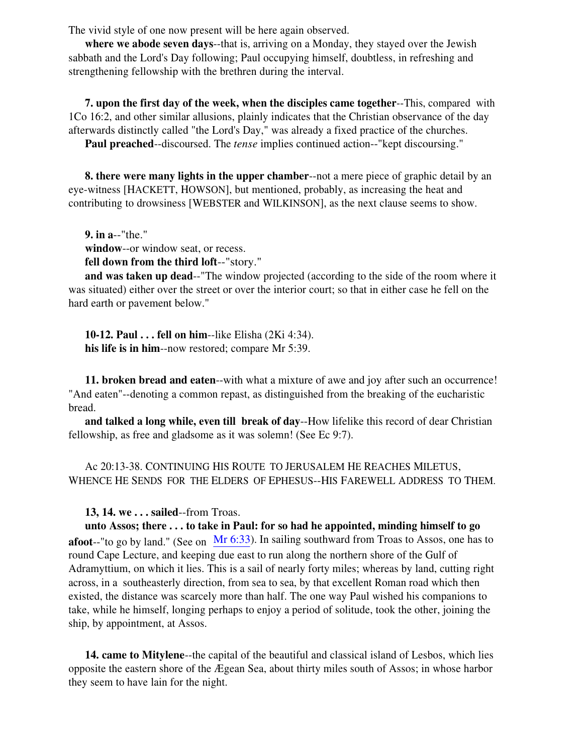The vivid style of one now present will be here again observed.

**where we abode seven days**--that is, arriving on a Monday, they stayed over the Jewish sabbath and the Lord's Day following; Paul occupying himself, doubtless, in refreshing and strengthening fellowship with the brethren during the interval.

**7. upon the first day of the week, when the disciples came together**--This, compared with 1Co 16:2, and other similar allusions, plainly indicates that the Christian observance of the day afterwards distinctly called "the Lord's Day," was already a fixed practice of the churches.

**Paul preached**--discoursed. The *tense* implies continued action--"kept discoursing."

**8. there were many lights in the upper chamber**--not a mere piece of graphic detail by an eye-witness [HACKETT, HOWSON], but mentioned, probably, as increasing the heat and contributing to drowsiness [WEBSTER and WILKINSON], as the next clause seems to show.

**9. in a**--"the."

**window**--or window seat, or recess.

**fell down from the third loft**--"story."

**and was taken up dead**--"The window projected (according to the side of the room where it was situated) either over the street or over the interior court; so that in either case he fell on the hard earth or pavement below."

**10-12. Paul . . . fell on him**--like Elisha (2Ki 4:34).

**his life is in him**--now restored; compare Mr 5:39.

**11. broken bread and eaten**--with what a mixture of awe and joy after such an occurrence! "And eaten"--denoting a common repast, as distinguished from the breaking of the eucharistic bread.

**and talked a long while, even till break of day**--How lifelike this record of dear Christian fellowship, as free and gladsome as it was solemn! (See Ec 9:7).

Ac 20:13-38. CONTINUING HIS ROUTE TO JERUSALEM HE REACHES MILETUS, WHENCE HE SENDS FOR THE ELDERS OF EPHESUS--HIS FAREWELL ADDRESS TO THEM.

**13, 14. we . . . sailed**--from Troas.

**unto Assos; there . . . to take in Paul: for so had he appointed, minding himself to go afoot**--"to go by land." (See on Mr 6:33). In sailing southward from Troas to Assos, one has to round Cape Lecture, and keeping due east to run along the northern shore of the Gulf of Adramyttium, on which it lies. This is a sail of nearly forty miles; whereas by land, cutting right across, in a southeasterly direction, from sea to sea, by that excellent Roman road which then existed, the distance was scarcely more than half. The one way Paul wished his companions to take, while he himself, longing perhaps to enjoy a period of solitude, took the other, joining the ship, by appointment, at Assos.

**14. came to Mitylene**--the capital of the beautiful and classical island of Lesbos, which lies opposite the eastern shore of the Ægean Sea, about thirty miles south of Assos; in whose harbor they seem to have lain for the night.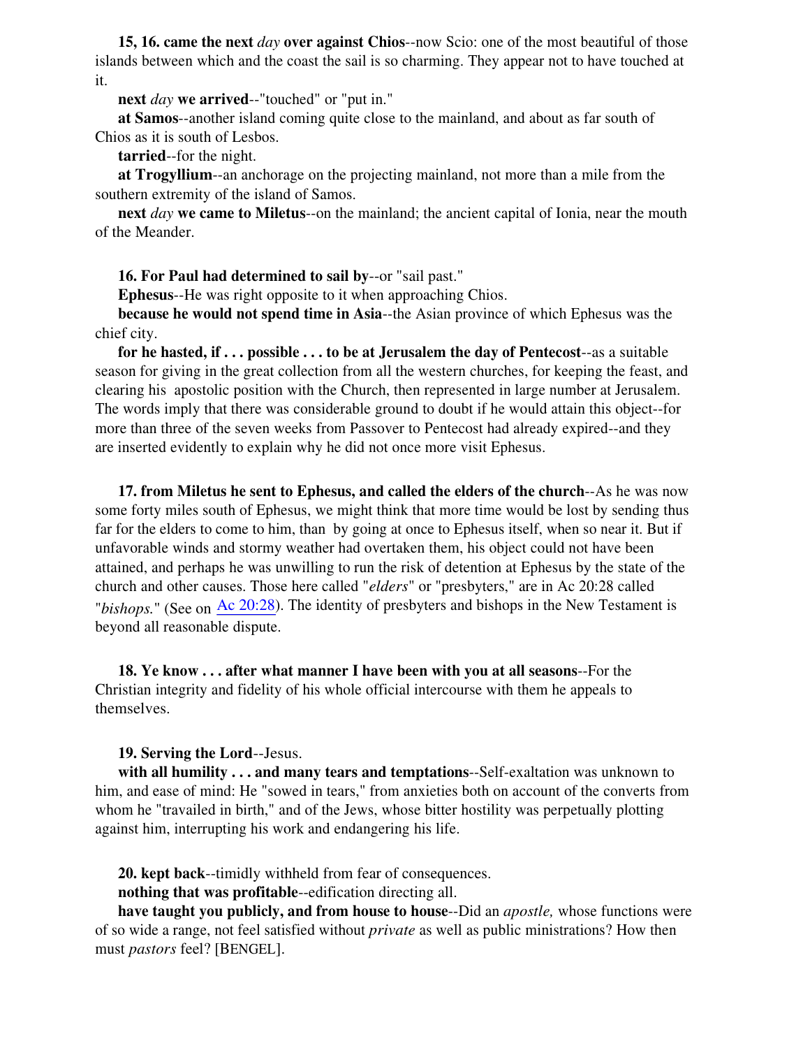**15, 16. came the next** *day* **over against Chios**--now Scio: one of the most beautiful of those islands between which and the coast the sail is so charming. They appear not to have touched at it.

**next** *day* **we arrived**--"touched" or "put in."

**at Samos**--another island coming quite close to the mainland, and about as far south of Chios as it is south of Lesbos.

**tarried**--for the night.

**at Trogyllium**--an anchorage on the projecting mainland, not more than a mile from the southern extremity of the island of Samos.

**next** *day* **we came to Miletus**--on the mainland; the ancient capital of Ionia, near the mouth of the Meander.

**16. For Paul had determined to sail by**--or "sail past."

**Ephesus**--He was right opposite to it when approaching Chios.

**because he would not spend time in Asia**--the Asian province of which Ephesus was the chief city.

**for he hasted, if . . . possible . . . to be at Jerusalem the day of Pentecost**--as a suitable season for giving in the great collection from all the western churches, for keeping the feast, and clearing his apostolic position with the Church, then represented in large number at Jerusalem. The words imply that there was considerable ground to doubt if he would attain this object--for more than three of the seven weeks from Passover to Pentecost had already expired--and they are inserted evidently to explain why he did not once more visit Ephesus.

**17. from Miletus he sent to Ephesus, and called the elders of the church**--As he was now some forty miles south of Ephesus, we might think that more time would be lost by sending thus far for the elders to come to him, than by going at once to Ephesus itself, when so near it. But if unfavorable winds and stormy weather had overtaken them, his object could not have been attained, and perhaps he was unwilling to run the risk of detention at Ephesus by the state of the church and other causes. Those here called "*elders*" or "presbyters," are in Ac 20:28 called "*bishops.*" (See on Ac 20:28). The identity of presbyters and bishops in the New Testament is beyond all reasonable dispute.

**18. Ye know . . . after what manner I have been with you at all seasons**--For the Christian integrity and fidelity of his whole official intercourse with them he appeals to themselves.

**19. Serving the Lord**--Jesus.

**with all humility . . . and many tears and temptations**--Self-exaltation was unknown to him, and ease of mind: He "sowed in tears," from anxieties both on account of the converts from whom he "travailed in birth," and of the Jews, whose bitter hostility was perpetually plotting against him, interrupting his work and endangering his life.

**20. kept back**--timidly withheld from fear of consequences.

**nothing that was profitable**--edification directing all.

**have taught you publicly, and from house to house**--Did an *apostle,* whose functions were of so wide a range, not feel satisfied without *private* as well as public ministrations? How then must *pastors* feel? [BENGEL].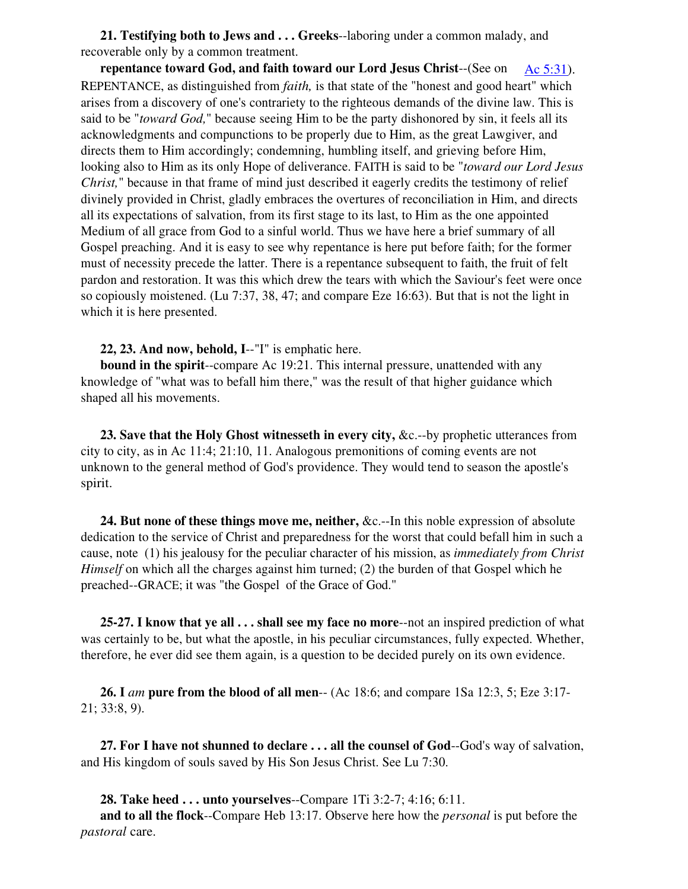**21. Testifying both to Jews and . . . Greeks**--laboring under a common malady, and recoverable only by a common treatment.

**repentance toward God, and faith toward our Lord Jesus Christ**--(See on Ac 5:31). REPENTANCE, as distinguished from *faith,* is that state of the "honest and good heart" which arises from a discovery of one's contrariety to the righteous demands of the divine law. This is said to be "*toward God,*" because seeing Him to be the party dishonored by sin, it feels all its acknowledgments and compunctions to be properly due to Him, as the great Lawgiver, and directs them to Him accordingly; condemning, humbling itself, and grieving before Him, looking also to Him as its only Hope of deliverance. FAITH is said to be "*toward our Lord Jesus Christ,*" because in that frame of mind just described it eagerly credits the testimony of relief divinely provided in Christ, gladly embraces the overtures of reconciliation in Him, and directs all its expectations of salvation, from its first stage to its last, to Him as the one appointed Medium of all grace from God to a sinful world. Thus we have here a brief summary of all Gospel preaching. And it is easy to see why repentance is here put before faith; for the former must of necessity precede the latter. There is a repentance subsequent to faith, the fruit of felt pardon and restoration. It was this which drew the tears with which the Saviour's feet were once so copiously moistened. (Lu 7:37, 38, 47; and compare Eze 16:63). But that is not the light in which it is here presented.

**22, 23. And now, behold, I**--"I" is emphatic here.

**bound in the spirit**--compare Ac 19:21. This internal pressure, unattended with any knowledge of "what was to befall him there," was the result of that higher guidance which shaped all his movements.

**23. Save that the Holy Ghost witnesseth in every city,** &c.--by prophetic utterances from city to city, as in Ac 11:4; 21:10, 11. Analogous premonitions of coming events are not unknown to the general method of God's providence. They would tend to season the apostle's spirit.

**24. But none of these things move me, neither,** &c.--In this noble expression of absolute dedication to the service of Christ and preparedness for the worst that could befall him in such a cause, note (1) his jealousy for the peculiar character of his mission, as *immediately from Christ Himself* on which all the charges against him turned; (2) the burden of that Gospel which he preached--GRACE; it was "the Gospel of the Grace of God."

**25-27. I know that ye all . . . shall see my face no more**--not an inspired prediction of what was certainly to be, but what the apostle, in his peculiar circumstances, fully expected. Whether, therefore, he ever did see them again, is a question to be decided purely on its own evidence.

**26. I** *am* **pure from the blood of all men**-- (Ac 18:6; and compare 1Sa 12:3, 5; Eze 3:17-21; 33:8, 9).

**27. For I have not shunned to declare . . . all the counsel of God**--God's way of salvation, and His kingdom of souls saved by His Son Jesus Christ. See Lu 7:30.

**28. Take heed . . . unto yourselves**--Compare 1Ti 3:2-7; 4:16; 6:11.

**and to all the flock**--Compare Heb 13:17. Observe here how the *personal* is put before the *pastoral* care.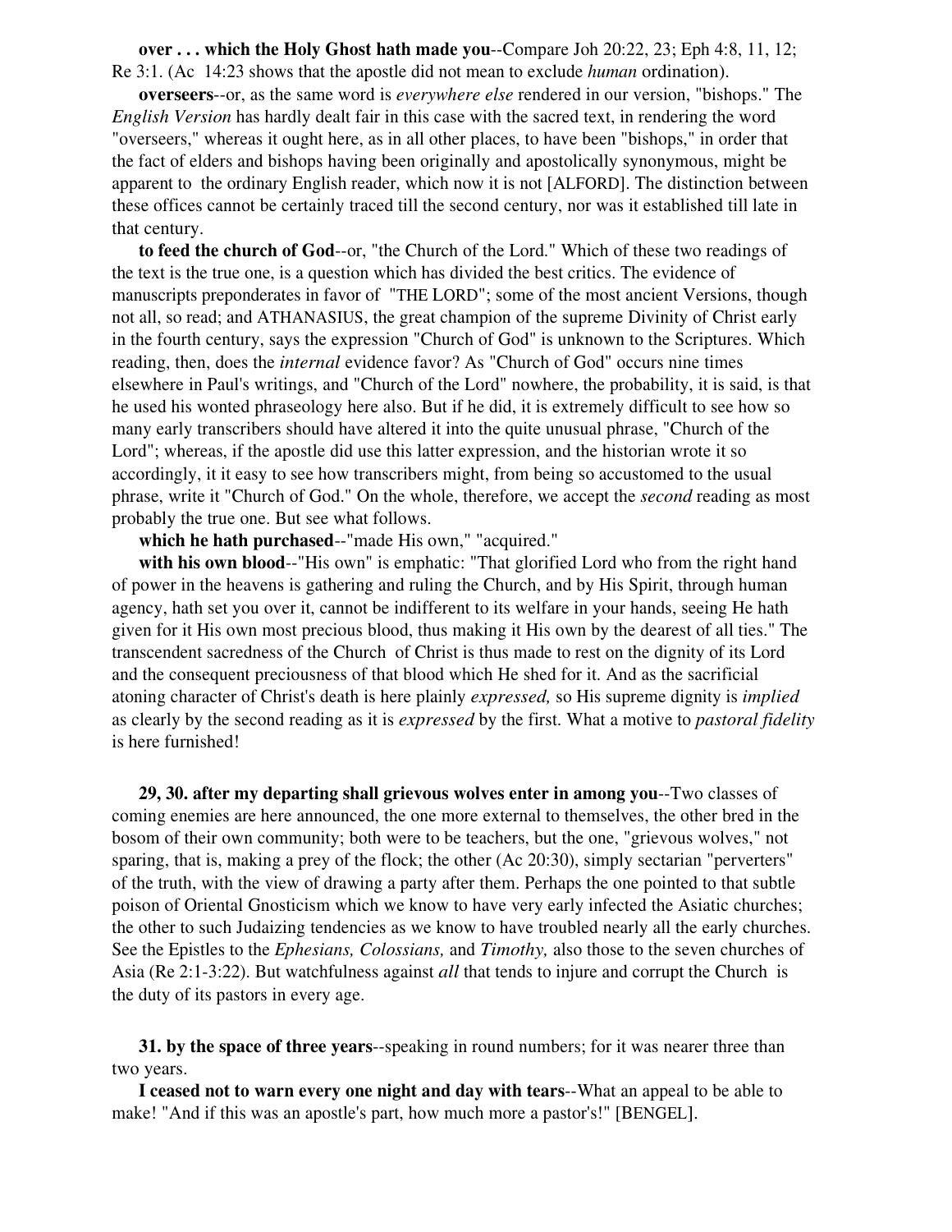**over . . . which the Holy Ghost hath made you**--Compare Joh 20:22, 23; Eph 4:8, 11, 12; Re 3:1. (Ac 14:23 shows that the apostle did not mean to exclude *human* ordination).

**overseers**--or, as the same word is *everywhere else* rendered in our version, "bishops." The *English Version* has hardly dealt fair in this case with the sacred text, in rendering the word "overseers," whereas it ought here, as in all other places, to have been "bishops," in order that the fact of elders and bishops having been originally and apostolically synonymous, might be apparent to the ordinary English reader, which now it is not [ALFORD]. The distinction between these offices cannot be certainly traced till the second century, nor was it established till late in that century.

**to feed the church of God**--or, "the Church of the Lord." Which of these two readings of the text is the true one, is a question which has divided the best critics. The evidence of manuscripts preponderates in favor of "THE LORD"; some of the most ancient Versions, though not all, so read; and ATHANASIUS, the great champion of the supreme Divinity of Christ early in the fourth century, says the expression "Church of God" is unknown to the Scriptures. Which reading, then, does the *internal* evidence favor? As "Church of God" occurs nine times elsewhere in Paul's writings, and "Church of the Lord" nowhere, the probability, it is said, is that he used his wonted phraseology here also. But if he did, it is extremely difficult to see how so many early transcribers should have altered it into the quite unusual phrase, "Church of the Lord"; whereas, if the apostle did use this latter expression, and the historian wrote it so accordingly, it it easy to see how transcribers might, from being so accustomed to the usual phrase, write it "Church of God." On the whole, therefore, we accept the *second* reading as most probably the true one. But see what follows.

**which he hath purchased**--"made His own," "acquired."

**with his own blood**--"His own" is emphatic: "That glorified Lord who from the right hand of power in the heavens is gathering and ruling the Church, and by His Spirit, through human agency, hath set you over it, cannot be indifferent to its welfare in your hands, seeing He hath given for it His own most precious blood, thus making it His own by the dearest of all ties." The transcendent sacredness of the Church of Christ is thus made to rest on the dignity of its Lord and the consequent preciousness of that blood which He shed for it. And as the sacrificial atoning character of Christ's death is here plainly *expressed,* so His supreme dignity is *implied* as clearly by the second reading as it is *expressed* by the first. What a motive to *pastoral fidelity* is here furnished!

**29, 30. after my departing shall grievous wolves enter in among you**--Two classes of coming enemies are here announced, the one more external to themselves, the other bred in the bosom of their own community; both were to be teachers, but the one, "grievous wolves," not sparing, that is, making a prey of the flock; the other (Ac 20:30), simply sectarian "perverters" of the truth, with the view of drawing a party after them. Perhaps the one pointed to that subtle poison of Oriental Gnosticism which we know to have very early infected the Asiatic churches; the other to such Judaizing tendencies as we know to have troubled nearly all the early churches. See the Epistles to the *Ephesians, Colossians,* and *Timothy,* also those to the seven churches of Asia (Re 2:1-3:22). But watchfulness against *all* that tends to injure and corrupt the Church is the duty of its pastors in every age.

**31. by the space of three years**--speaking in round numbers; for it was nearer three than two years.

**I ceased not to warn every one night and day with tears**--What an appeal to be able to make! "And if this was an apostle's part, how much more a pastor's!" [BENGEL].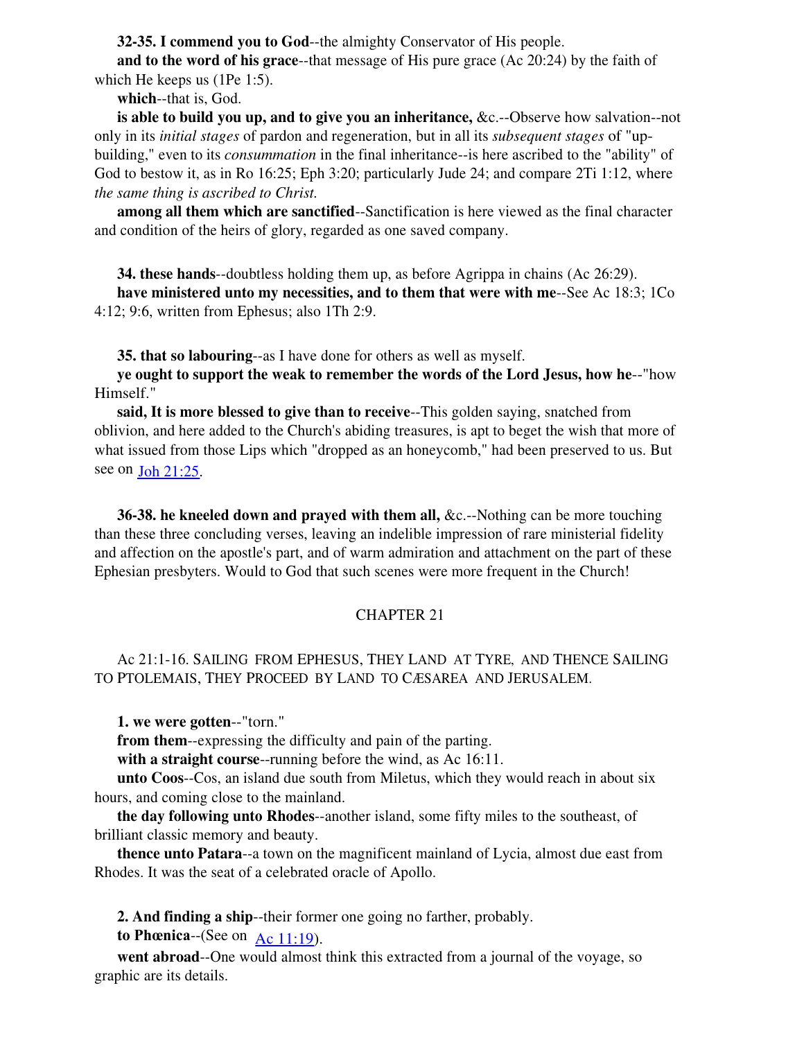**32-35. I commend you to God**--the almighty Conservator of His people.

**and to the word of his grace**--that message of His pure grace (Ac 20:24) by the faith of which He keeps us (1Pe 1:5).

**which**--that is, God.

**is able to build you up, and to give you an inheritance,** &c.--Observe how salvation--not only in its *initial stages* of pardon and regeneration, but in all its *subsequent stages* of "up-building," even to its *consummation* in the final inheritance--is here ascribed to the "ability" of God to bestow it, as in Ro 16:25; Eph 3:20; particularly Jude 24; and compare 2Ti 1:12, where *the same thing is ascribed to Christ.*

**among all them which are sanctified**--Sanctification is here viewed as the final character and condition of the heirs of glory, regarded as one saved company.

**34. these hands**--doubtless holding them up, as before Agrippa in chains (Ac 26:29).

**have ministered unto my necessities, and to them that were with me**--See Ac 18:3; 1Co 4:12; 9:6, written from Ephesus; also 1Th 2:9.

**35. that so labouring**--as I have done for others as well as myself.

**ye ought to support the weak to remember the words of the Lord Jesus, how he**--"how Himself."

**said, It is more blessed to give than to receive**--This golden saying, snatched from oblivion, and here added to the Church's abiding treasures, is apt to beget the wish that more of what issued from those Lips which "dropped as an honeycomb," had been preserved to us. But see on Joh 21:25.

**36-38. he kneeled down and prayed with them all,** &c.--Nothing can be more touching than these three concluding verses, leaving an indelible impression of rare ministerial fidelity and affection on the apostle's part, and of warm admiration and attachment on the part of these Ephesian presbyters. Would to God that such scenes were more frequent in the Church!

## CHAPTER 21

Ac 21:1-16. SAILING FROM EPHESUS, THEY LAND AT TYRE, AND THENCE SAILING TO PTOLEMAIS, THEY PROCEED BY LAND TO CÆSAREA AND JERUSALEM.

**1. we were gotten**--"torn."

**from them**--expressing the difficulty and pain of the parting.

**with a straight course**--running before the wind, as Ac 16:11.

**unto Coos**--Cos, an island due south from Miletus, which they would reach in about six hours, and coming close to the mainland.

**the day following unto Rhodes**--another island, some fifty miles to the southeast, of brilliant classic memory and beauty.

**thence unto Patara**--a town on the magnificent mainland of Lycia, almost due east from Rhodes. It was the seat of a celebrated oracle of Apollo.

**2. And finding a ship**--their former one going no farther, probably.

**to Phœnica**--(See on Ac 11:19).

**went abroad**--One would almost think this extracted from a journal of the voyage, so graphic are its details.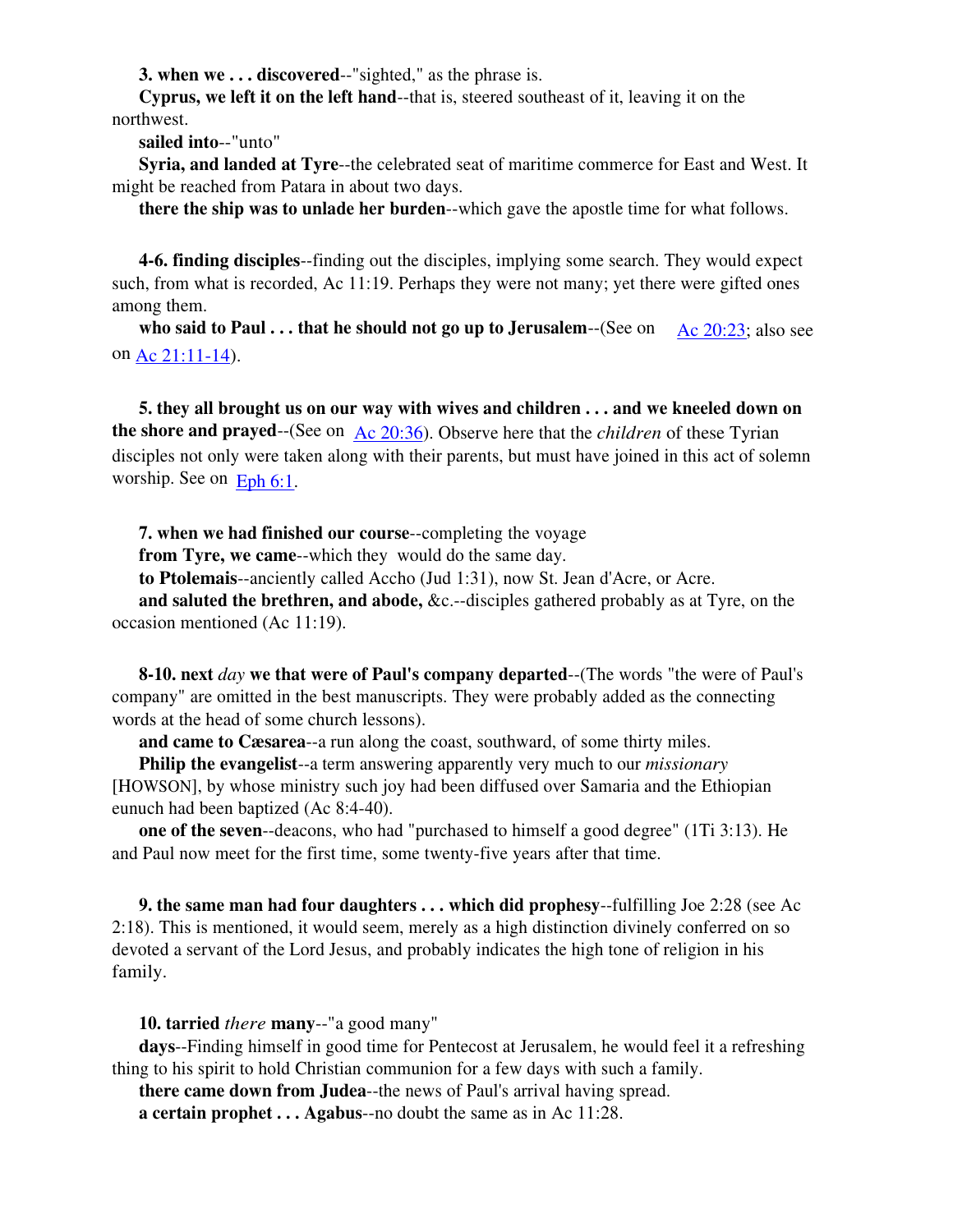**3. when we . . . discovered**--"sighted," as the phrase is.

**Cyprus, we left it on the left hand**--that is, steered southeast of it, leaving it on the northwest.

**sailed into**--"unto"

**Syria, and landed at Tyre**--the celebrated seat of maritime commerce for East and West. It might be reached from Patara in about two days.

**there the ship was to unlade her burden**--which gave the apostle time for what follows.

**4-6. finding disciples**--finding out the disciples, implying some search. They would expect such, from what is recorded, Ac 11:19. Perhaps they were not many; yet there were gifted ones among them.

**who said to Paul . . . that he should not go up to Jerusalem**--(See on Ac 20:23; also see on Ac 21:11-14).

**5. they all brought us on our way with wives and children . . . and we kneeled down on the shore and prayed**--(See on Ac 20:36). Observe here that the *children* of these Tyrian disciples not only were taken along with their parents, but must have joined in this act of solemn worship. See on Eph 6:1.

**7. when we had finished our course**--completing the voyage

**from Tyre, we came**--which they would do the same day.

**to Ptolemais**--anciently called Accho (Jud 1:31), now St. Jean d'Acre, or Acre.

**and saluted the brethren, and abode,** &c.--disciples gathered probably as at Tyre, on the occasion mentioned (Ac 11:19).

**8-10. next** ***day*** **we that were of Paul's company departed**--(The words "the were of Paul's company" are omitted in the best manuscripts. They were probably added as the connecting words at the head of some church lessons).

**and came to Cæsarea**--a run along the coast, southward, of some thirty miles.

**Philip the evangelist**--a term answering apparently very much to our *missionary* [HOWSON], by whose ministry such joy had been diffused over Samaria and the Ethiopian eunuch had been baptized (Ac 8:4-40).

**one of the seven**--deacons, who had "purchased to himself a good degree" (1Ti 3:13). He and Paul now meet for the first time, some twenty-five years after that time.

**9. the same man had four daughters . . . which did prophesy**--fulfilling Joe 2:28 (see Ac 2:18). This is mentioned, it would seem, merely as a high distinction divinely conferred on so devoted a servant of the Lord Jesus, and probably indicates the high tone of religion in his family.

**10. tarried** ***there*** **many**--"a good many"

**days**--Finding himself in good time for Pentecost at Jerusalem, he would feel it a refreshing thing to his spirit to hold Christian communion for a few days with such a family.

**there came down from Judea**--the news of Paul's arrival having spread.

**a certain prophet . . . Agabus**--no doubt the same as in Ac 11:28.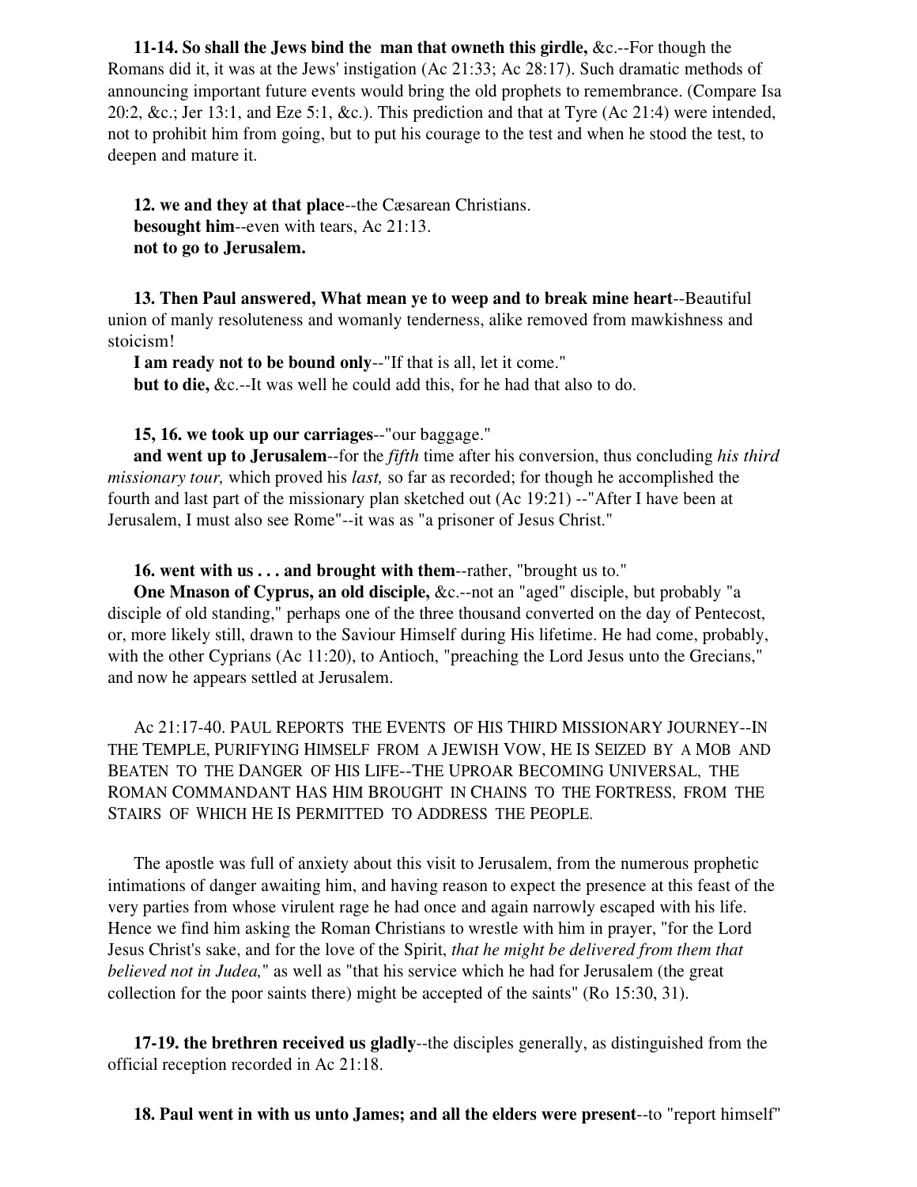**11-14. So shall the Jews bind the man that owneth this girdle,** &c.--For though the Romans did it, it was at the Jews' instigation (Ac 21:33; Ac 28:17). Such dramatic methods of announcing important future events would bring the old prophets to remembrance. (Compare Isa 20:2, &c.; Jer 13:1, and Eze 5:1, &c.). This prediction and that at Tyre (Ac 21:4) were intended, not to prohibit him from going, but to put his courage to the test and when he stood the test, to deepen and mature it.

**12. we and they at that place**--the Cæsarean Christians.
**besought him**--even with tears, Ac 21:13.
**not to go to Jerusalem.**

**13. Then Paul answered, What mean ye to weep and to break mine heart**--Beautiful union of manly resoluteness and womanly tenderness, alike removed from mawkishness and stoicism!
**I am ready not to be bound only**--"If that is all, let it come."
**but to die,** &c.--It was well he could add this, for he had that also to do.

**15, 16. we took up our carriages**--"our baggage."
**and went up to Jerusalem**--for the *fifth* time after his conversion, thus concluding *his third missionary tour,* which proved his *last,* so far as recorded; for though he accomplished the fourth and last part of the missionary plan sketched out (Ac 19:21) --"After I have been at Jerusalem, I must also see Rome"--it was as "a prisoner of Jesus Christ."

**16. went with us . . . and brought with them**--rather, "brought us to."
**One Mnason of Cyprus, an old disciple,** &c.--not an "aged" disciple, but probably "a disciple of old standing," perhaps one of the three thousand converted on the day of Pentecost, or, more likely still, drawn to the Saviour Himself during His lifetime. He had come, probably, with the other Cyprians (Ac 11:20), to Antioch, "preaching the Lord Jesus unto the Grecians," and now he appears settled at Jerusalem.

Ac 21:17-40. PAUL REPORTS THE EVENTS OF HIS THIRD MISSIONARY JOURNEY--IN THE TEMPLE, PURIFYING HIMSELF FROM A JEWISH VOW, HE IS SEIZED BY A MOB AND BEATEN TO THE DANGER OF HIS LIFE--THE UPROAR BECOMING UNIVERSAL, THE ROMAN COMMANDANT HAS HIM BROUGHT IN CHAINS TO THE FORTRESS, FROM THE STAIRS OF WHICH HE IS PERMITTED TO ADDRESS THE PEOPLE.

The apostle was full of anxiety about this visit to Jerusalem, from the numerous prophetic intimations of danger awaiting him, and having reason to expect the presence at this feast of the very parties from whose virulent rage he had once and again narrowly escaped with his life. Hence we find him asking the Roman Christians to wrestle with him in prayer, "for the Lord Jesus Christ's sake, and for the love of the Spirit, *that he might be delivered from them that believed not in Judea,*" as well as "that his service which he had for Jerusalem (the great collection for the poor saints there) might be accepted of the saints" (Ro 15:30, 31).

**17-19. the brethren received us gladly**--the disciples generally, as distinguished from the official reception recorded in Ac 21:18.

**18. Paul went in with us unto James; and all the elders were present**--to "report himself"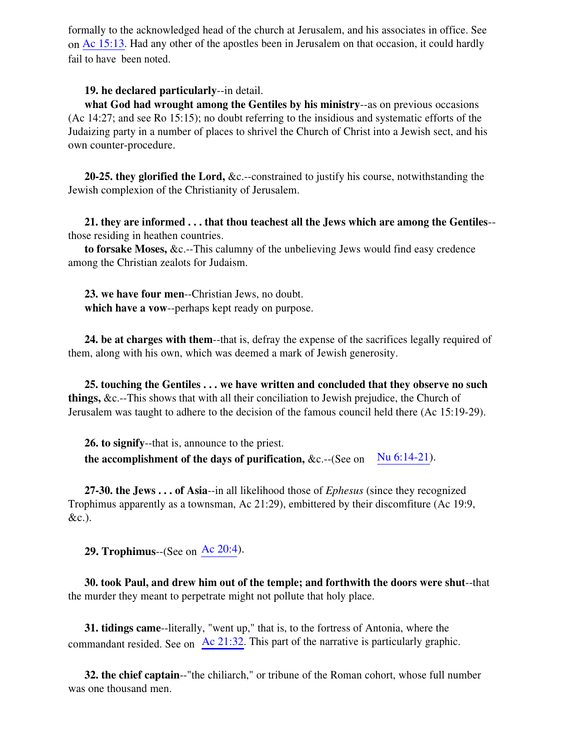formally to the acknowledged head of the church at Jerusalem, and his associates in office. See on Ac 15:13. Had any other of the apostles been in Jerusalem on that occasion, it could hardly fail to have been noted.

**19. he declared particularly**--in detail.

**what God had wrought among the Gentiles by his ministry**--as on previous occasions (Ac 14:27; and see Ro 15:15); no doubt referring to the insidious and systematic efforts of the Judaizing party in a number of places to shrivel the Church of Christ into a Jewish sect, and his own counter-procedure.

**20-25. they glorified the Lord,** &c.--constrained to justify his course, notwithstanding the Jewish complexion of the Christianity of Jerusalem.

**21. they are informed . . . that thou teachest all the Jews which are among the Gentiles**--those residing in heathen countries.

**to forsake Moses,** &c.--This calumny of the unbelieving Jews would find easy credence among the Christian zealots for Judaism.

**23. we have four men**--Christian Jews, no doubt.

**which have a vow**--perhaps kept ready on purpose.

**24. be at charges with them**--that is, defray the expense of the sacrifices legally required of them, along with his own, which was deemed a mark of Jewish generosity.

**25. touching the Gentiles . . . we have written and concluded that they observe no such things,** &c.--This shows that with all their conciliation to Jewish prejudice, the Church of Jerusalem was taught to adhere to the decision of the famous council held there (Ac 15:19-29).

**26. to signify**--that is, announce to the priest.

**the accomplishment of the days of purification,** &c.--(See on Nu 6:14-21).

**27-30. the Jews . . . of Asia**--in all likelihood those of *Ephesus* (since they recognized Trophimus apparently as a townsman, Ac 21:29), embittered by their discomfiture (Ac 19:9, &c.).

**29. Trophimus**--(See on Ac 20:4).

**30. took Paul, and drew him out of the temple; and forthwith the doors were shut**--that the murder they meant to perpetrate might not pollute that holy place.

**31. tidings came**--literally, "went up," that is, to the fortress of Antonia, where the commandant resided. See on Ac 21:32. This part of the narrative is particularly graphic.

**32. the chief captain**--"the chiliarch," or tribune of the Roman cohort, whose full number was one thousand men.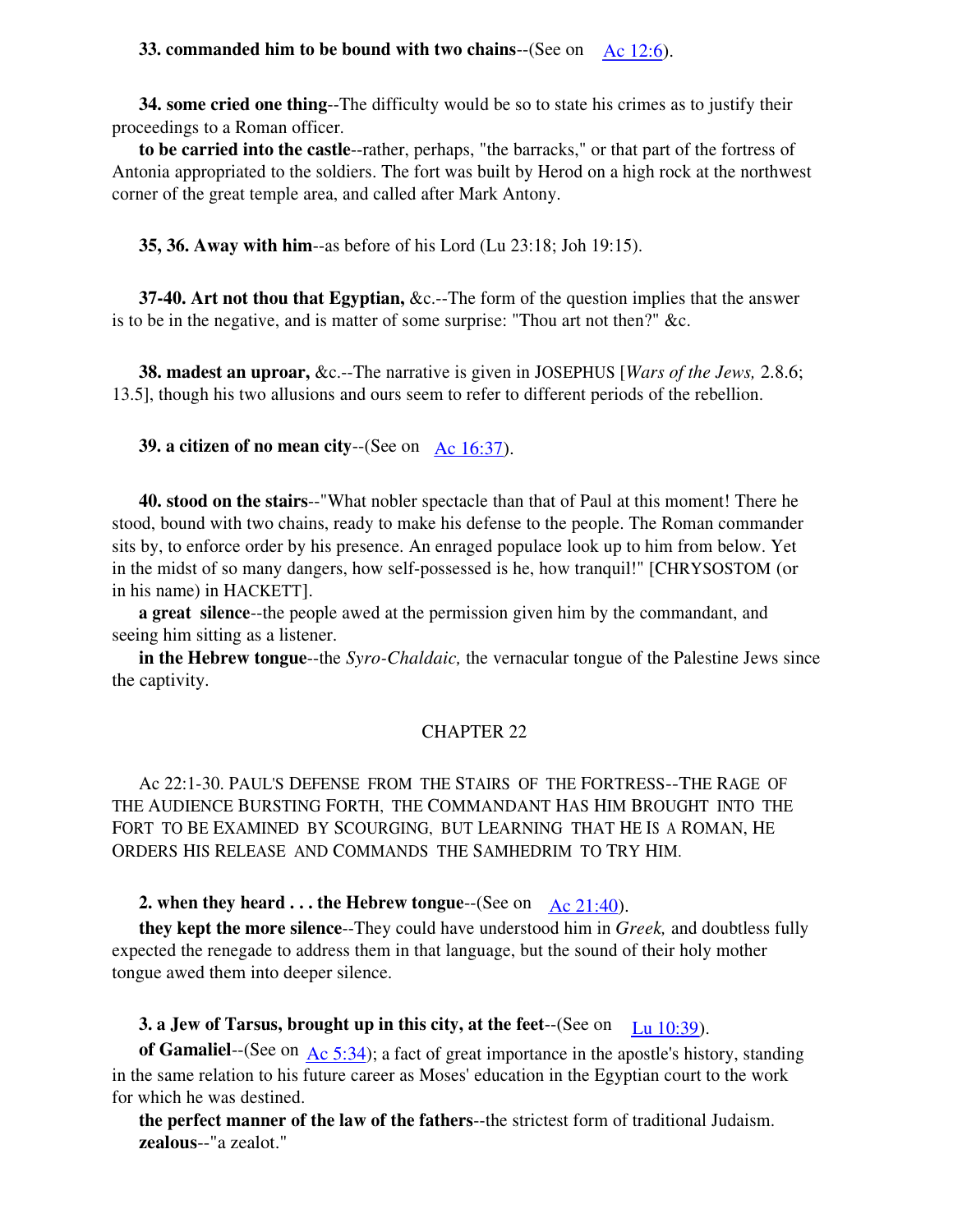**33. commanded him to be bound with two chains**--(See on Ac 12:6).

**34. some cried one thing**--The difficulty would be so to state his crimes as to justify their proceedings to a Roman officer.

**to be carried into the castle**--rather, perhaps, "the barracks," or that part of the fortress of Antonia appropriated to the soldiers. The fort was built by Herod on a high rock at the northwest corner of the great temple area, and called after Mark Antony.

**35, 36. Away with him**--as before of his Lord (Lu 23:18; Joh 19:15).

**37-40. Art not thou that Egyptian,** &c.--The form of the question implies that the answer is to be in the negative, and is matter of some surprise: "Thou art not then?" &c.

**38. madest an uproar,** &c.--The narrative is given in JOSEPHUS [*Wars of the Jews,* 2.8.6; 13.5], though his two allusions and ours seem to refer to different periods of the rebellion.

**39. a citizen of no mean city**--(See on Ac 16:37).

**40. stood on the stairs**--"What nobler spectacle than that of Paul at this moment! There he stood, bound with two chains, ready to make his defense to the people. The Roman commander sits by, to enforce order by his presence. An enraged populace look up to him from below. Yet in the midst of so many dangers, how self-possessed is he, how tranquil!" [CHRYSOSTOM (or in his name) in HACKETT].

**a great silence**--the people awed at the permission given him by the commandant, and seeing him sitting as a listener.

**in the Hebrew tongue**--the *Syro-Chaldaic,* the vernacular tongue of the Palestine Jews since the captivity.

## CHAPTER 22

Ac 22:1-30. PAUL'S DEFENSE FROM THE STAIRS OF THE FORTRESS--THE RAGE OF THE AUDIENCE BURSTING FORTH, THE COMMANDANT HAS HIM BROUGHT INTO THE FORT TO BE EXAMINED BY SCOURGING, BUT LEARNING THAT HE IS A ROMAN, HE ORDERS HIS RELEASE AND COMMANDS THE SAMHEDRIM TO TRY HIM.

**2. when they heard . . . the Hebrew tongue**--(See on Ac 21:40).

**they kept the more silence**--They could have understood him in *Greek,* and doubtless fully expected the renegade to address them in that language, but the sound of their holy mother tongue awed them into deeper silence.

**3. a Jew of Tarsus, brought up in this city, at the feet**--(See on Lu 10:39).

**of Gamaliel**--(See on Ac 5:34); a fact of great importance in the apostle's history, standing in the same relation to his future career as Moses' education in the Egyptian court to the work for which he was destined.

**the perfect manner of the law of the fathers**--the strictest form of traditional Judaism.

**zealous**--"a zealot."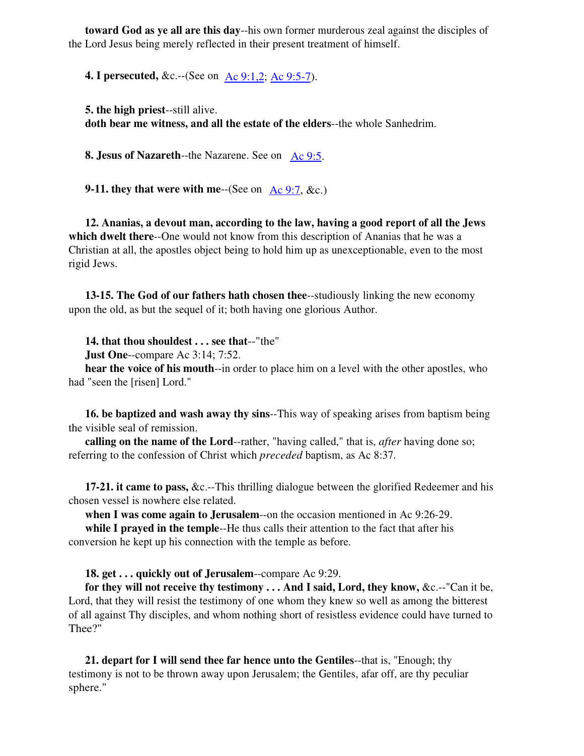**toward God as ye all are this day**--his own former murderous zeal against the disciples of the Lord Jesus being merely reflected in their present treatment of himself.

**4. I persecuted,** &c.--(See on Ac 9:1,2; Ac 9:5-7).

**5. the high priest**--still alive.

**doth bear me witness, and all the estate of the elders**--the whole Sanhedrim.

**8. Jesus of Nazareth**--the Nazarene. See on Ac 9:5.

**9-11. they that were with me**--(See on Ac 9:7, &c.)

**12. Ananias, a devout man, according to the law, having a good report of all the Jews which dwelt there**--One would not know from this description of Ananias that he was a Christian at all, the apostles object being to hold him up as unexceptionable, even to the most rigid Jews.

**13-15. The God of our fathers hath chosen thee**--studiously linking the new economy upon the old, as but the sequel of it; both having one glorious Author.

**14. that thou shouldest . . . see that**--"the"

**Just One**--compare Ac 3:14; 7:52.

**hear the voice of his mouth**--in order to place him on a level with the other apostles, who had "seen the [risen] Lord."

**16. be baptized and wash away thy sins**--This way of speaking arises from baptism being the visible seal of remission.

**calling on the name of the Lord**--rather, "having called," that is, *after* having done so; referring to the confession of Christ which *preceded* baptism, as Ac 8:37.

**17-21. it came to pass,** &c.--This thrilling dialogue between the glorified Redeemer and his chosen vessel is nowhere else related.

**when I was come again to Jerusalem**--on the occasion mentioned in Ac 9:26-29.

**while I prayed in the temple**--He thus calls their attention to the fact that after his conversion he kept up his connection with the temple as before.

**18. get . . . quickly out of Jerusalem**--compare Ac 9:29.

**for they will not receive thy testimony . . . And I said, Lord, they know,** &c.--"Can it be, Lord, that they will resist the testimony of one whom they knew so well as among the bitterest of all against Thy disciples, and whom nothing short of resistless evidence could have turned to Thee?"

**21. depart for I will send thee far hence unto the Gentiles**--that is, "Enough; thy testimony is not to be thrown away upon Jerusalem; the Gentiles, afar off, are thy peculiar sphere."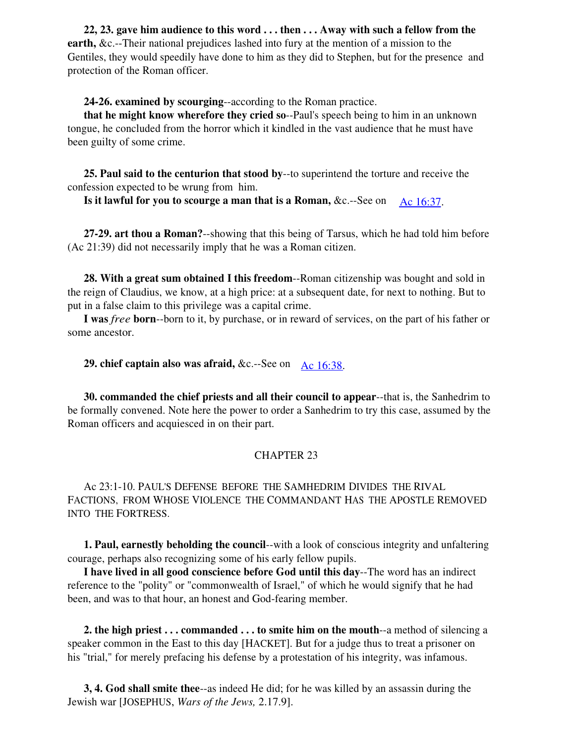**22, 23. gave him audience to this word . . . then . . . Away with such a fellow from the earth,** &c.--Their national prejudices lashed into fury at the mention of a mission to the Gentiles, they would speedily have done to him as they did to Stephen, but for the presence and protection of the Roman officer.

**24-26. examined by scourging**--according to the Roman practice.

**that he might know wherefore they cried so**--Paul's speech being to him in an unknown tongue, he concluded from the horror which it kindled in the vast audience that he must have been guilty of some crime.

**25. Paul said to the centurion that stood by**--to superintend the torture and receive the confession expected to be wrung from him.

**Is it lawful for you to scourge a man that is a Roman,** &c.--See on Ac 16:37.

**27-29. art thou a Roman?**--showing that this being of Tarsus, which he had told him before (Ac 21:39) did not necessarily imply that he was a Roman citizen.

**28. With a great sum obtained I this freedom**--Roman citizenship was bought and sold in the reign of Claudius, we know, at a high price: at a subsequent date, for next to nothing. But to put in a false claim to this privilege was a capital crime.

**I was** ***free*** **born**--born to it, by purchase, or in reward of services, on the part of his father or some ancestor.

**29. chief captain also was afraid,** &c.--See on Ac 16:38.

**30. commanded the chief priests and all their council to appear**--that is, the Sanhedrim to be formally convened. Note here the power to order a Sanhedrim to try this case, assumed by the Roman officers and acquiesced in on their part.

## CHAPTER 23

Ac 23:1-10. PAUL'S DEFENSE BEFORE THE SAMHEDRIM DIVIDES THE RIVAL FACTIONS, FROM WHOSE VIOLENCE THE COMMANDANT HAS THE APOSTLE REMOVED INTO THE FORTRESS.

**1. Paul, earnestly beholding the council**--with a look of conscious integrity and unfaltering courage, perhaps also recognizing some of his early fellow pupils.

**I have lived in all good conscience before God until this day**--The word has an indirect reference to the "polity" or "commonwealth of Israel," of which he would signify that he had been, and was to that hour, an honest and God-fearing member.

**2. the high priest . . . commanded . . . to smite him on the mouth**--a method of silencing a speaker common in the East to this day [HACKET]. But for a judge thus to treat a prisoner on his "trial," for merely prefacing his defense by a protestation of his integrity, was infamous.

**3, 4. God shall smite thee**--as indeed He did; for he was killed by an assassin during the Jewish war [JOSEPHUS, *Wars of the Jews,* 2.17.9].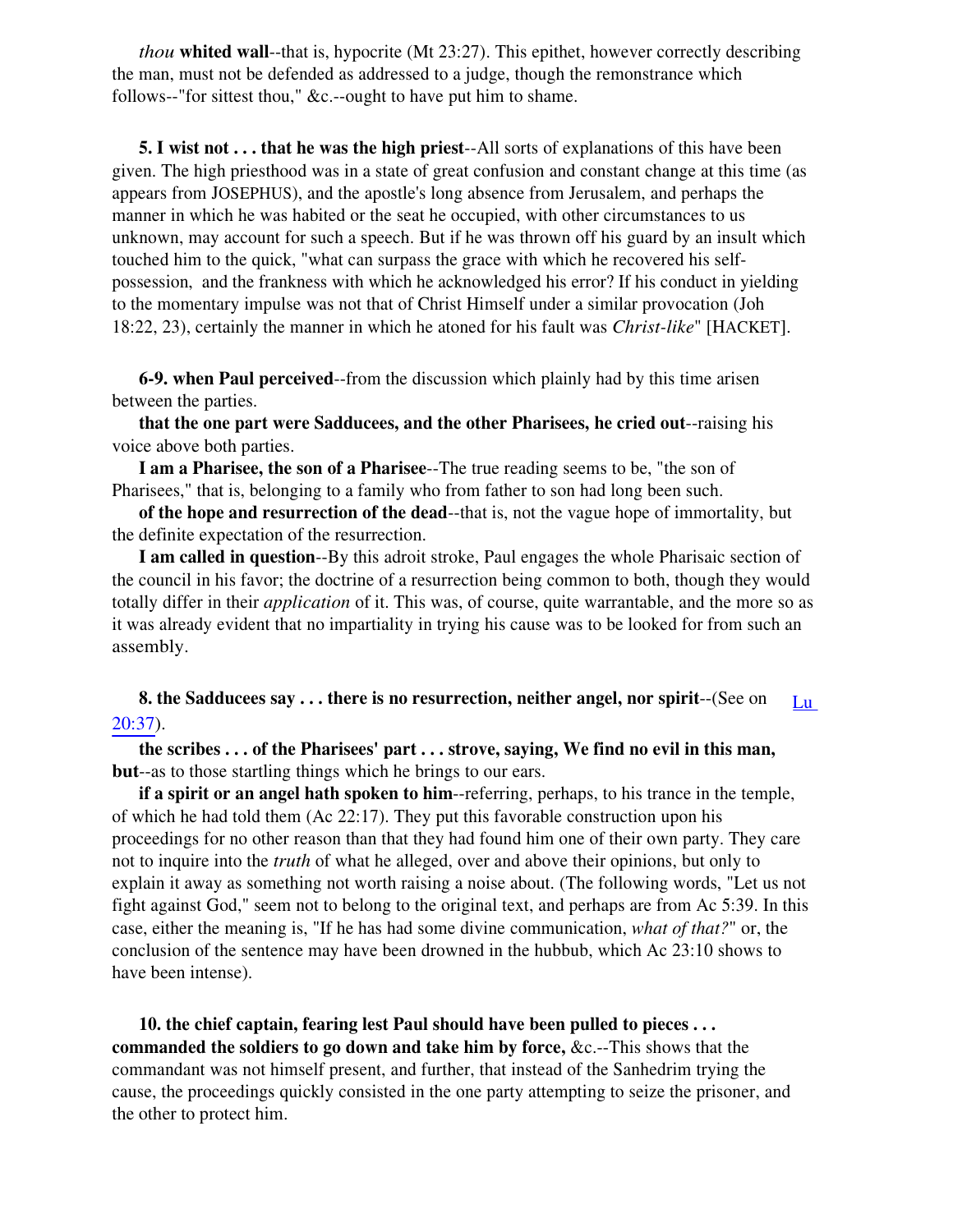*thou* **whited wall**--that is, hypocrite (Mt 23:27). This epithet, however correctly describing the man, must not be defended as addressed to a judge, though the remonstrance which follows--"for sittest thou," &c.--ought to have put him to shame.

**5. I wist not . . . that he was the high priest**--All sorts of explanations of this have been given. The high priesthood was in a state of great confusion and constant change at this time (as appears from JOSEPHUS), and the apostle's long absence from Jerusalem, and perhaps the manner in which he was habited or the seat he occupied, with other circumstances to us unknown, may account for such a speech. But if he was thrown off his guard by an insult which touched him to the quick, "what can surpass the grace with which he recovered his self-possession, and the frankness with which he acknowledged his error? If his conduct in yielding to the momentary impulse was not that of Christ Himself under a similar provocation (Joh 18:22, 23), certainly the manner in which he atoned for his fault was *Christ-like*" [HACKET].

**6-9. when Paul perceived**--from the discussion which plainly had by this time arisen between the parties.

**that the one part were Sadducees, and the other Pharisees, he cried out**--raising his voice above both parties.

**I am a Pharisee, the son of a Pharisee**--The true reading seems to be, "the son of Pharisees," that is, belonging to a family who from father to son had long been such.

**of the hope and resurrection of the dead**--that is, not the vague hope of immortality, but the definite expectation of the resurrection.

**I am called in question**--By this adroit stroke, Paul engages the whole Pharisaic section of the council in his favor; the doctrine of a resurrection being common to both, though they would totally differ in their *application* of it. This was, of course, quite warrantable, and the more so as it was already evident that no impartiality in trying his cause was to be looked for from such an assembly.

**8. the Sadducees say . . . there is no resurrection, neither angel, nor spirit**--(See on Lu 20:37).

**the scribes . . . of the Pharisees' part . . . strove, saying, We find no evil in this man, but**--as to those startling things which he brings to our ears.

**if a spirit or an angel hath spoken to him**--referring, perhaps, to his trance in the temple, of which he had told them (Ac 22:17). They put this favorable construction upon his proceedings for no other reason than that they had found him one of their own party. They care not to inquire into the *truth* of what he alleged, over and above their opinions, but only to explain it away as something not worth raising a noise about. (The following words, "Let us not fight against God," seem not to belong to the original text, and perhaps are from Ac 5:39. In this case, either the meaning is, "If he has had some divine communication, *what of that?*" or, the conclusion of the sentence may have been drowned in the hubbub, which Ac 23:10 shows to have been intense).

**10. the chief captain, fearing lest Paul should have been pulled to pieces . . . commanded the soldiers to go down and take him by force,** &c.--This shows that the commandant was not himself present, and further, that instead of the Sanhedrim trying the cause, the proceedings quickly consisted in the one party attempting to seize the prisoner, and the other to protect him.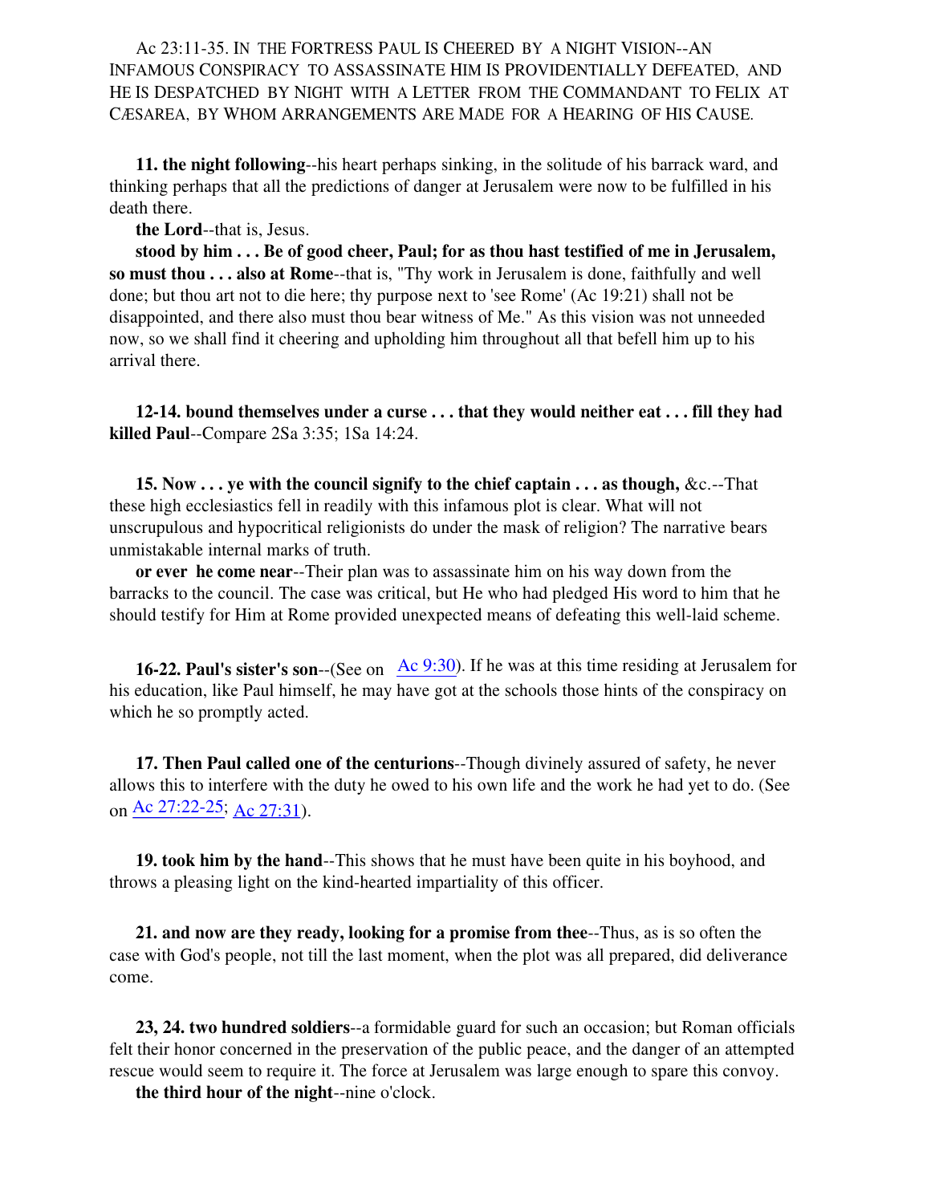Ac 23:11-35. IN THE FORTRESS PAUL IS CHEERED BY A NIGHT VISION--AN INFAMOUS CONSPIRACY TO ASSASSINATE HIM IS PROVIDENTIALLY DEFEATED, AND HE IS DESPATCHED BY NIGHT WITH A LETTER FROM THE COMMANDANT TO FELIX AT CÆSAREA, BY WHOM ARRANGEMENTS ARE MADE FOR A HEARING OF HIS CAUSE.

**11. the night following**--his heart perhaps sinking, in the solitude of his barrack ward, and thinking perhaps that all the predictions of danger at Jerusalem were now to be fulfilled in his death there.

**the Lord**--that is, Jesus.

**stood by him . . . Be of good cheer, Paul; for as thou hast testified of me in Jerusalem, so must thou . . . also at Rome**--that is, "Thy work in Jerusalem is done, faithfully and well done; but thou art not to die here; thy purpose next to 'see Rome' (Ac 19:21) shall not be disappointed, and there also must thou bear witness of Me." As this vision was not unneeded now, so we shall find it cheering and upholding him throughout all that befell him up to his arrival there.

**12-14. bound themselves under a curse . . . that they would neither eat . . . fill they had killed Paul**--Compare 2Sa 3:35; 1Sa 14:24.

**15. Now . . . ye with the council signify to the chief captain . . . as though,** &c.--That these high ecclesiastics fell in readily with this infamous plot is clear. What will not unscrupulous and hypocritical religionists do under the mask of religion? The narrative bears unmistakable internal marks of truth.

**or ever he come near**--Their plan was to assassinate him on his way down from the barracks to the council. The case was critical, but He who had pledged His word to him that he should testify for Him at Rome provided unexpected means of defeating this well-laid scheme.

**16-22. Paul's sister's son**--(See on Ac 9:30). If he was at this time residing at Jerusalem for his education, like Paul himself, he may have got at the schools those hints of the conspiracy on which he so promptly acted.

**17. Then Paul called one of the centurions**--Though divinely assured of safety, he never allows this to interfere with the duty he owed to his own life and the work he had yet to do. (See on Ac 27:22-25; Ac 27:31).

**19. took him by the hand**--This shows that he must have been quite in his boyhood, and throws a pleasing light on the kind-hearted impartiality of this officer.

**21. and now are they ready, looking for a promise from thee**--Thus, as is so often the case with God's people, not till the last moment, when the plot was all prepared, did deliverance come.

**23, 24. two hundred soldiers**--a formidable guard for such an occasion; but Roman officials felt their honor concerned in the preservation of the public peace, and the danger of an attempted rescue would seem to require it. The force at Jerusalem was large enough to spare this convoy.

**the third hour of the night**--nine o'clock.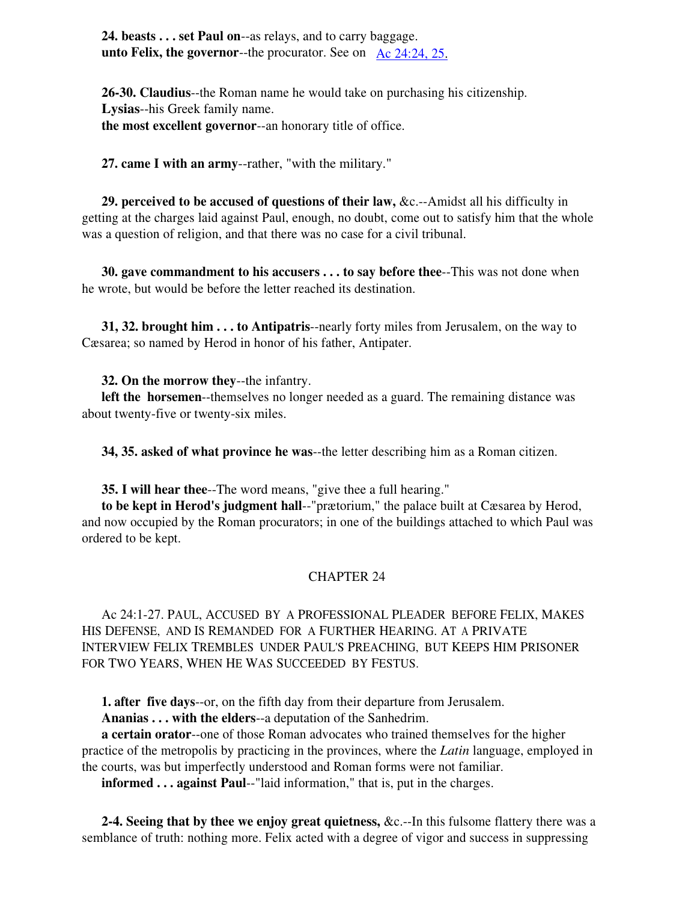**24. beasts . . . set Paul on**--as relays, and to carry baggage.
**unto Felix, the governor**--the procurator. See on Ac 24:24, 25.

**26-30. Claudius**--the Roman name he would take on purchasing his citizenship.
**Lysias**--his Greek family name.
**the most excellent governor**--an honorary title of office.

**27. came I with an army**--rather, "with the military."

**29. perceived to be accused of questions of their law,** &c.--Amidst all his difficulty in getting at the charges laid against Paul, enough, no doubt, come out to satisfy him that the whole was a question of religion, and that there was no case for a civil tribunal.

**30. gave commandment to his accusers . . . to say before thee**--This was not done when he wrote, but would be before the letter reached its destination.

**31, 32. brought him . . . to Antipatris**--nearly forty miles from Jerusalem, on the way to Cæsarea; so named by Herod in honor of his father, Antipater.

**32. On the morrow they**--the infantry.
**left the horsemen**--themselves no longer needed as a guard. The remaining distance was about twenty-five or twenty-six miles.

**34, 35. asked of what province he was**--the letter describing him as a Roman citizen.

**35. I will hear thee**--The word means, "give thee a full hearing."
**to be kept in Herod's judgment hall**--"prætorium," the palace built at Cæsarea by Herod, and now occupied by the Roman procurators; in one of the buildings attached to which Paul was ordered to be kept.

## CHAPTER 24

Ac 24:1-27. PAUL, ACCUSED BY A PROFESSIONAL PLEADER BEFORE FELIX, MAKES HIS DEFENSE, AND IS REMANDED FOR A FURTHER HEARING. AT A PRIVATE INTERVIEW FELIX TREMBLES UNDER PAUL'S PREACHING, BUT KEEPS HIM PRISONER FOR TWO YEARS, WHEN HE WAS SUCCEEDED BY FESTUS.

**1. after five days**--or, on the fifth day from their departure from Jerusalem.
**Ananias . . . with the elders**--a deputation of the Sanhedrim.
**a certain orator**--one of those Roman advocates who trained themselves for the higher practice of the metropolis by practicing in the provinces, where the *Latin* language, employed in the courts, was but imperfectly understood and Roman forms were not familiar.
**informed . . . against Paul**--"laid information," that is, put in the charges.

**2-4. Seeing that by thee we enjoy great quietness,** &c.--In this fulsome flattery there was a semblance of truth: nothing more. Felix acted with a degree of vigor and success in suppressing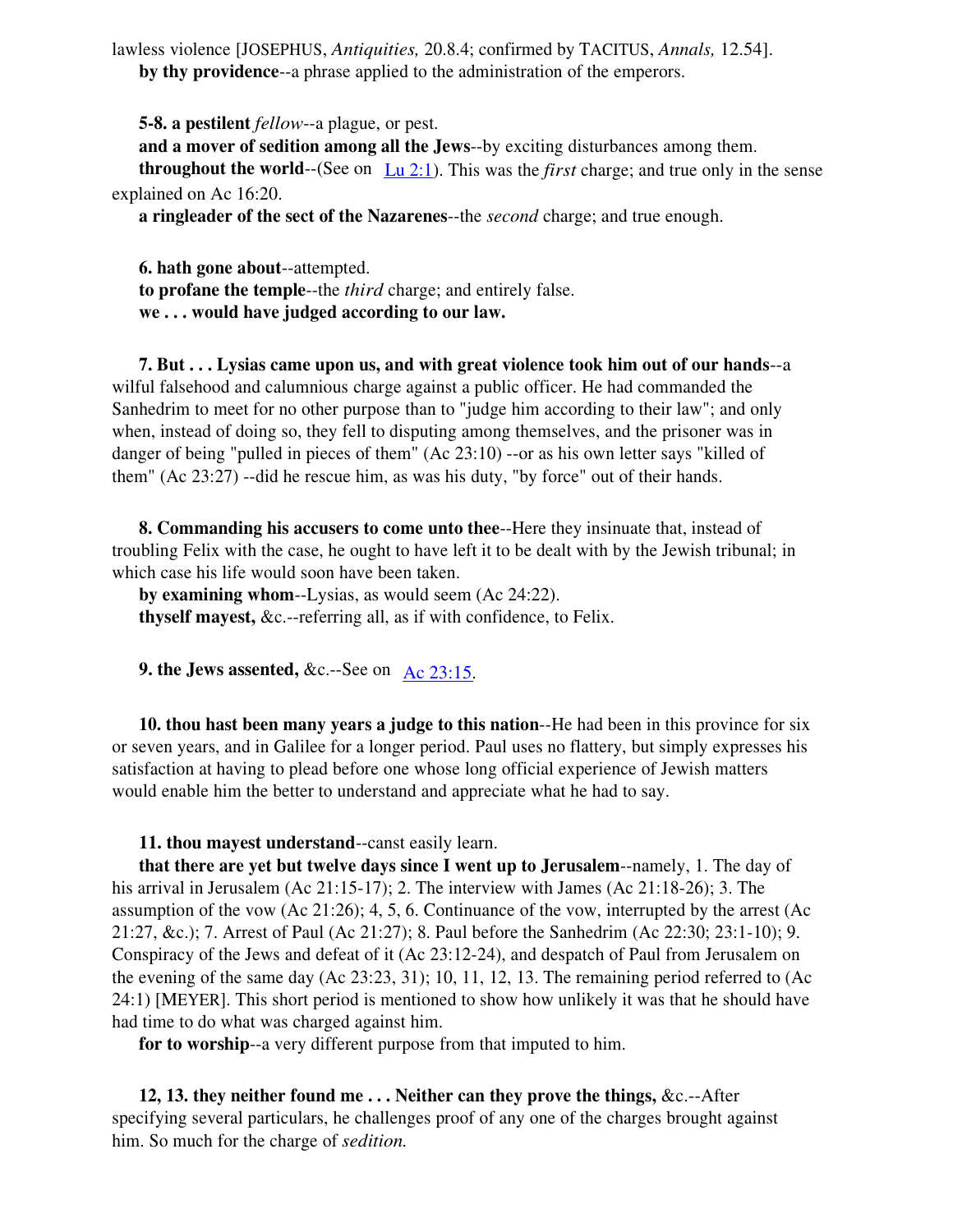lawless violence [JOSEPHUS, *Antiquities,* 20.8.4; confirmed by TACITUS, *Annals,* 12.54].

**by thy providence**--a phrase applied to the administration of the emperors.

**5-8. a pestilent** *fellow*--a plague, or pest.

**and a mover of sedition among all the Jews**--by exciting disturbances among them.

**throughout the world**--(See on Lu 2:1). This was the *first* charge; and true only in the sense explained on Ac 16:20.

**a ringleader of the sect of the Nazarenes**--the *second* charge; and true enough.

**6. hath gone about**--attempted.

**to profane the temple**--the *third* charge; and entirely false.

**we . . . would have judged according to our law.**

**7. But . . . Lysias came upon us, and with great violence took him out of our hands**--a wilful falsehood and calumnious charge against a public officer. He had commanded the Sanhedrim to meet for no other purpose than to "judge him according to their law"; and only when, instead of doing so, they fell to disputing among themselves, and the prisoner was in danger of being "pulled in pieces of them" (Ac 23:10) --or as his own letter says "killed of them" (Ac 23:27) --did he rescue him, as was his duty, "by force" out of their hands.

**8. Commanding his accusers to come unto thee**--Here they insinuate that, instead of troubling Felix with the case, he ought to have left it to be dealt with by the Jewish tribunal; in which case his life would soon have been taken.

**by examining whom**--Lysias, as would seem (Ac 24:22).

**thyself mayest,** &c.--referring all, as if with confidence, to Felix.

**9. the Jews assented,** &c.--See on Ac 23:15.

**10. thou hast been many years a judge to this nation**--He had been in this province for six or seven years, and in Galilee for a longer period. Paul uses no flattery, but simply expresses his satisfaction at having to plead before one whose long official experience of Jewish matters would enable him the better to understand and appreciate what he had to say.

**11. thou mayest understand**--canst easily learn.

**that there are yet but twelve days since I went up to Jerusalem**--namely, 1. The day of his arrival in Jerusalem (Ac 21:15-17); 2. The interview with James (Ac 21:18-26); 3. The assumption of the vow (Ac 21:26); 4, 5, 6. Continuance of the vow, interrupted by the arrest (Ac 21:27, &c.); 7. Arrest of Paul (Ac 21:27); 8. Paul before the Sanhedrim (Ac 22:30; 23:1-10); 9. Conspiracy of the Jews and defeat of it (Ac 23:12-24), and despatch of Paul from Jerusalem on the evening of the same day (Ac 23:23, 31); 10, 11, 12, 13. The remaining period referred to (Ac 24:1) [MEYER]. This short period is mentioned to show how unlikely it was that he should have had time to do what was charged against him.

**for to worship**--a very different purpose from that imputed to him.

**12, 13. they neither found me . . . Neither can they prove the things,** &c.--After specifying several particulars, he challenges proof of any one of the charges brought against him. So much for the charge of *sedition.*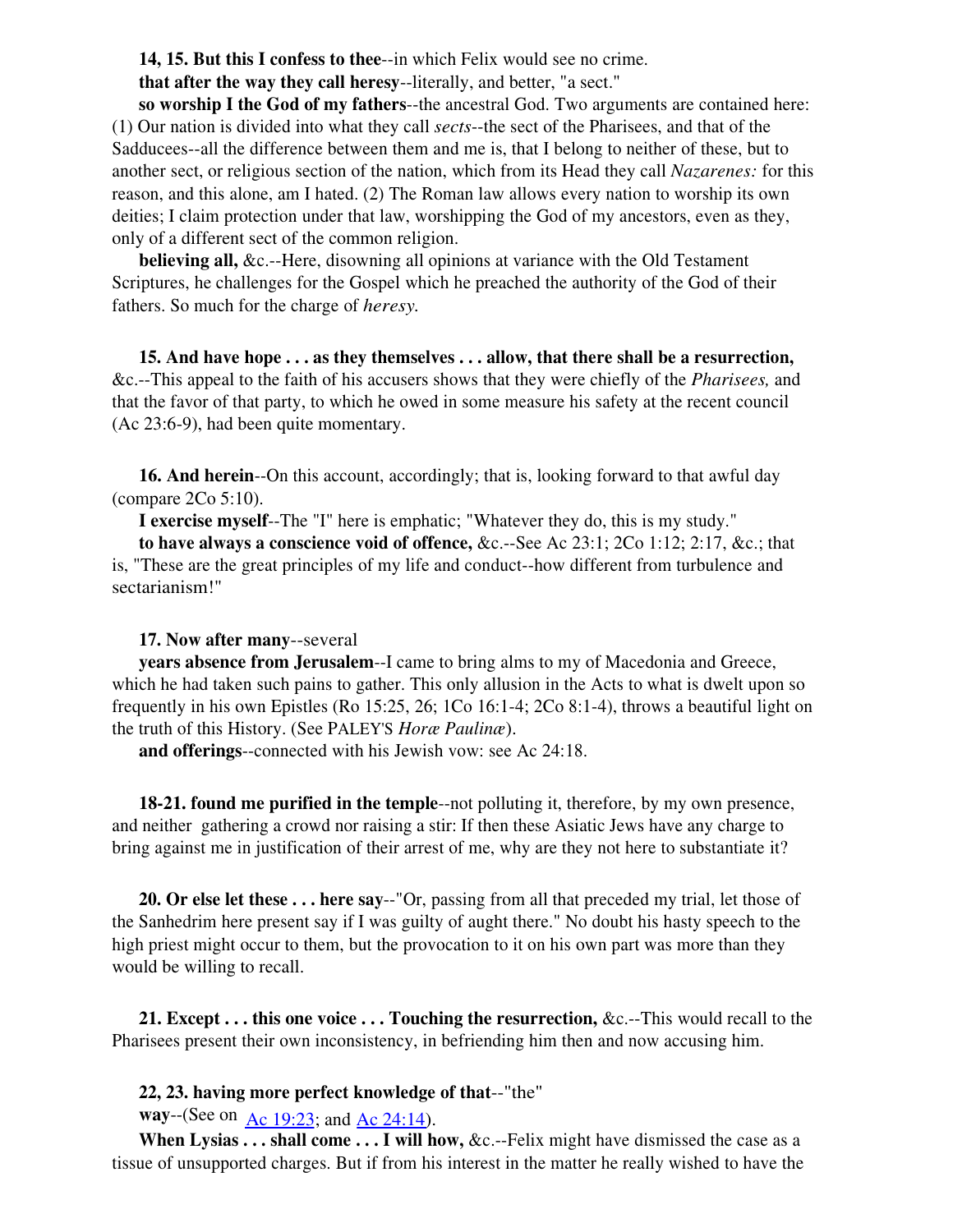**14, 15. But this I confess to thee**--in which Felix would see no crime.

**that after the way they call heresy**--literally, and better, "a sect."

**so worship I the God of my fathers**--the ancestral God. Two arguments are contained here: (1) Our nation is divided into what they call *sects*--the sect of the Pharisees, and that of the Sadducees--all the difference between them and me is, that I belong to neither of these, but to another sect, or religious section of the nation, which from its Head they call *Nazarenes:* for this reason, and this alone, am I hated. (2) The Roman law allows every nation to worship its own deities; I claim protection under that law, worshipping the God of my ancestors, even as they, only of a different sect of the common religion.

**believing all,** &c.--Here, disowning all opinions at variance with the Old Testament Scriptures, he challenges for the Gospel which he preached the authority of the God of their fathers. So much for the charge of *heresy.*

**15. And have hope . . . as they themselves . . . allow, that there shall be a resurrection,** &c.--This appeal to the faith of his accusers shows that they were chiefly of the *Pharisees,* and that the favor of that party, to which he owed in some measure his safety at the recent council (Ac 23:6-9), had been quite momentary.

**16. And herein**--On this account, accordingly; that is, looking forward to that awful day (compare 2Co 5:10).

**I exercise myself**--The "I" here is emphatic; "Whatever they do, this is my study."

**to have always a conscience void of offence,** &c.--See Ac 23:1; 2Co 1:12; 2:17, &c.; that is, "These are the great principles of my life and conduct--how different from turbulence and sectarianism!"

**17. Now after many**--several

**years absence from Jerusalem**--I came to bring alms to my of Macedonia and Greece, which he had taken such pains to gather. This only allusion in the Acts to what is dwelt upon so frequently in his own Epistles (Ro 15:25, 26; 1Co 16:1-4; 2Co 8:1-4), throws a beautiful light on the truth of this History. (See PALEY'S *Horæ Paulinæ*).

**and offerings**--connected with his Jewish vow: see Ac 24:18.

**18-21. found me purified in the temple**--not polluting it, therefore, by my own presence, and neither gathering a crowd nor raising a stir: If then these Asiatic Jews have any charge to bring against me in justification of their arrest of me, why are they not here to substantiate it?

**20. Or else let these . . . here say**--"Or, passing from all that preceded my trial, let those of the Sanhedrim here present say if I was guilty of aught there." No doubt his hasty speech to the high priest might occur to them, but the provocation to it on his own part was more than they would be willing to recall.

**21. Except . . . this one voice . . . Touching the resurrection,** &c.--This would recall to the Pharisees present their own inconsistency, in befriending him then and now accusing him.

**22, 23. having more perfect knowledge of that**--"the"

**way**--(See on Ac 19:23; and Ac 24:14).

**When Lysias . . . shall come . . . I will how,** &c.--Felix might have dismissed the case as a tissue of unsupported charges. But if from his interest in the matter he really wished to have the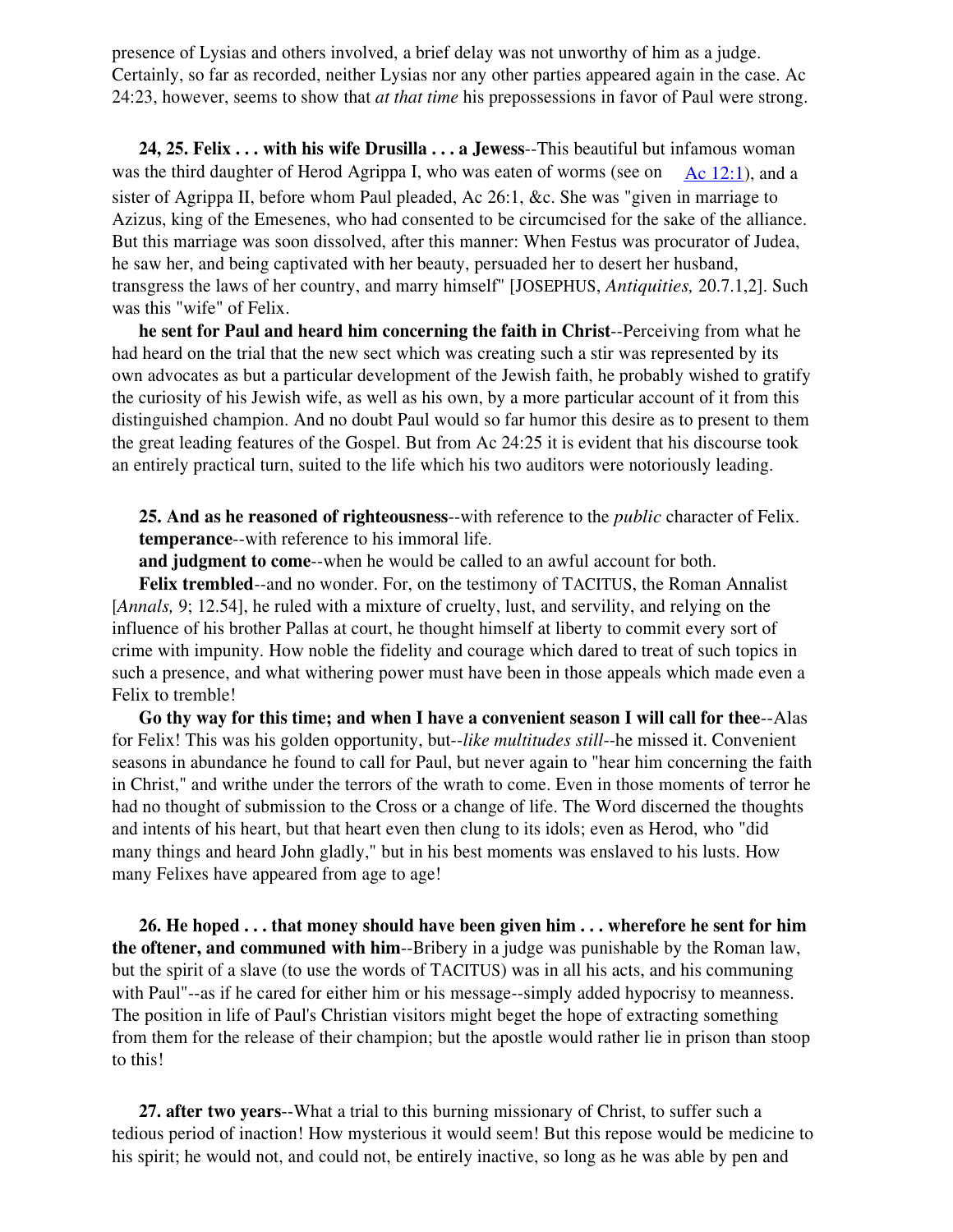presence of Lysias and others involved, a brief delay was not unworthy of him as a judge. Certainly, so far as recorded, neither Lysias nor any other parties appeared again in the case. Ac 24:23, however, seems to show that *at that time* his prepossessions in favor of Paul were strong.

**24, 25. Felix . . . with his wife Drusilla . . . a Jewess**--This beautiful but infamous woman was the third daughter of Herod Agrippa I, who was eaten of worms (see on Ac 12:1), and a sister of Agrippa II, before whom Paul pleaded, Ac 26:1, &c. She was "given in marriage to Azizus, king of the Emesenes, who had consented to be circumcised for the sake of the alliance. But this marriage was soon dissolved, after this manner: When Festus was procurator of Judea, he saw her, and being captivated with her beauty, persuaded her to desert her husband, transgress the laws of her country, and marry himself" [JOSEPHUS, *Antiquities,* 20.7.1,2]. Such was this "wife" of Felix.

**he sent for Paul and heard him concerning the faith in Christ**--Perceiving from what he had heard on the trial that the new sect which was creating such a stir was represented by its own advocates as but a particular development of the Jewish faith, he probably wished to gratify the curiosity of his Jewish wife, as well as his own, by a more particular account of it from this distinguished champion. And no doubt Paul would so far humor this desire as to present to them the great leading features of the Gospel. But from Ac 24:25 it is evident that his discourse took an entirely practical turn, suited to the life which his two auditors were notoriously leading.

**25. And as he reasoned of righteousness**--with reference to the *public* character of Felix.

**temperance**--with reference to his immoral life.

**and judgment to come**--when he would be called to an awful account for both.

**Felix trembled**--and no wonder. For, on the testimony of TACITUS, the Roman Annalist [*Annals,* 9; 12.54], he ruled with a mixture of cruelty, lust, and servility, and relying on the influence of his brother Pallas at court, he thought himself at liberty to commit every sort of crime with impunity. How noble the fidelity and courage which dared to treat of such topics in such a presence, and what withering power must have been in those appeals which made even a Felix to tremble!

**Go thy way for this time; and when I have a convenient season I will call for thee**--Alas for Felix! This was his golden opportunity, but--*like multitudes still*--he missed it. Convenient seasons in abundance he found to call for Paul, but never again to "hear him concerning the faith in Christ," and writhe under the terrors of the wrath to come. Even in those moments of terror he had no thought of submission to the Cross or a change of life. The Word discerned the thoughts and intents of his heart, but that heart even then clung to its idols; even as Herod, who "did many things and heard John gladly," but in his best moments was enslaved to his lusts. How many Felixes have appeared from age to age!

**26. He hoped . . . that money should have been given him . . . wherefore he sent for him the oftener, and communed with him**--Bribery in a judge was punishable by the Roman law, but the spirit of a slave (to use the words of TACITUS) was in all his acts, and his communing with Paul"--as if he cared for either him or his message--simply added hypocrisy to meanness. The position in life of Paul's Christian visitors might beget the hope of extracting something from them for the release of their champion; but the apostle would rather lie in prison than stoop to this!

**27. after two years**--What a trial to this burning missionary of Christ, to suffer such a tedious period of inaction! How mysterious it would seem! But this repose would be medicine to his spirit; he would not, and could not, be entirely inactive, so long as he was able by pen and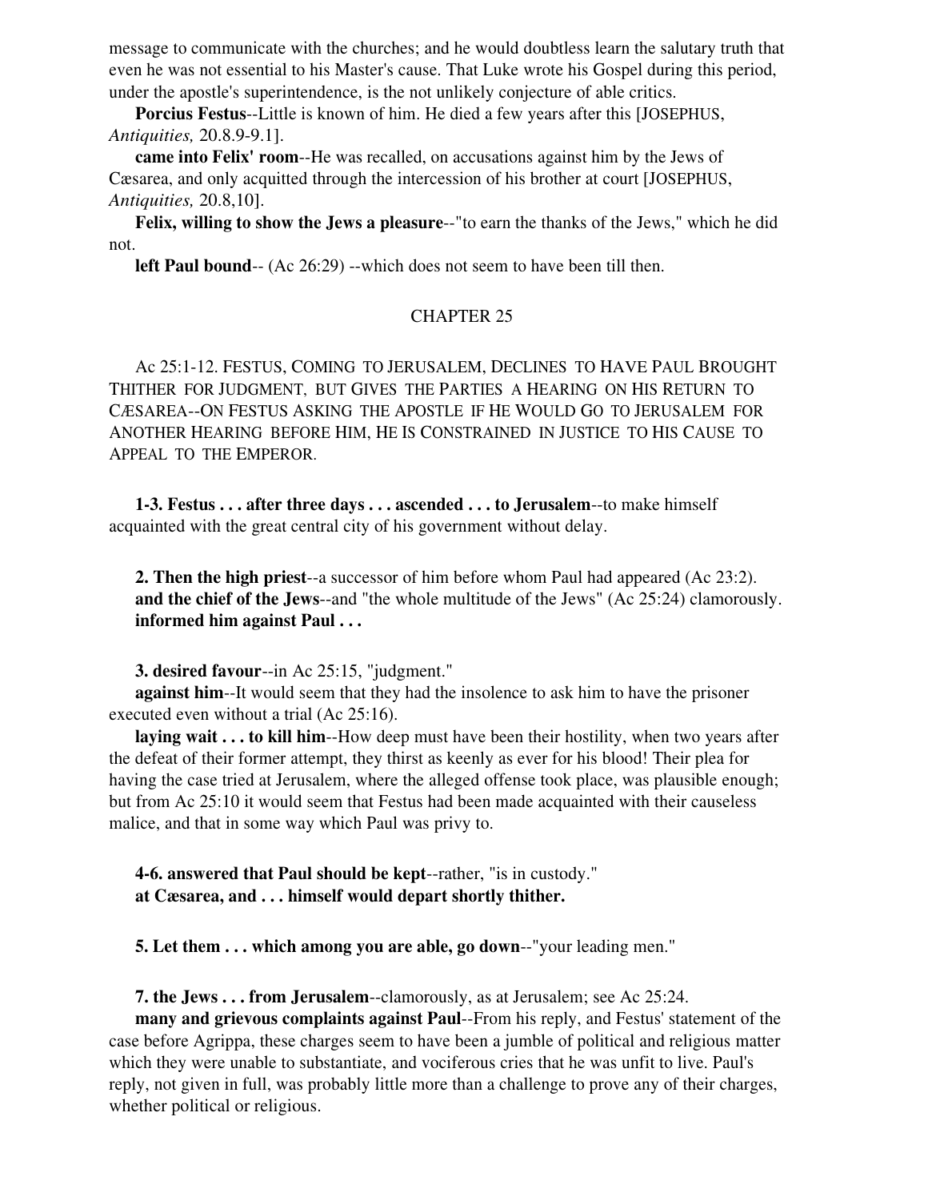message to communicate with the churches; and he would doubtless learn the salutary truth that even he was not essential to his Master's cause. That Luke wrote his Gospel during this period, under the apostle's superintendence, is the not unlikely conjecture of able critics.

**Porcius Festus**--Little is known of him. He died a few years after this [JOSEPHUS, *Antiquities,* 20.8.9-9.1].

**came into Felix' room**--He was recalled, on accusations against him by the Jews of Cæsarea, and only acquitted through the intercession of his brother at court [JOSEPHUS, *Antiquities,* 20.8,10].

**Felix, willing to show the Jews a pleasure**--"to earn the thanks of the Jews," which he did not.

**left Paul bound**-- (Ac 26:29) --which does not seem to have been till then.

## CHAPTER 25

Ac 25:1-12. FESTUS, COMING TO JERUSALEM, DECLINES TO HAVE PAUL BROUGHT THITHER FOR JUDGMENT, BUT GIVES THE PARTIES A HEARING ON HIS RETURN TO CÆSAREA--ON FESTUS ASKING THE APOSTLE IF HE WOULD GO TO JERUSALEM FOR ANOTHER HEARING BEFORE HIM, HE IS CONSTRAINED IN JUSTICE TO HIS CAUSE TO APPEAL TO THE EMPEROR.

**1-3. Festus . . . after three days . . . ascended . . . to Jerusalem**--to make himself acquainted with the great central city of his government without delay.

**2. Then the high priest**--a successor of him before whom Paul had appeared (Ac 23:2).
**and the chief of the Jews**--and "the whole multitude of the Jews" (Ac 25:24) clamorously.
**informed him against Paul . . .**

**3. desired favour**--in Ac 25:15, "judgment."

**against him**--It would seem that they had the insolence to ask him to have the prisoner executed even without a trial (Ac 25:16).

**laying wait . . . to kill him**--How deep must have been their hostility, when two years after the defeat of their former attempt, they thirst as keenly as ever for his blood! Their plea for having the case tried at Jerusalem, where the alleged offense took place, was plausible enough; but from Ac 25:10 it would seem that Festus had been made acquainted with their causeless malice, and that in some way which Paul was privy to.

**4-6. answered that Paul should be kept**--rather, "is in custody."
**at Cæsarea, and . . . himself would depart shortly thither.**

**5. Let them . . . which among you are able, go down**--"your leading men."

**7. the Jews . . . from Jerusalem**--clamorously, as at Jerusalem; see Ac 25:24.

**many and grievous complaints against Paul**--From his reply, and Festus' statement of the case before Agrippa, these charges seem to have been a jumble of political and religious matter which they were unable to substantiate, and vociferous cries that he was unfit to live. Paul's reply, not given in full, was probably little more than a challenge to prove any of their charges, whether political or religious.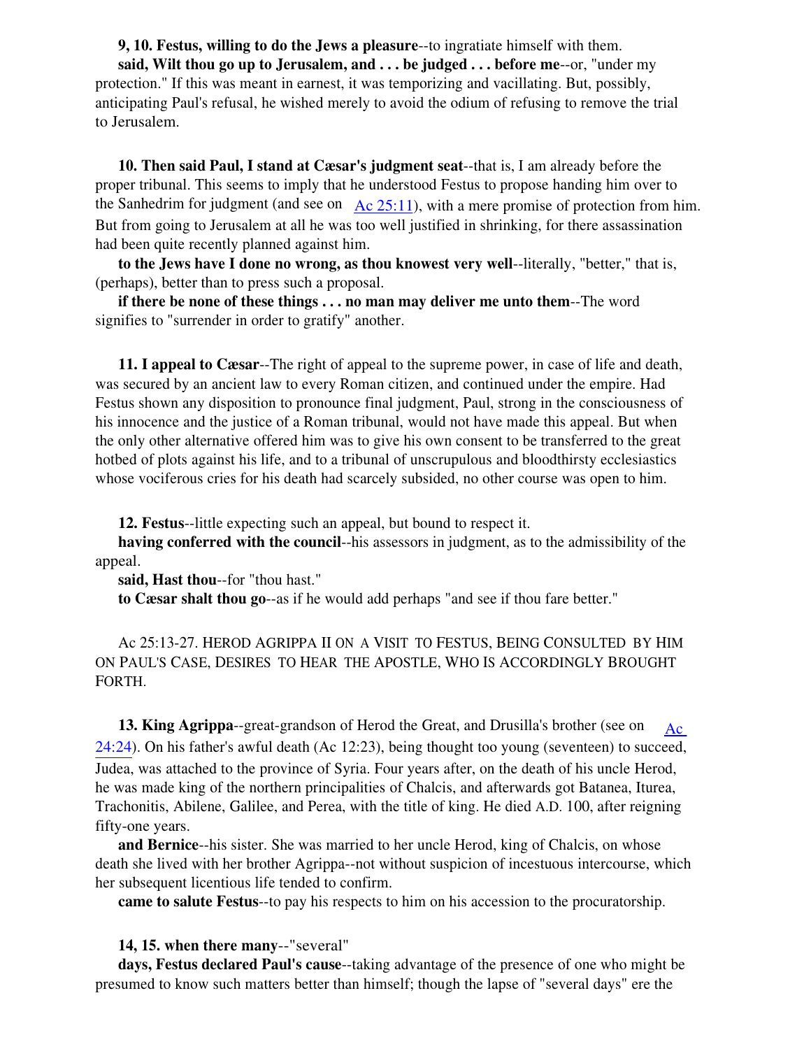**9, 10. Festus, willing to do the Jews a pleasure**--to ingratiate himself with them.

**said, Wilt thou go up to Jerusalem, and . . . be judged . . . before me**--or, "under my protection." If this was meant in earnest, it was temporizing and vacillating. But, possibly, anticipating Paul's refusal, he wished merely to avoid the odium of refusing to remove the trial to Jerusalem.

**10. Then said Paul, I stand at Cæsar's judgment seat**--that is, I am already before the proper tribunal. This seems to imply that he understood Festus to propose handing him over to the Sanhedrim for judgment (and see on Ac 25:11), with a mere promise of protection from him. But from going to Jerusalem at all he was too well justified in shrinking, for there assassination had been quite recently planned against him.

**to the Jews have I done no wrong, as thou knowest very well**--literally, "better," that is, (perhaps), better than to press such a proposal.

**if there be none of these things . . . no man may deliver me unto them**--The word signifies to "surrender in order to gratify" another.

**11. I appeal to Cæsar**--The right of appeal to the supreme power, in case of life and death, was secured by an ancient law to every Roman citizen, and continued under the empire. Had Festus shown any disposition to pronounce final judgment, Paul, strong in the consciousness of his innocence and the justice of a Roman tribunal, would not have made this appeal. But when the only other alternative offered him was to give his own consent to be transferred to the great hotbed of plots against his life, and to a tribunal of unscrupulous and bloodthirsty ecclesiastics whose vociferous cries for his death had scarcely subsided, no other course was open to him.

**12. Festus**--little expecting such an appeal, but bound to respect it.

**having conferred with the council**--his assessors in judgment, as to the admissibility of the appeal.

**said, Hast thou**--for "thou hast."

**to Cæsar shalt thou go**--as if he would add perhaps "and see if thou fare better."

Ac 25:13-27. HEROD AGRIPPA II ON A VISIT TO FESTUS, BEING CONSULTED BY HIM ON PAUL'S CASE, DESIRES TO HEAR THE APOSTLE, WHO IS ACCORDINGLY BROUGHT FORTH.

**13. King Agrippa**--great-grandson of Herod the Great, and Drusilla's brother (see on Ac 24:24). On his father's awful death (Ac 12:23), being thought too young (seventeen) to succeed, Judea, was attached to the province of Syria. Four years after, on the death of his uncle Herod, he was made king of the northern principalities of Chalcis, and afterwards got Batanea, Iturea, Trachonitis, Abilene, Galilee, and Perea, with the title of king. He died A.D. 100, after reigning fifty-one years.

**and Bernice**--his sister. She was married to her uncle Herod, king of Chalcis, on whose death she lived with her brother Agrippa--not without suspicion of incestuous intercourse, which her subsequent licentious life tended to confirm.

**came to salute Festus**--to pay his respects to him on his accession to the procuratorship.

**14, 15. when there many**--"several"

**days, Festus declared Paul's cause**--taking advantage of the presence of one who might be presumed to know such matters better than himself; though the lapse of "several days" ere the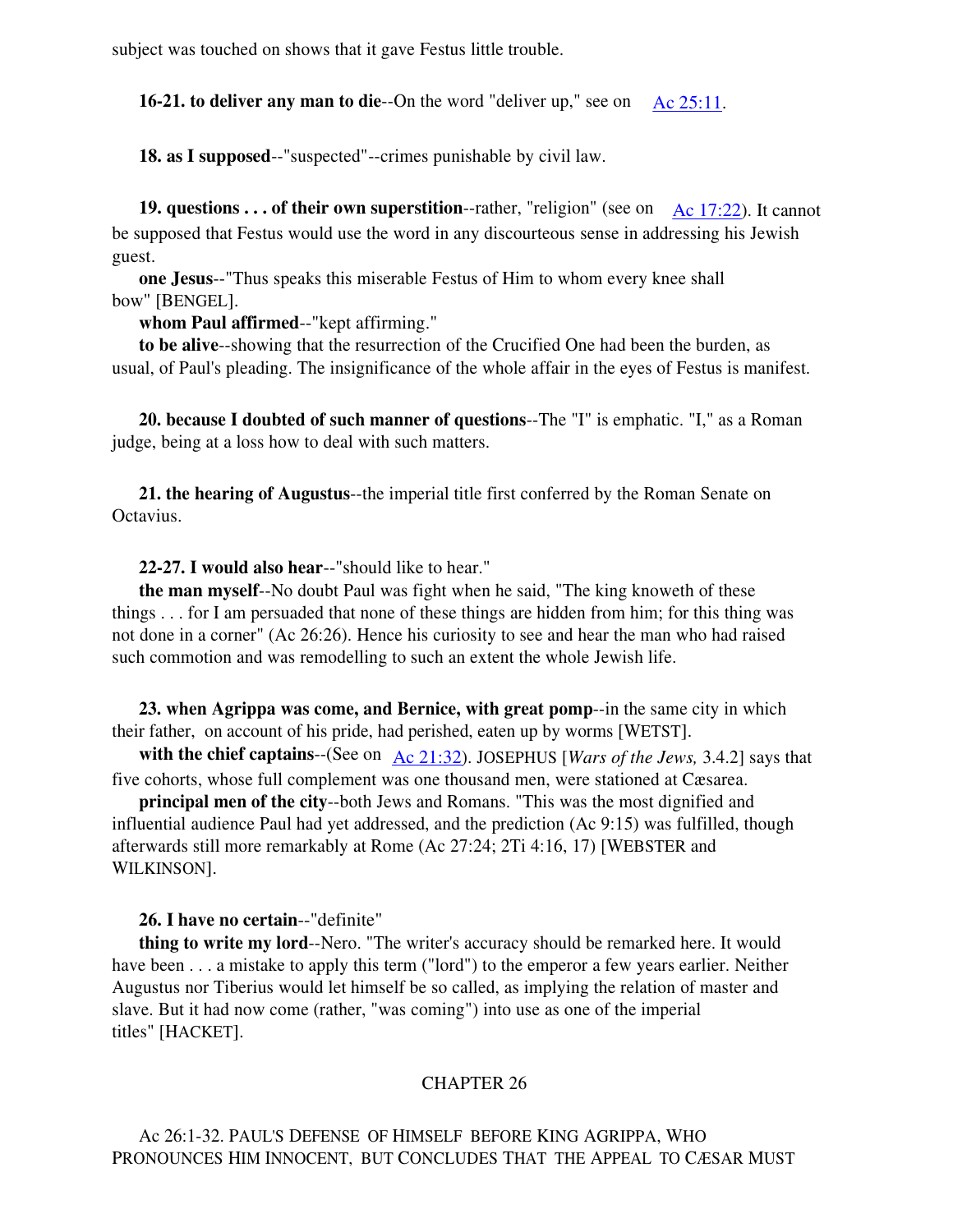subject was touched on shows that it gave Festus little trouble.

**16-21. to deliver any man to die**--On the word "deliver up," see on Ac 25:11.

**18. as I supposed**--"suspected"--crimes punishable by civil law.

**19. questions . . . of their own superstition**--rather, "religion" (see on Ac 17:22). It cannot be supposed that Festus would use the word in any discourteous sense in addressing his Jewish guest.

**one Jesus**--"Thus speaks this miserable Festus of Him to whom every knee shall bow" [BENGEL].

**whom Paul affirmed**--"kept affirming."

**to be alive**--showing that the resurrection of the Crucified One had been the burden, as usual, of Paul's pleading. The insignificance of the whole affair in the eyes of Festus is manifest.

**20. because I doubted of such manner of questions**--The "I" is emphatic. "I," as a Roman judge, being at a loss how to deal with such matters.

**21. the hearing of Augustus**--the imperial title first conferred by the Roman Senate on Octavius.

**22-27. I would also hear**--"should like to hear."

**the man myself**--No doubt Paul was fight when he said, "The king knoweth of these things . . . for I am persuaded that none of these things are hidden from him; for this thing was not done in a corner" (Ac 26:26). Hence his curiosity to see and hear the man who had raised such commotion and was remodelling to such an extent the whole Jewish life.

**23. when Agrippa was come, and Bernice, with great pomp**--in the same city in which their father, on account of his pride, had perished, eaten up by worms [WETST].

**with the chief captains**--(See on Ac 21:32). JOSEPHUS [*Wars of the Jews,* 3.4.2] says that five cohorts, whose full complement was one thousand men, were stationed at Cæsarea.

**principal men of the city**--both Jews and Romans. "This was the most dignified and influential audience Paul had yet addressed, and the prediction (Ac 9:15) was fulfilled, though afterwards still more remarkably at Rome (Ac 27:24; 2Ti 4:16, 17) [WEBSTER and WILKINSON].

**26. I have no certain**--"definite"

**thing to write my lord**--Nero. "The writer's accuracy should be remarked here. It would have been . . . a mistake to apply this term ("lord") to the emperor a few years earlier. Neither Augustus nor Tiberius would let himself be so called, as implying the relation of master and slave. But it had now come (rather, "was coming") into use as one of the imperial titles" [HACKET].

## CHAPTER 26

Ac 26:1-32. PAUL'S DEFENSE OF HIMSELF BEFORE KING AGRIPPA, WHO PRONOUNCES HIM INNOCENT, BUT CONCLUDES THAT THE APPEAL TO CÆSAR MUST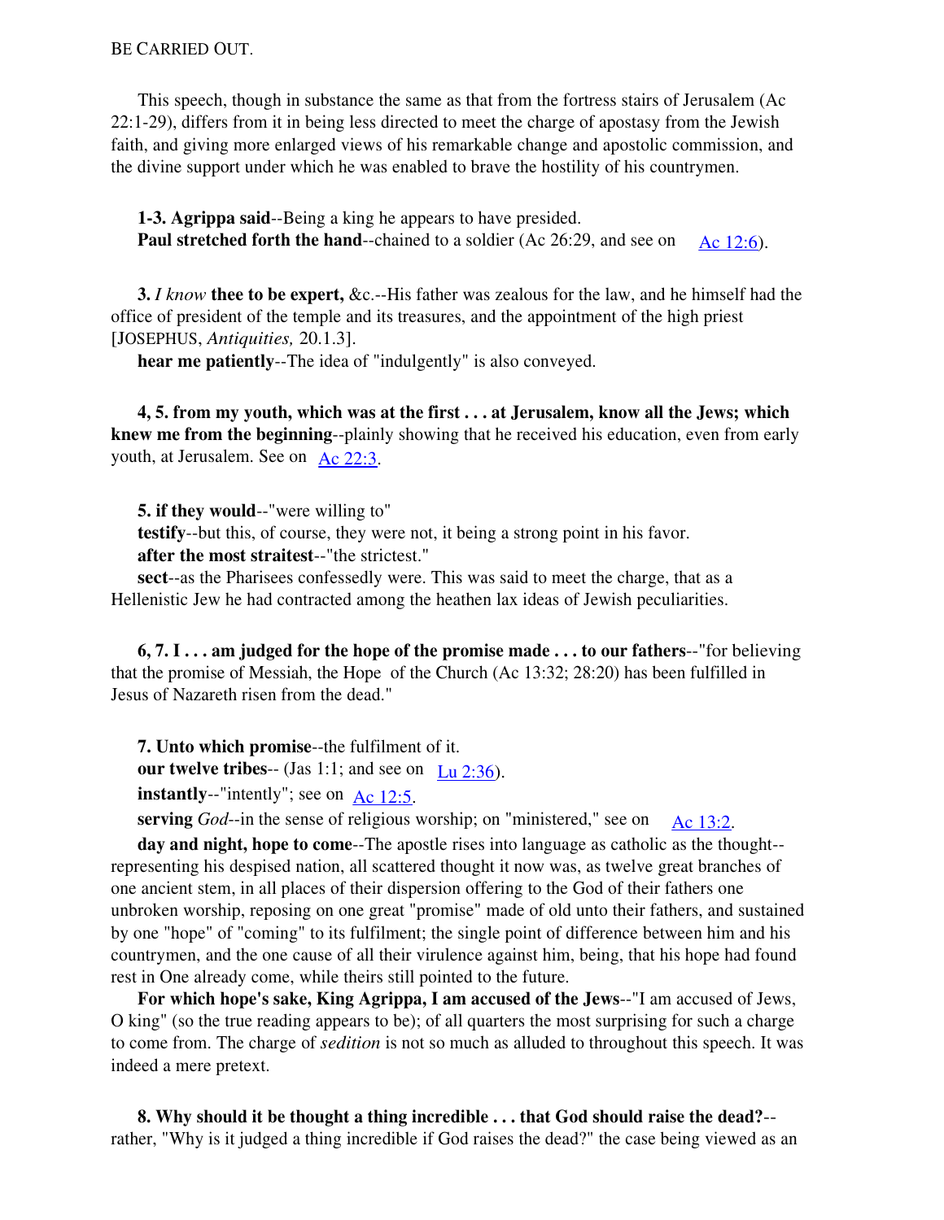BE CARRIED OUT.

This speech, though in substance the same as that from the fortress stairs of Jerusalem (Ac 22:1-29), differs from it in being less directed to meet the charge of apostasy from the Jewish faith, and giving more enlarged views of his remarkable change and apostolic commission, and the divine support under which he was enabled to brave the hostility of his countrymen.

**1-3. Agrippa said**--Being a king he appears to have presided.
**Paul stretched forth the hand**--chained to a soldier (Ac 26:29, and see on Ac 12:6).

**3.** *I know* **thee to be expert,** &c.--His father was zealous for the law, and he himself had the office of president of the temple and its treasures, and the appointment of the high priest [JOSEPHUS, *Antiquities,* 20.1.3].
**hear me patiently**--The idea of "indulgently" is also conveyed.

**4, 5. from my youth, which was at the first . . . at Jerusalem, know all the Jews; which knew me from the beginning**--plainly showing that he received his education, even from early youth, at Jerusalem. See on Ac 22:3.

**5. if they would**--"were willing to"
**testify**--but this, of course, they were not, it being a strong point in his favor.
**after the most straitest**--"the strictest."
**sect**--as the Pharisees confessedly were. This was said to meet the charge, that as a Hellenistic Jew he had contracted among the heathen lax ideas of Jewish peculiarities.

**6, 7. I . . . am judged for the hope of the promise made . . . to our fathers**--"for believing that the promise of Messiah, the Hope of the Church (Ac 13:32; 28:20) has been fulfilled in Jesus of Nazareth risen from the dead."

**7. Unto which promise**--the fulfilment of it.
**our twelve tribes**-- (Jas 1:1; and see on Lu 2:36).
**instantly**--"intently"; see on Ac 12:5.
**serving** *God*--in the sense of religious worship; on "ministered," see on Ac 13:2.
**day and night, hope to come**--The apostle rises into language as catholic as the thought--representing his despised nation, all scattered thought it now was, as twelve great branches of one ancient stem, in all places of their dispersion offering to the God of their fathers one unbroken worship, reposing on one great "promise" made of old unto their fathers, and sustained by one "hope" of "coming" to its fulfilment; the single point of difference between him and his countrymen, and the one cause of all their virulence against him, being, that his hope had found rest in One already come, while theirs still pointed to the future.
**For which hope's sake, King Agrippa, I am accused of the Jews**--"I am accused of Jews, O king" (so the true reading appears to be); of all quarters the most surprising for such a charge to come from. The charge of *sedition* is not so much as alluded to throughout this speech. It was indeed a mere pretext.

**8. Why should it be thought a thing incredible . . . that God should raise the dead?**--rather, "Why is it judged a thing incredible if God raises the dead?" the case being viewed as an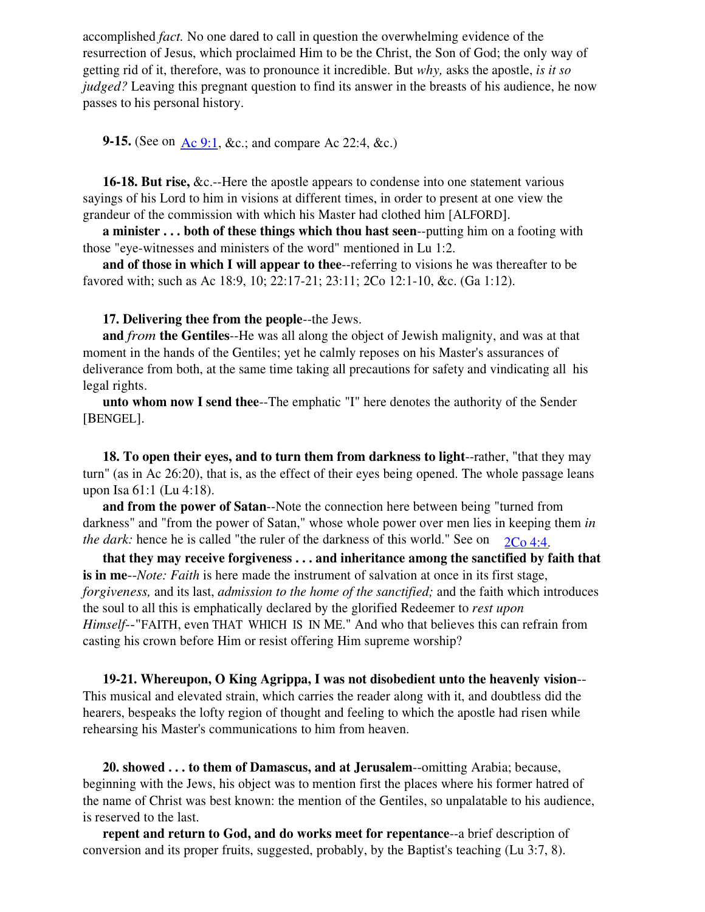accomplished *fact.* No one dared to call in question the overwhelming evidence of the resurrection of Jesus, which proclaimed Him to be the Christ, the Son of God; the only way of getting rid of it, therefore, was to pronounce it incredible. But *why,* asks the apostle, *is it so judged?* Leaving this pregnant question to find its answer in the breasts of his audience, he now passes to his personal history.

**9-15.** (See on Ac 9:1, &c.; and compare Ac 22:4, &c.)

**16-18. But rise,** &c.--Here the apostle appears to condense into one statement various sayings of his Lord to him in visions at different times, in order to present at one view the grandeur of the commission with which his Master had clothed him [ALFORD].

**a minister . . . both of these things which thou hast seen**--putting him on a footing with those "eye-witnesses and ministers of the word" mentioned in Lu 1:2.

**and of those in which I will appear to thee**--referring to visions he was thereafter to be favored with; such as Ac 18:9, 10; 22:17-21; 23:11; 2Co 12:1-10, &c. (Ga 1:12).

**17. Delivering thee from the people**--the Jews.

**and** *from* **the Gentiles**--He was all along the object of Jewish malignity, and was at that moment in the hands of the Gentiles; yet he calmly reposes on his Master's assurances of deliverance from both, at the same time taking all precautions for safety and vindicating all his legal rights.

**unto whom now I send thee**--The emphatic "I" here denotes the authority of the Sender [BENGEL].

**18. To open their eyes, and to turn them from darkness to light**--rather, "that they may turn" (as in Ac 26:20), that is, as the effect of their eyes being opened. The whole passage leans upon Isa 61:1 (Lu 4:18).

**and from the power of Satan**--Note the connection here between being "turned from darkness" and "from the power of Satan," whose whole power over men lies in keeping them *in the dark:* hence he is called "the ruler of the darkness of this world." See on 2Co 4:4.

**that they may receive forgiveness . . . and inheritance among the sanctified by faith that is in me**--*Note: Faith* is here made the instrument of salvation at once in its first stage, *forgiveness,* and its last, *admission to the home of the sanctified;* and the faith which introduces the soul to all this is emphatically declared by the glorified Redeemer to *rest upon Himself*--"FAITH, even THAT WHICH IS IN ME." And who that believes this can refrain from casting his crown before Him or resist offering Him supreme worship?

**19-21. Whereupon, O King Agrippa, I was not disobedient unto the heavenly vision**--This musical and elevated strain, which carries the reader along with it, and doubtless did the hearers, bespeaks the lofty region of thought and feeling to which the apostle had risen while rehearsing his Master's communications to him from heaven.

**20. showed . . . to them of Damascus, and at Jerusalem**--omitting Arabia; because, beginning with the Jews, his object was to mention first the places where his former hatred of the name of Christ was best known: the mention of the Gentiles, so unpalatable to his audience, is reserved to the last.

**repent and return to God, and do works meet for repentance**--a brief description of conversion and its proper fruits, suggested, probably, by the Baptist's teaching (Lu 3:7, 8).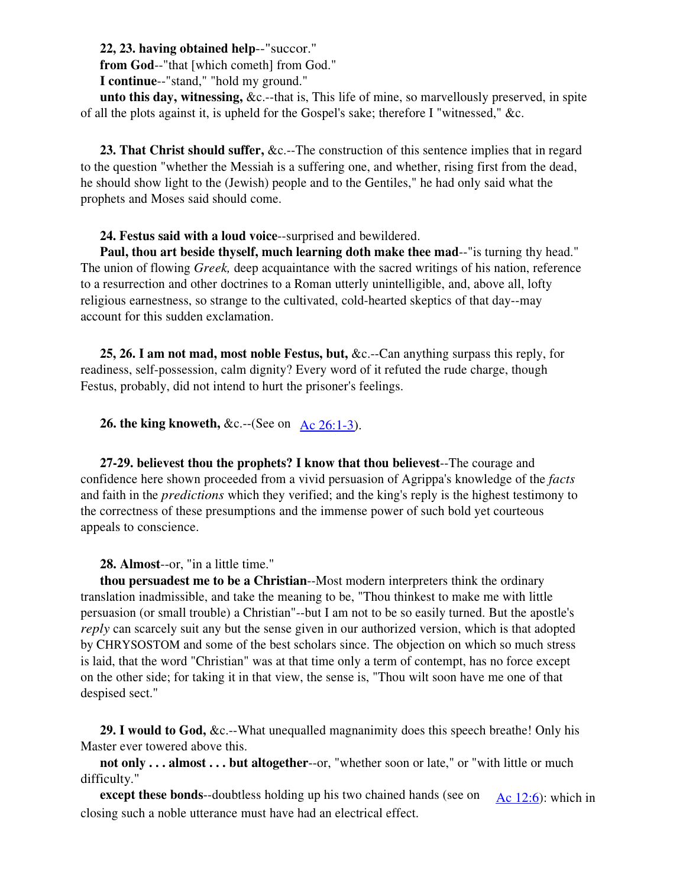**22, 23. having obtained help**--"succor."

**from God**--"that [which cometh] from God."

**I continue**--"stand," "hold my ground."

**unto this day, witnessing,** &c.--that is, This life of mine, so marvellously preserved, in spite of all the plots against it, is upheld for the Gospel's sake; therefore I "witnessed," &c.

**23. That Christ should suffer,** &c.--The construction of this sentence implies that in regard to the question "whether the Messiah is a suffering one, and whether, rising first from the dead, he should show light to the (Jewish) people and to the Gentiles," he had only said what the prophets and Moses said should come.

**24. Festus said with a loud voice**--surprised and bewildered.

**Paul, thou art beside thyself, much learning doth make thee mad**--"is turning thy head." The union of flowing *Greek,* deep acquaintance with the sacred writings of his nation, reference to a resurrection and other doctrines to a Roman utterly unintelligible, and, above all, lofty religious earnestness, so strange to the cultivated, cold-hearted skeptics of that day--may account for this sudden exclamation.

**25, 26. I am not mad, most noble Festus, but,** &c.--Can anything surpass this reply, for readiness, self-possession, calm dignity? Every word of it refuted the rude charge, though Festus, probably, did not intend to hurt the prisoner's feelings.

**26. the king knoweth,** &c.--(See on Ac 26:1-3).

**27-29. believest thou the prophets? I know that thou believest**--The courage and confidence here shown proceeded from a vivid persuasion of Agrippa's knowledge of the *facts* and faith in the *predictions* which they verified; and the king's reply is the highest testimony to the correctness of these presumptions and the immense power of such bold yet courteous appeals to conscience.

**28. Almost**--or, "in a little time."

**thou persuadest me to be a Christian**--Most modern interpreters think the ordinary translation inadmissible, and take the meaning to be, "Thou thinkest to make me with little persuasion (or small trouble) a Christian"--but I am not to be so easily turned. But the apostle's *reply* can scarcely suit any but the sense given in our authorized version, which is that adopted by CHRYSOSTOM and some of the best scholars since. The objection on which so much stress is laid, that the word "Christian" was at that time only a term of contempt, has no force except on the other side; for taking it in that view, the sense is, "Thou wilt soon have me one of that despised sect."

**29. I would to God,** &c.--What unequalled magnanimity does this speech breathe! Only his Master ever towered above this.

**not only . . . almost . . . but altogether**--or, "whether soon or late," or "with little or much difficulty."

**except these bonds**--doubtless holding up his two chained hands (see on Ac 12:6): which in closing such a noble utterance must have had an electrical effect.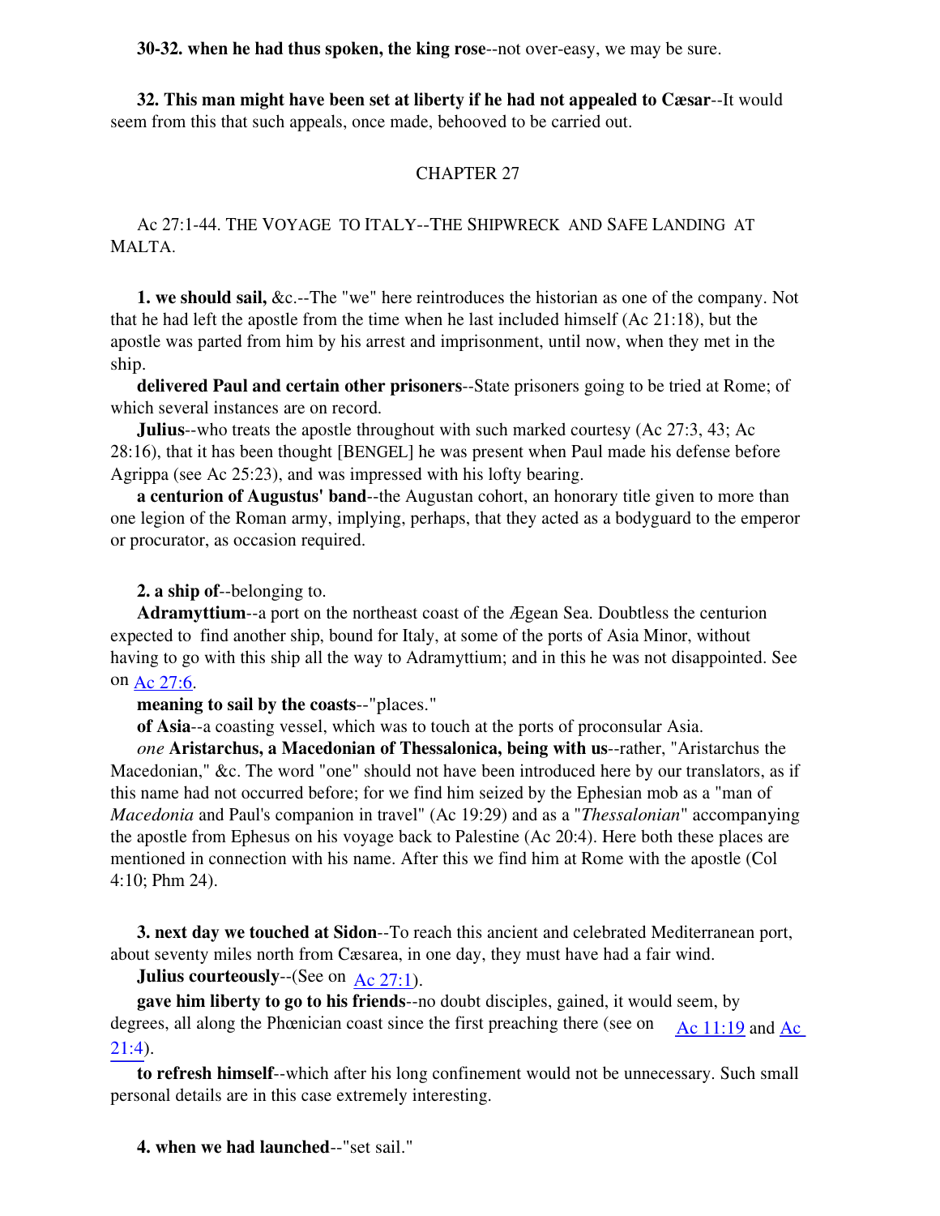**30-32. when he had thus spoken, the king rose**--not over-easy, we may be sure.

**32. This man might have been set at liberty if he had not appealed to Cæsar**--It would seem from this that such appeals, once made, behooved to be carried out.

## CHAPTER 27

Ac 27:1-44. THE VOYAGE TO ITALY--THE SHIPWRECK AND SAFE LANDING AT MALTA.

**1. we should sail,** &c.--The "we" here reintroduces the historian as one of the company. Not that he had left the apostle from the time when he last included himself (Ac 21:18), but the apostle was parted from him by his arrest and imprisonment, until now, when they met in the ship.

**delivered Paul and certain other prisoners**--State prisoners going to be tried at Rome; of which several instances are on record.

**Julius**--who treats the apostle throughout with such marked courtesy (Ac 27:3, 43; Ac 28:16), that it has been thought [BENGEL] he was present when Paul made his defense before Agrippa (see Ac 25:23), and was impressed with his lofty bearing.

**a centurion of Augustus' band**--the Augustan cohort, an honorary title given to more than one legion of the Roman army, implying, perhaps, that they acted as a bodyguard to the emperor or procurator, as occasion required.

**2. a ship of**--belonging to.

**Adramyttium**--a port on the northeast coast of the Ægean Sea. Doubtless the centurion expected to find another ship, bound for Italy, at some of the ports of Asia Minor, without having to go with this ship all the way to Adramyttium; and in this he was not disappointed. See on Ac 27:6.

**meaning to sail by the coasts**--"places."

**of Asia**--a coasting vessel, which was to touch at the ports of proconsular Asia.

*one* **Aristarchus, a Macedonian of Thessalonica, being with us**--rather, "Aristarchus the Macedonian," &c. The word "one" should not have been introduced here by our translators, as if this name had not occurred before; for we find him seized by the Ephesian mob as a "man of *Macedonia* and Paul's companion in travel" (Ac 19:29) and as a "*Thessalonian*" accompanying the apostle from Ephesus on his voyage back to Palestine (Ac 20:4). Here both these places are mentioned in connection with his name. After this we find him at Rome with the apostle (Col 4:10; Phm 24).

**3. next day we touched at Sidon**--To reach this ancient and celebrated Mediterranean port, about seventy miles north from Cæsarea, in one day, they must have had a fair wind.

**Julius courteously**--(See on Ac 27:1).

**gave him liberty to go to his friends**--no doubt disciples, gained, it would seem, by degrees, all along the Phœnician coast since the first preaching there (see on Ac 11:19 and Ac 21:4).

**to refresh himself**--which after his long confinement would not be unnecessary. Such small personal details are in this case extremely interesting.

**4. when we had launched**--"set sail."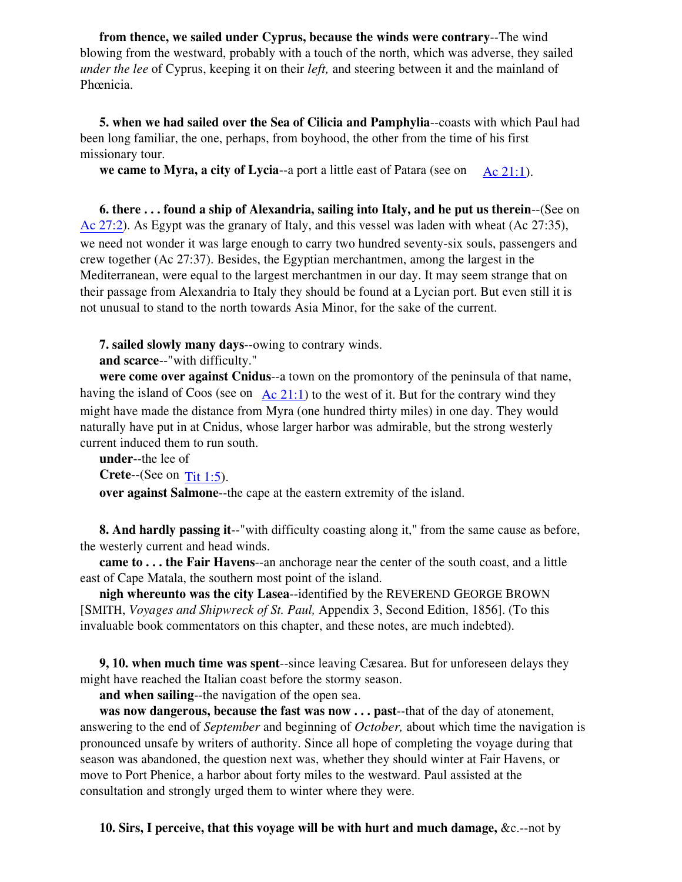**from thence, we sailed under Cyprus, because the winds were contrary**--The wind blowing from the westward, probably with a touch of the north, which was adverse, they sailed *under the lee* of Cyprus, keeping it on their *left,* and steering between it and the mainland of Phœnicia.

**5. when we had sailed over the Sea of Cilicia and Pamphylia**--coasts with which Paul had been long familiar, the one, perhaps, from boyhood, the other from the time of his first missionary tour.

**we came to Myra, a city of Lycia**--a port a little east of Patara (see on Ac 21:1).

**6. there . . . found a ship of Alexandria, sailing into Italy, and he put us therein**--(See on Ac 27:2). As Egypt was the granary of Italy, and this vessel was laden with wheat (Ac 27:35), we need not wonder it was large enough to carry two hundred seventy-six souls, passengers and crew together (Ac 27:37). Besides, the Egyptian merchantmen, among the largest in the Mediterranean, were equal to the largest merchantmen in our day. It may seem strange that on their passage from Alexandria to Italy they should be found at a Lycian port. But even still it is not unusual to stand to the north towards Asia Minor, for the sake of the current.

**7. sailed slowly many days**--owing to contrary winds.

**and scarce**--"with difficulty."

**were come over against Cnidus**--a town on the promontory of the peninsula of that name, having the island of Coos (see on Ac 21:1) to the west of it. But for the contrary wind they might have made the distance from Myra (one hundred thirty miles) in one day. They would naturally have put in at Cnidus, whose larger harbor was admirable, but the strong westerly current induced them to run south.

**under**--the lee of

**Crete**--(See on Tit 1:5).

**over against Salmone**--the cape at the eastern extremity of the island.

**8. And hardly passing it**--"with difficulty coasting along it," from the same cause as before, the westerly current and head winds.

**came to . . . the Fair Havens**--an anchorage near the center of the south coast, and a little east of Cape Matala, the southern most point of the island.

**nigh whereunto was the city Lasea**--identified by the REVEREND GEORGE BROWN [SMITH, *Voyages and Shipwreck of St. Paul,* Appendix 3, Second Edition, 1856]. (To this invaluable book commentators on this chapter, and these notes, are much indebted).

**9, 10. when much time was spent**--since leaving Cæsarea. But for unforeseen delays they might have reached the Italian coast before the stormy season.

**and when sailing**--the navigation of the open sea.

**was now dangerous, because the fast was now . . . past**--that of the day of atonement, answering to the end of *September* and beginning of *October,* about which time the navigation is pronounced unsafe by writers of authority. Since all hope of completing the voyage during that season was abandoned, the question next was, whether they should winter at Fair Havens, or move to Port Phenice, a harbor about forty miles to the westward. Paul assisted at the consultation and strongly urged them to winter where they were.

**10. Sirs, I perceive, that this voyage will be with hurt and much damage,** &c.--not by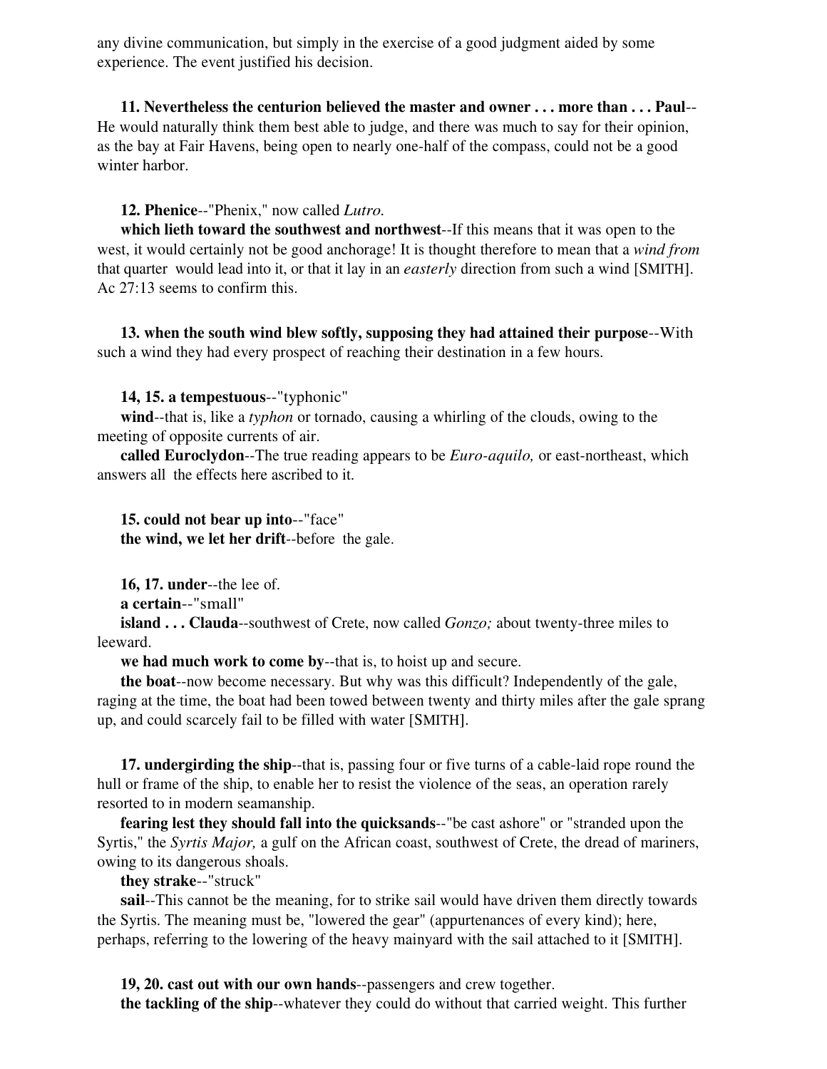any divine communication, but simply in the exercise of a good judgment aided by some experience. The event justified his decision.

**11. Nevertheless the centurion believed the master and owner . . . more than . . . Paul**--He would naturally think them best able to judge, and there was much to say for their opinion, as the bay at Fair Havens, being open to nearly one-half of the compass, could not be a good winter harbor.

**12. Phenice**--"Phenix," now called *Lutro.*

**which lieth toward the southwest and northwest**--If this means that it was open to the west, it would certainly not be good anchorage! It is thought therefore to mean that a *wind from* that quarter would lead into it, or that it lay in an *easterly* direction from such a wind [SMITH]. Ac 27:13 seems to confirm this.

**13. when the south wind blew softly, supposing they had attained their purpose**--With such a wind they had every prospect of reaching their destination in a few hours.

**14, 15. a tempestuous**--"typhonic"

**wind**--that is, like a *typhon* or tornado, causing a whirling of the clouds, owing to the meeting of opposite currents of air.

**called Euroclydon**--The true reading appears to be *Euro-aquilo,* or east-northeast, which answers all the effects here ascribed to it.

**15. could not bear up into**--"face"

**the wind, we let her drift**--before the gale.

**16, 17. under**--the lee of.

**a certain**--"small"

**island . . . Clauda**--southwest of Crete, now called *Gonzo;* about twenty-three miles to leeward.

**we had much work to come by**--that is, to hoist up and secure.

**the boat**--now become necessary. But why was this difficult? Independently of the gale, raging at the time, the boat had been towed between twenty and thirty miles after the gale sprang up, and could scarcely fail to be filled with water [SMITH].

**17. undergirding the ship**--that is, passing four or five turns of a cable-laid rope round the hull or frame of the ship, to enable her to resist the violence of the seas, an operation rarely resorted to in modern seamanship.

**fearing lest they should fall into the quicksands**--"be cast ashore" or "stranded upon the Syrtis," the *Syrtis Major,* a gulf on the African coast, southwest of Crete, the dread of mariners, owing to its dangerous shoals.

**they strake**--"struck"

**sail**--This cannot be the meaning, for to strike sail would have driven them directly towards the Syrtis. The meaning must be, "lowered the gear" (appurtenances of every kind); here, perhaps, referring to the lowering of the heavy mainyard with the sail attached to it [SMITH].

**19, 20. cast out with our own hands**--passengers and crew together.

**the tackling of the ship**--whatever they could do without that carried weight. This further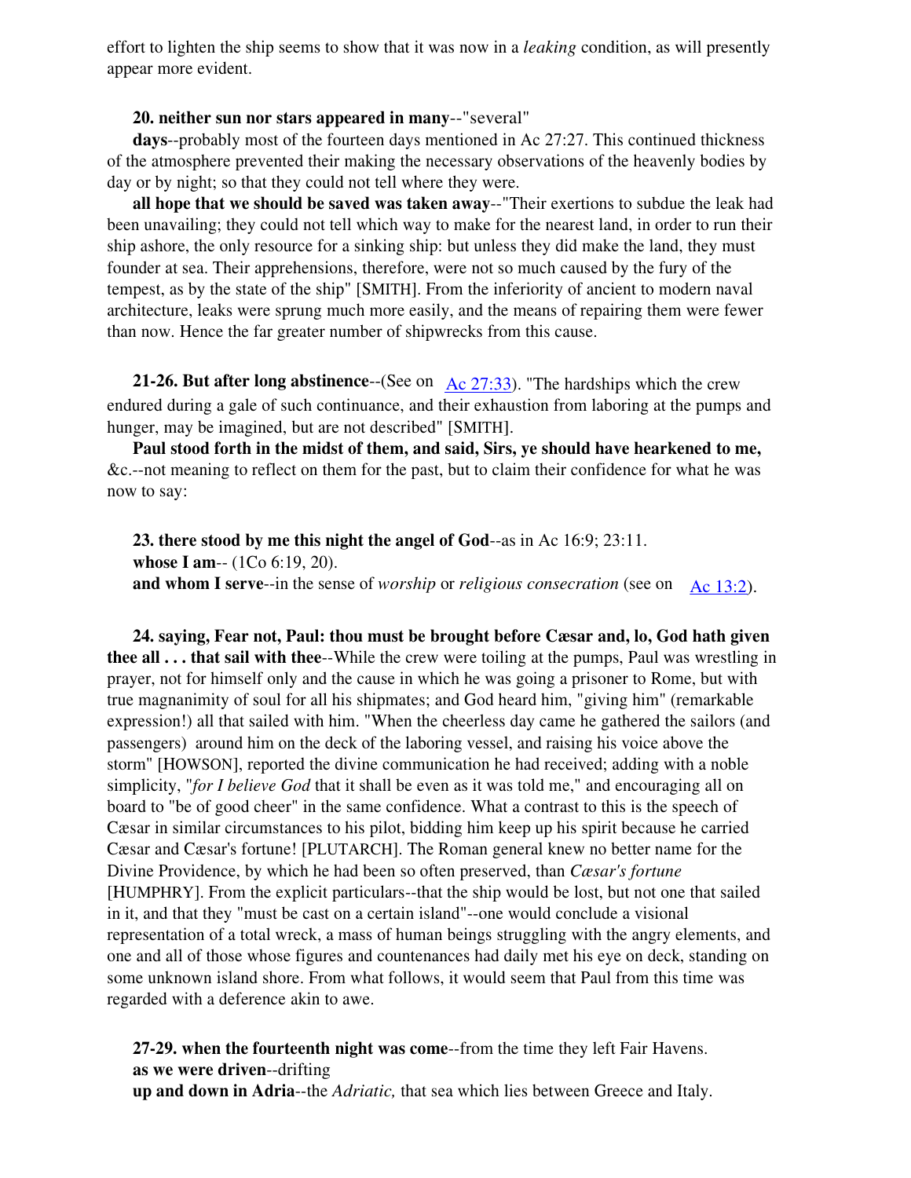effort to lighten the ship seems to show that it was now in a *leaking* condition, as will presently appear more evident.

**20. neither sun nor stars appeared in many**--"several"

**days**--probably most of the fourteen days mentioned in Ac 27:27. This continued thickness of the atmosphere prevented their making the necessary observations of the heavenly bodies by day or by night; so that they could not tell where they were.

**all hope that we should be saved was taken away**--"Their exertions to subdue the leak had been unavailing; they could not tell which way to make for the nearest land, in order to run their ship ashore, the only resource for a sinking ship: but unless they did make the land, they must founder at sea. Their apprehensions, therefore, were not so much caused by the fury of the tempest, as by the state of the ship" [SMITH]. From the inferiority of ancient to modern naval architecture, leaks were sprung much more easily, and the means of repairing them were fewer than now. Hence the far greater number of shipwrecks from this cause.

**21-26. But after long abstinence**--(See on Ac 27:33). "The hardships which the crew endured during a gale of such continuance, and their exhaustion from laboring at the pumps and hunger, may be imagined, but are not described" [SMITH].

**Paul stood forth in the midst of them, and said, Sirs, ye should have hearkened to me,** &c.--not meaning to reflect on them for the past, but to claim their confidence for what he was now to say:

**23. there stood by me this night the angel of God**--as in Ac 16:9; 23:11.

**whose I am**-- (1Co 6:19, 20).

**and whom I serve**--in the sense of *worship* or *religious consecration* (see on Ac 13:2).

**24. saying, Fear not, Paul: thou must be brought before Cæsar and, lo, God hath given thee all . . . that sail with thee**--While the crew were toiling at the pumps, Paul was wrestling in prayer, not for himself only and the cause in which he was going a prisoner to Rome, but with true magnanimity of soul for all his shipmates; and God heard him, "giving him" (remarkable expression!) all that sailed with him. "When the cheerless day came he gathered the sailors (and passengers) around him on the deck of the laboring vessel, and raising his voice above the storm" [HOWSON], reported the divine communication he had received; adding with a noble simplicity, "*for I believe God* that it shall be even as it was told me," and encouraging all on board to "be of good cheer" in the same confidence. What a contrast to this is the speech of Cæsar in similar circumstances to his pilot, bidding him keep up his spirit because he carried Cæsar and Cæsar's fortune! [PLUTARCH]. The Roman general knew no better name for the Divine Providence, by which he had been so often preserved, than *Cæsar's fortune* [HUMPHRY]. From the explicit particulars--that the ship would be lost, but not one that sailed in it, and that they "must be cast on a certain island"--one would conclude a visional representation of a total wreck, a mass of human beings struggling with the angry elements, and one and all of those whose figures and countenances had daily met his eye on deck, standing on some unknown island shore. From what follows, it would seem that Paul from this time was regarded with a deference akin to awe.

**27-29. when the fourteenth night was come**--from the time they left Fair Havens.

**as we were driven**--drifting

**up and down in Adria**--the *Adriatic,* that sea which lies between Greece and Italy.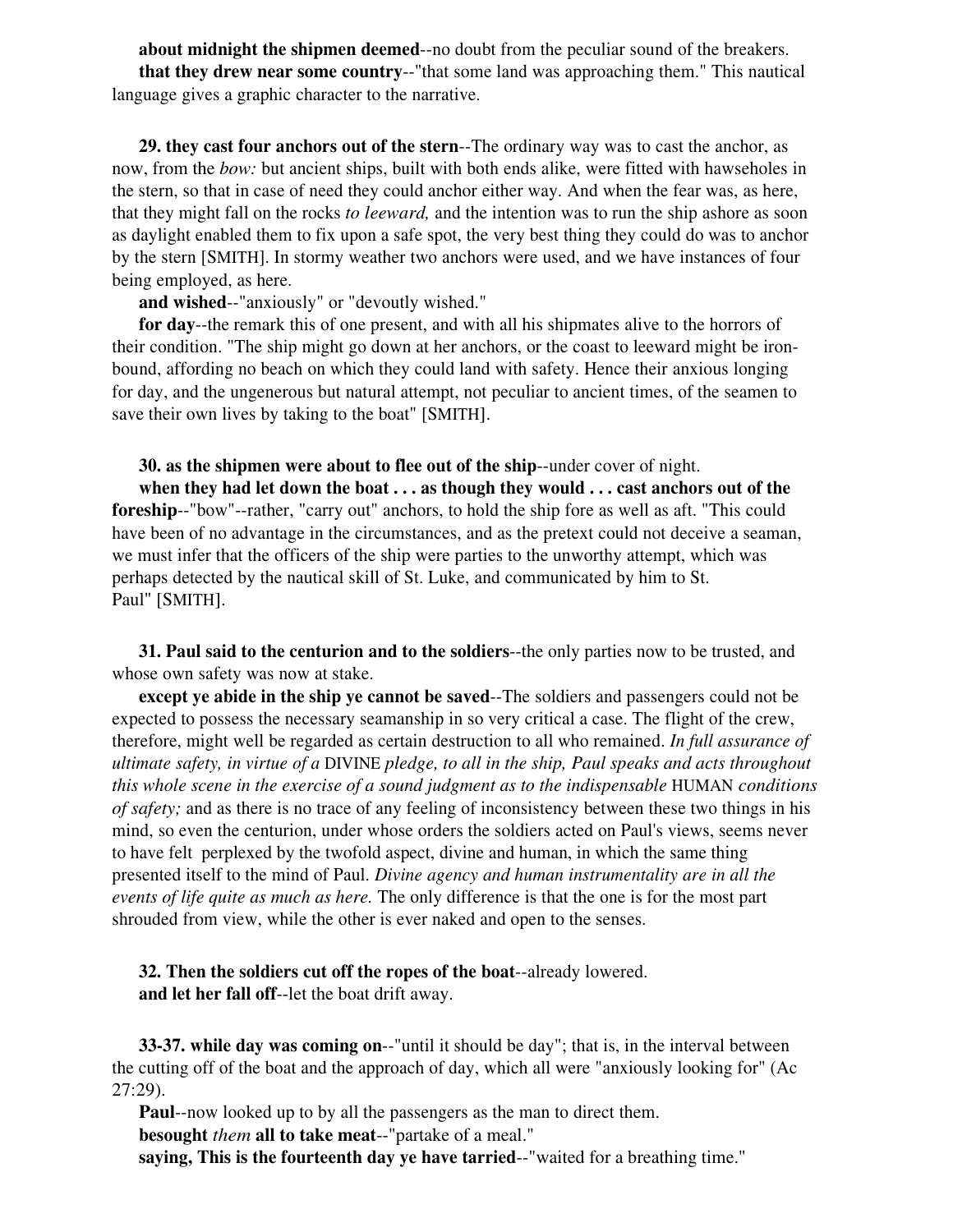**about midnight the shipmen deemed**--no doubt from the peculiar sound of the breakers.

**that they drew near some country**--"that some land was approaching them." This nautical language gives a graphic character to the narrative.

**29. they cast four anchors out of the stern**--The ordinary way was to cast the anchor, as now, from the *bow:* but ancient ships, built with both ends alike, were fitted with hawseholes in the stern, so that in case of need they could anchor either way. And when the fear was, as here, that they might fall on the rocks *to leeward,* and the intention was to run the ship ashore as soon as daylight enabled them to fix upon a safe spot, the very best thing they could do was to anchor by the stern [SMITH]. In stormy weather two anchors were used, and we have instances of four being employed, as here.

**and wished**--"anxiously" or "devoutly wished."

**for day**--the remark this of one present, and with all his shipmates alive to the horrors of their condition. "The ship might go down at her anchors, or the coast to leeward might be iron-bound, affording no beach on which they could land with safety. Hence their anxious longing for day, and the ungenerous but natural attempt, not peculiar to ancient times, of the seamen to save their own lives by taking to the boat" [SMITH].

**30. as the shipmen were about to flee out of the ship**--under cover of night.

**when they had let down the boat . . . as though they would . . . cast anchors out of the foreship**--"bow"--rather, "carry out" anchors, to hold the ship fore as well as aft. "This could have been of no advantage in the circumstances, and as the pretext could not deceive a seaman, we must infer that the officers of the ship were parties to the unworthy attempt, which was perhaps detected by the nautical skill of St. Luke, and communicated by him to St. Paul" [SMITH].

**31. Paul said to the centurion and to the soldiers**--the only parties now to be trusted, and whose own safety was now at stake.

**except ye abide in the ship ye cannot be saved**--The soldiers and passengers could not be expected to possess the necessary seamanship in so very critical a case. The flight of the crew, therefore, might well be regarded as certain destruction to all who remained. *In full assurance of ultimate safety, in virtue of a* DIVINE *pledge, to all in the ship, Paul speaks and acts throughout this whole scene in the exercise of a sound judgment as to the indispensable* HUMAN *conditions of safety;* and as there is no trace of any feeling of inconsistency between these two things in his mind, so even the centurion, under whose orders the soldiers acted on Paul's views, seems never to have felt perplexed by the twofold aspect, divine and human, in which the same thing presented itself to the mind of Paul. *Divine agency and human instrumentality are in all the events of life quite as much as here.* The only difference is that the one is for the most part shrouded from view, while the other is ever naked and open to the senses.

**32. Then the soldiers cut off the ropes of the boat**--already lowered.

**and let her fall off**--let the boat drift away.

**33-37. while day was coming on**--"until it should be day"; that is, in the interval between the cutting off of the boat and the approach of day, which all were "anxiously looking for" (Ac 27:29).

**Paul**--now looked up to by all the passengers as the man to direct them.

**besought** *them* **all to take meat**--"partake of a meal."

**saying, This is the fourteenth day ye have tarried**--"waited for a breathing time."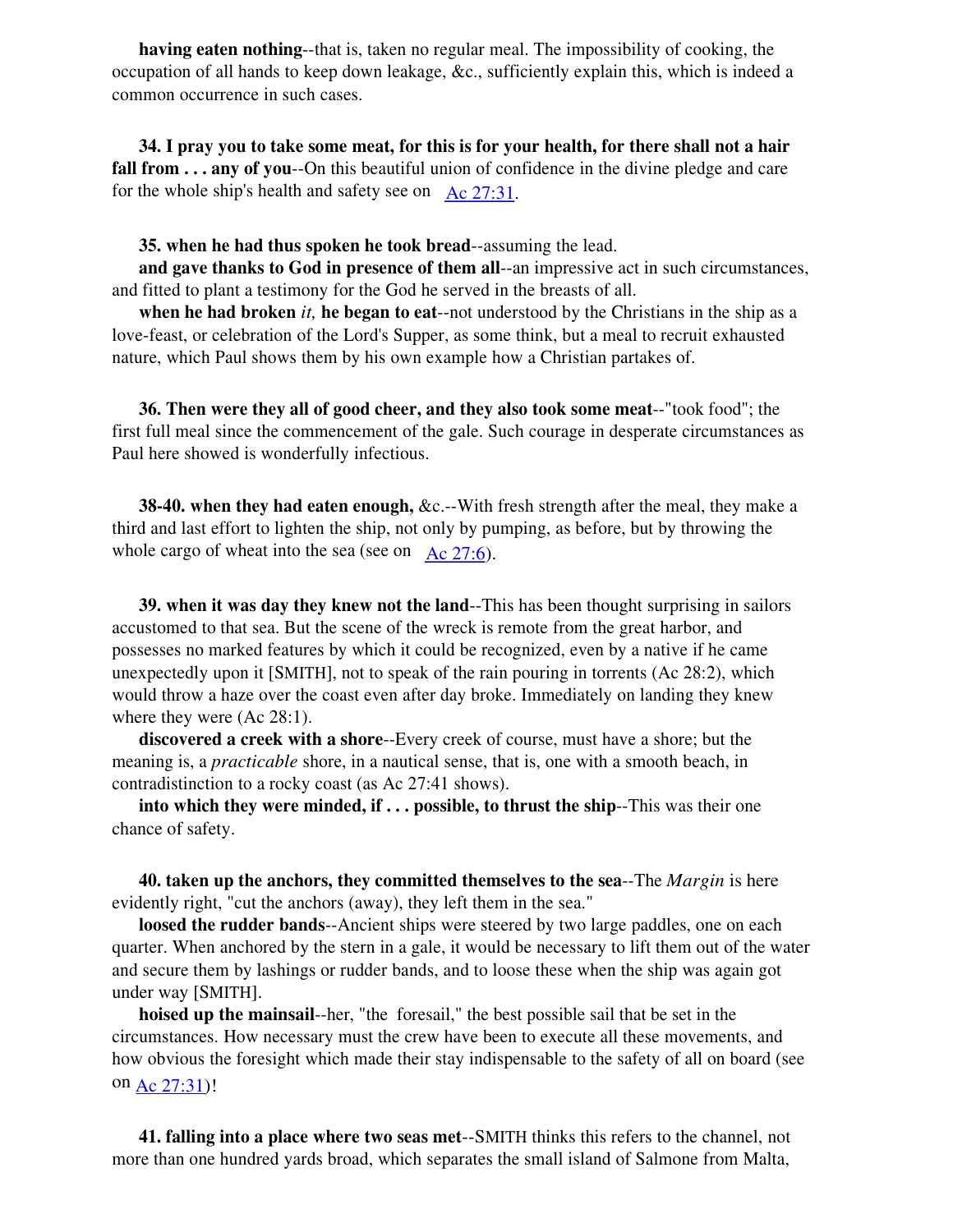**having eaten nothing**--that is, taken no regular meal. The impossibility of cooking, the occupation of all hands to keep down leakage, &c., sufficiently explain this, which is indeed a common occurrence in such cases.

**34. I pray you to take some meat, for this is for your health, for there shall not a hair fall from . . . any of you**--On this beautiful union of confidence in the divine pledge and care for the whole ship's health and safety see on Ac 27:31.

**35. when he had thus spoken he took bread**--assuming the lead.

**and gave thanks to God in presence of them all**--an impressive act in such circumstances, and fitted to plant a testimony for the God he served in the breasts of all.

**when he had broken** ***it,*** **he began to eat**--not understood by the Christians in the ship as a love-feast, or celebration of the Lord's Supper, as some think, but a meal to recruit exhausted nature, which Paul shows them by his own example how a Christian partakes of.

**36. Then were they all of good cheer, and they also took some meat**--"took food"; the first full meal since the commencement of the gale. Such courage in desperate circumstances as Paul here showed is wonderfully infectious.

**38-40. when they had eaten enough,** &c.--With fresh strength after the meal, they make a third and last effort to lighten the ship, not only by pumping, as before, but by throwing the whole cargo of wheat into the sea (see on Ac 27:6).

**39. when it was day they knew not the land**--This has been thought surprising in sailors accustomed to that sea. But the scene of the wreck is remote from the great harbor, and possesses no marked features by which it could be recognized, even by a native if he came unexpectedly upon it [SMITH], not to speak of the rain pouring in torrents (Ac 28:2), which would throw a haze over the coast even after day broke. Immediately on landing they knew where they were (Ac 28:1).

**discovered a creek with a shore**--Every creek of course, must have a shore; but the meaning is, a *practicable* shore, in a nautical sense, that is, one with a smooth beach, in contradistinction to a rocky coast (as Ac 27:41 shows).

**into which they were minded, if . . . possible, to thrust the ship**--This was their one chance of safety.

**40. taken up the anchors, they committed themselves to the sea**--The *Margin* is here evidently right, "cut the anchors (away), they left them in the sea."

**loosed the rudder bands**--Ancient ships were steered by two large paddles, one on each quarter. When anchored by the stern in a gale, it would be necessary to lift them out of the water and secure them by lashings or rudder bands, and to loose these when the ship was again got under way [SMITH].

**hoised up the mainsail**--her, "the foresail," the best possible sail that be set in the circumstances. How necessary must the crew have been to execute all these movements, and how obvious the foresight which made their stay indispensable to the safety of all on board (see on Ac 27:31)!

**41. falling into a place where two seas met**--SMITH thinks this refers to the channel, not more than one hundred yards broad, which separates the small island of Salmone from Malta,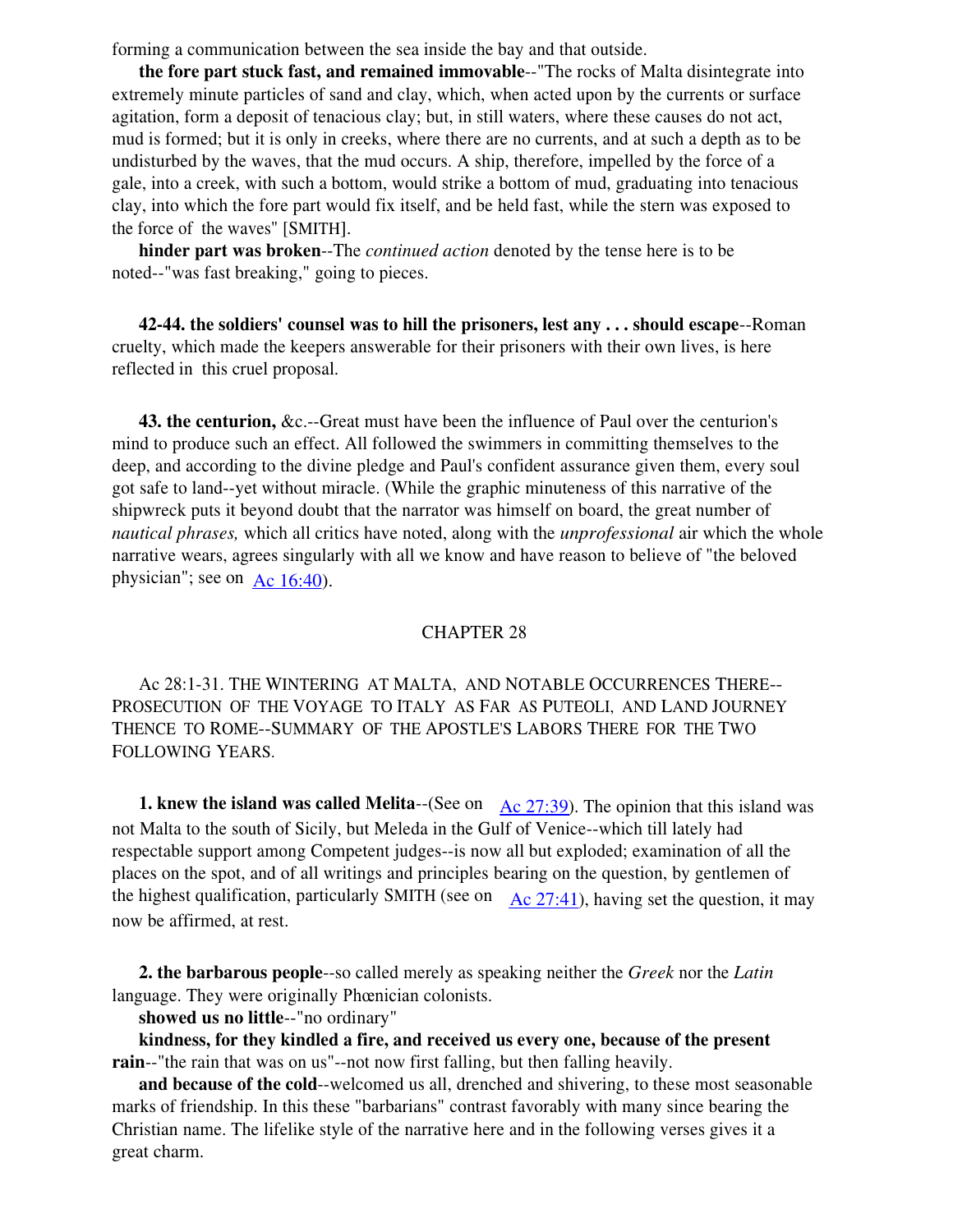forming a communication between the sea inside the bay and that outside.

**the fore part stuck fast, and remained immovable**--"The rocks of Malta disintegrate into extremely minute particles of sand and clay, which, when acted upon by the currents or surface agitation, form a deposit of tenacious clay; but, in still waters, where these causes do not act, mud is formed; but it is only in creeks, where there are no currents, and at such a depth as to be undisturbed by the waves, that the mud occurs. A ship, therefore, impelled by the force of a gale, into a creek, with such a bottom, would strike a bottom of mud, graduating into tenacious clay, into which the fore part would fix itself, and be held fast, while the stern was exposed to the force of the waves" [SMITH].

**hinder part was broken**--The *continued action* denoted by the tense here is to be noted--"was fast breaking," going to pieces.

**42-44. the soldiers' counsel was to hill the prisoners, lest any . . . should escape**--Roman cruelty, which made the keepers answerable for their prisoners with their own lives, is here reflected in this cruel proposal.

**43. the centurion,** &c.--Great must have been the influence of Paul over the centurion's mind to produce such an effect. All followed the swimmers in committing themselves to the deep, and according to the divine pledge and Paul's confident assurance given them, every soul got safe to land--yet without miracle. (While the graphic minuteness of this narrative of the shipwreck puts it beyond doubt that the narrator was himself on board, the great number of *nautical phrases,* which all critics have noted, along with the *unprofessional* air which the whole narrative wears, agrees singularly with all we know and have reason to believe of "the beloved physician"; see on Ac 16:40).

## CHAPTER 28

Ac 28:1-31. THE WINTERING AT MALTA, AND NOTABLE OCCURRENCES THERE--PROSECUTION OF THE VOYAGE TO ITALY AS FAR AS PUTEOLI, AND LAND JOURNEY THENCE TO ROME--SUMMARY OF THE APOSTLE'S LABORS THERE FOR THE TWO FOLLOWING YEARS.

**1. knew the island was called Melita**--(See on Ac 27:39). The opinion that this island was not Malta to the south of Sicily, but Meleda in the Gulf of Venice--which till lately had respectable support among Competent judges--is now all but exploded; examination of all the places on the spot, and of all writings and principles bearing on the question, by gentlemen of the highest qualification, particularly SMITH (see on Ac 27:41), having set the question, it may now be affirmed, at rest.

**2. the barbarous people**--so called merely as speaking neither the *Greek* nor the *Latin* language. They were originally Phœnician colonists.

**showed us no little**--"no ordinary"

**kindness, for they kindled a fire, and received us every one, because of the present rain**--"the rain that was on us"--not now first falling, but then falling heavily.

**and because of the cold**--welcomed us all, drenched and shivering, to these most seasonable marks of friendship. In this these "barbarians" contrast favorably with many since bearing the Christian name. The lifelike style of the narrative here and in the following verses gives it a great charm.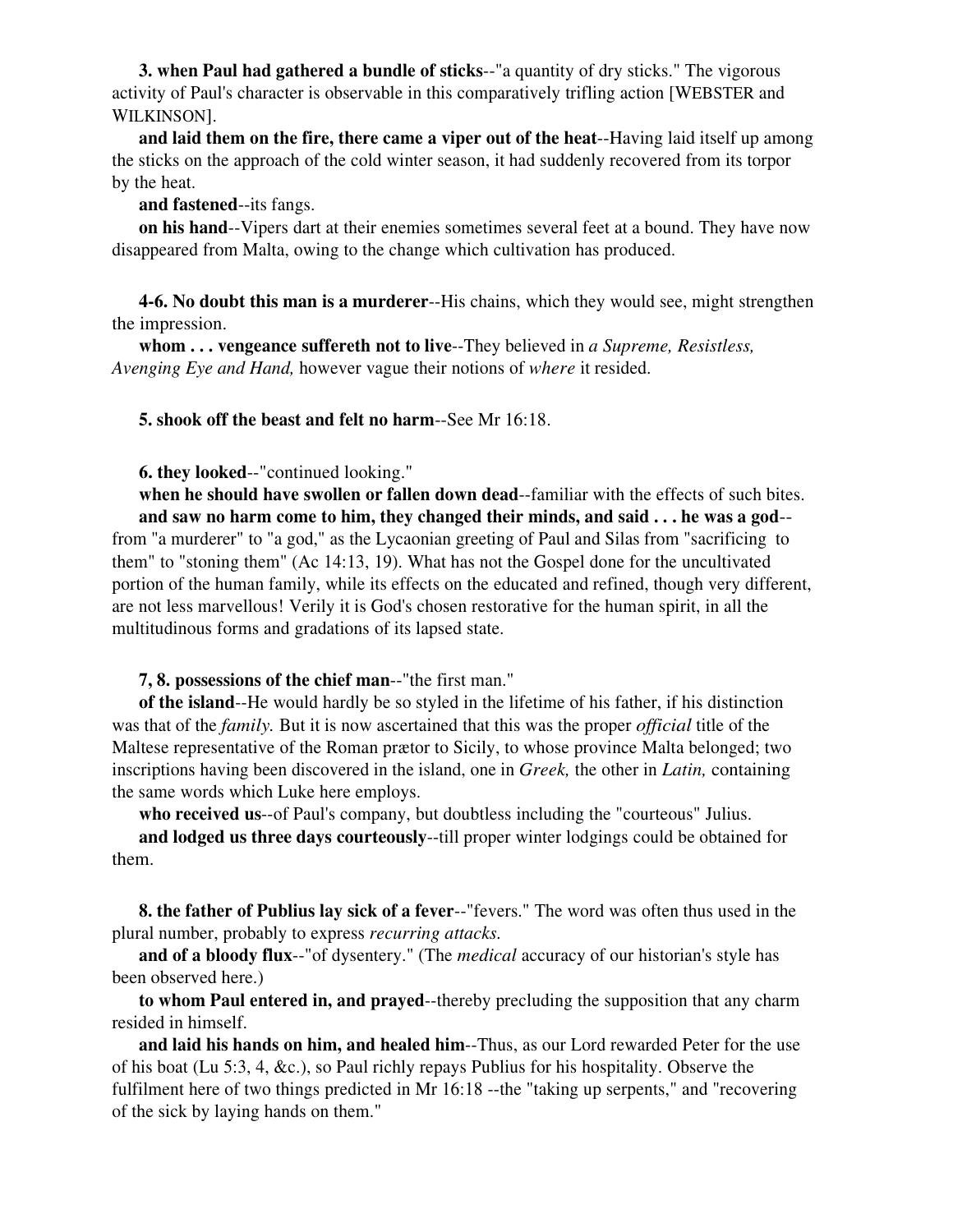**3. when Paul had gathered a bundle of sticks**--"a quantity of dry sticks." The vigorous activity of Paul's character is observable in this comparatively trifling action [WEBSTER and WILKINSON].

**and laid them on the fire, there came a viper out of the heat**--Having laid itself up among the sticks on the approach of the cold winter season, it had suddenly recovered from its torpor by the heat.

**and fastened**--its fangs.

**on his hand**--Vipers dart at their enemies sometimes several feet at a bound. They have now disappeared from Malta, owing to the change which cultivation has produced.

**4-6. No doubt this man is a murderer**--His chains, which they would see, might strengthen the impression.

**whom . . . vengeance suffereth not to live**--They believed in *a Supreme, Resistless, Avenging Eye and Hand,* however vague their notions of *where* it resided.

**5. shook off the beast and felt no harm**--See Mr 16:18.

**6. they looked**--"continued looking."

**when he should have swollen or fallen down dead**--familiar with the effects of such bites.

**and saw no harm come to him, they changed their minds, and said . . . he was a god**--from "a murderer" to "a god," as the Lycaonian greeting of Paul and Silas from "sacrificing to them" to "stoning them" (Ac 14:13, 19). What has not the Gospel done for the uncultivated portion of the human family, while its effects on the educated and refined, though very different, are not less marvellous! Verily it is God's chosen restorative for the human spirit, in all the multitudinous forms and gradations of its lapsed state.

**7, 8. possessions of the chief man**--"the first man."

**of the island**--He would hardly be so styled in the lifetime of his father, if his distinction was that of the *family.* But it is now ascertained that this was the proper *official* title of the Maltese representative of the Roman prætor to Sicily, to whose province Malta belonged; two inscriptions having been discovered in the island, one in *Greek,* the other in *Latin,* containing the same words which Luke here employs.

**who received us**--of Paul's company, but doubtless including the "courteous" Julius.

**and lodged us three days courteously**--till proper winter lodgings could be obtained for them.

**8. the father of Publius lay sick of a fever**--"fevers." The word was often thus used in the plural number, probably to express *recurring attacks.*

**and of a bloody flux**--"of dysentery." (The *medical* accuracy of our historian's style has been observed here.)

**to whom Paul entered in, and prayed**--thereby precluding the supposition that any charm resided in himself.

**and laid his hands on him, and healed him**--Thus, as our Lord rewarded Peter for the use of his boat (Lu 5:3, 4, &c.), so Paul richly repays Publius for his hospitality. Observe the fulfilment here of two things predicted in Mr 16:18 --the "taking up serpents," and "recovering of the sick by laying hands on them."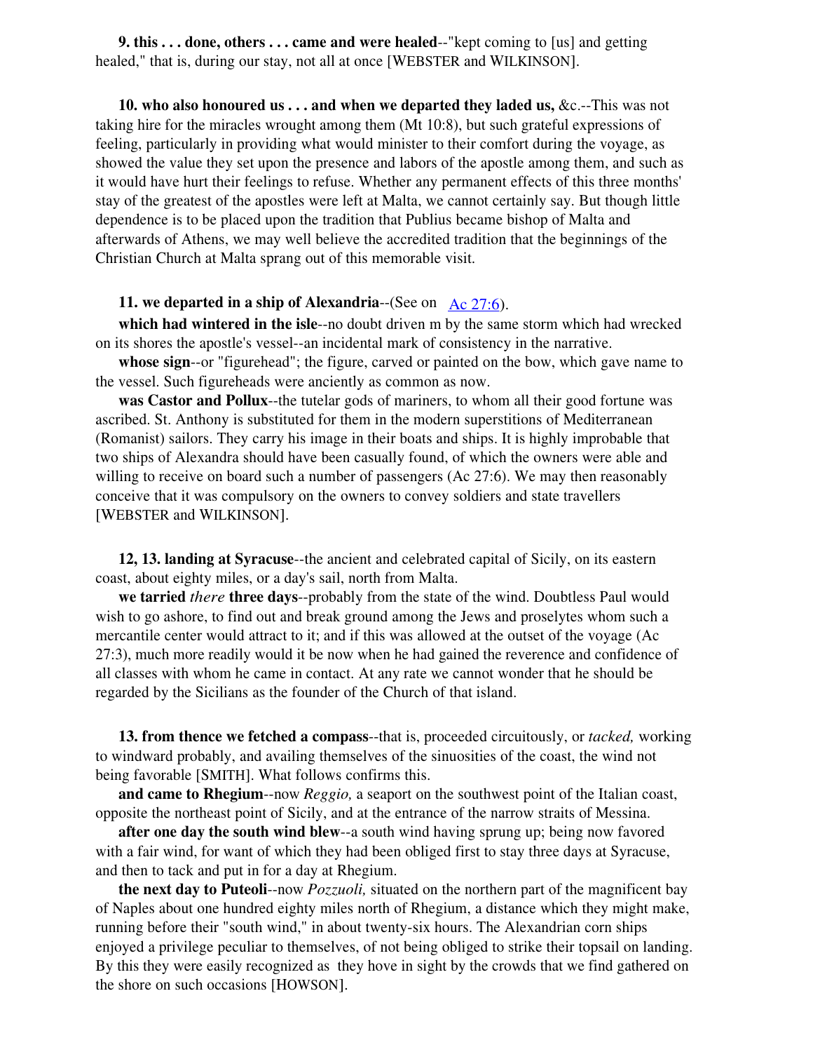**9. this . . . done, others . . . came and were healed**--"kept coming to [us] and getting healed," that is, during our stay, not all at once [WEBSTER and WILKINSON].

**10. who also honoured us . . . and when we departed they laded us,** &c.--This was not taking hire for the miracles wrought among them (Mt 10:8), but such grateful expressions of feeling, particularly in providing what would minister to their comfort during the voyage, as showed the value they set upon the presence and labors of the apostle among them, and such as it would have hurt their feelings to refuse. Whether any permanent effects of this three months' stay of the greatest of the apostles were left at Malta, we cannot certainly say. But though little dependence is to be placed upon the tradition that Publius became bishop of Malta and afterwards of Athens, we may well believe the accredited tradition that the beginnings of the Christian Church at Malta sprang out of this memorable visit.

**11. we departed in a ship of Alexandria**--(See on Ac 27:6).

**which had wintered in the isle**--no doubt driven m by the same storm which had wrecked on its shores the apostle's vessel--an incidental mark of consistency in the narrative.

**whose sign**--or "figurehead"; the figure, carved or painted on the bow, which gave name to the vessel. Such figureheads were anciently as common as now.

**was Castor and Pollux**--the tutelar gods of mariners, to whom all their good fortune was ascribed. St. Anthony is substituted for them in the modern superstitions of Mediterranean (Romanist) sailors. They carry his image in their boats and ships. It is highly improbable that two ships of Alexandra should have been casually found, of which the owners were able and willing to receive on board such a number of passengers (Ac 27:6). We may then reasonably conceive that it was compulsory on the owners to convey soldiers and state travellers [WEBSTER and WILKINSON].

**12, 13. landing at Syracuse**--the ancient and celebrated capital of Sicily, on its eastern coast, about eighty miles, or a day's sail, north from Malta.

**we tarried** *there* **three days**--probably from the state of the wind. Doubtless Paul would wish to go ashore, to find out and break ground among the Jews and proselytes whom such a mercantile center would attract to it; and if this was allowed at the outset of the voyage (Ac 27:3), much more readily would it be now when he had gained the reverence and confidence of all classes with whom he came in contact. At any rate we cannot wonder that he should be regarded by the Sicilians as the founder of the Church of that island.

**13. from thence we fetched a compass**--that is, proceeded circuitously, or *tacked,* working to windward probably, and availing themselves of the sinuosities of the coast, the wind not being favorable [SMITH]. What follows confirms this.

**and came to Rhegium**--now *Reggio,* a seaport on the southwest point of the Italian coast, opposite the northeast point of Sicily, and at the entrance of the narrow straits of Messina.

**after one day the south wind blew**--a south wind having sprung up; being now favored with a fair wind, for want of which they had been obliged first to stay three days at Syracuse, and then to tack and put in for a day at Rhegium.

**the next day to Puteoli**--now *Pozzuoli,* situated on the northern part of the magnificent bay of Naples about one hundred eighty miles north of Rhegium, a distance which they might make, running before their "south wind," in about twenty-six hours. The Alexandrian corn ships enjoyed a privilege peculiar to themselves, of not being obliged to strike their topsail on landing. By this they were easily recognized as they hove in sight by the crowds that we find gathered on the shore on such occasions [HOWSON].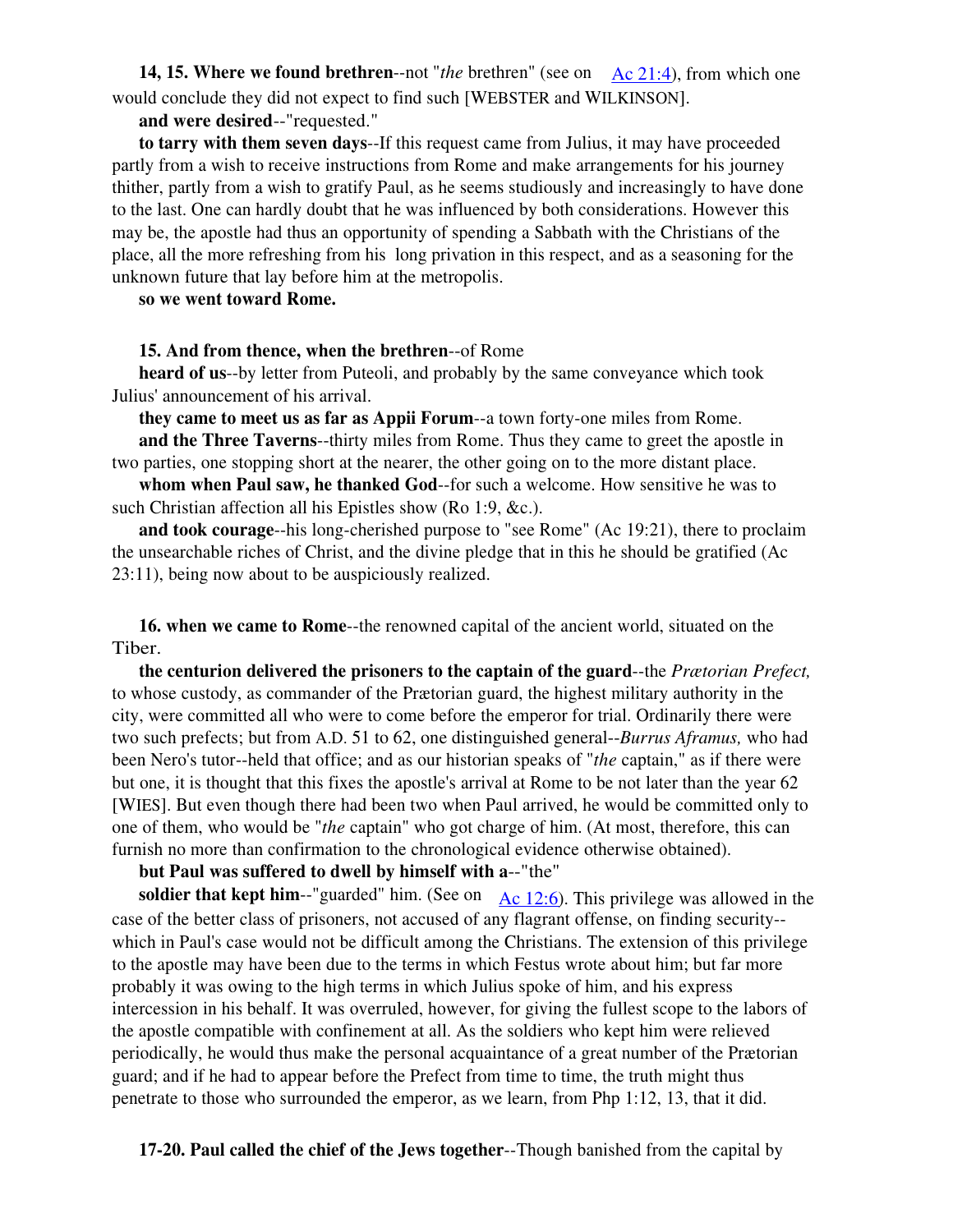**14, 15. Where we found brethren**--not "*the* brethren" (see on Ac 21:4), from which one would conclude they did not expect to find such [WEBSTER and WILKINSON].

**and were desired**--"requested."

**to tarry with them seven days**--If this request came from Julius, it may have proceeded partly from a wish to receive instructions from Rome and make arrangements for his journey thither, partly from a wish to gratify Paul, as he seems studiously and increasingly to have done to the last. One can hardly doubt that he was influenced by both considerations. However this may be, the apostle had thus an opportunity of spending a Sabbath with the Christians of the place, all the more refreshing from his long privation in this respect, and as a seasoning for the unknown future that lay before him at the metropolis.

**so we went toward Rome.**

**15. And from thence, when the brethren**--of Rome

**heard of us**--by letter from Puteoli, and probably by the same conveyance which took Julius' announcement of his arrival.

**they came to meet us as far as Appii Forum**--a town forty-one miles from Rome.

**and the Three Taverns**--thirty miles from Rome. Thus they came to greet the apostle in two parties, one stopping short at the nearer, the other going on to the more distant place.

**whom when Paul saw, he thanked God**--for such a welcome. How sensitive he was to such Christian affection all his Epistles show (Ro 1:9, &c.).

**and took courage**--his long-cherished purpose to "see Rome" (Ac 19:21), there to proclaim the unsearchable riches of Christ, and the divine pledge that in this he should be gratified (Ac 23:11), being now about to be auspiciously realized.

**16. when we came to Rome**--the renowned capital of the ancient world, situated on the Tiber.

**the centurion delivered the prisoners to the captain of the guard**--the *Prætorian Prefect,* to whose custody, as commander of the Prætorian guard, the highest military authority in the city, were committed all who were to come before the emperor for trial. Ordinarily there were two such prefects; but from A.D. 51 to 62, one distinguished general--*Burrus Aframus,* who had been Nero's tutor--held that office; and as our historian speaks of "*the* captain," as if there were but one, it is thought that this fixes the apostle's arrival at Rome to be not later than the year 62 [WIES]. But even though there had been two when Paul arrived, he would be committed only to one of them, who would be "*the* captain" who got charge of him. (At most, therefore, this can furnish no more than confirmation to the chronological evidence otherwise obtained).

**but Paul was suffered to dwell by himself with a**--"the"

**soldier that kept him**--"guarded" him. (See on Ac 12:6). This privilege was allowed in the case of the better class of prisoners, not accused of any flagrant offense, on finding security--which in Paul's case would not be difficult among the Christians. The extension of this privilege to the apostle may have been due to the terms in which Festus wrote about him; but far more probably it was owing to the high terms in which Julius spoke of him, and his express intercession in his behalf. It was overruled, however, for giving the fullest scope to the labors of the apostle compatible with confinement at all. As the soldiers who kept him were relieved periodically, he would thus make the personal acquaintance of a great number of the Prætorian guard; and if he had to appear before the Prefect from time to time, the truth might thus penetrate to those who surrounded the emperor, as we learn, from Php 1:12, 13, that it did.

**17-20. Paul called the chief of the Jews together**--Though banished from the capital by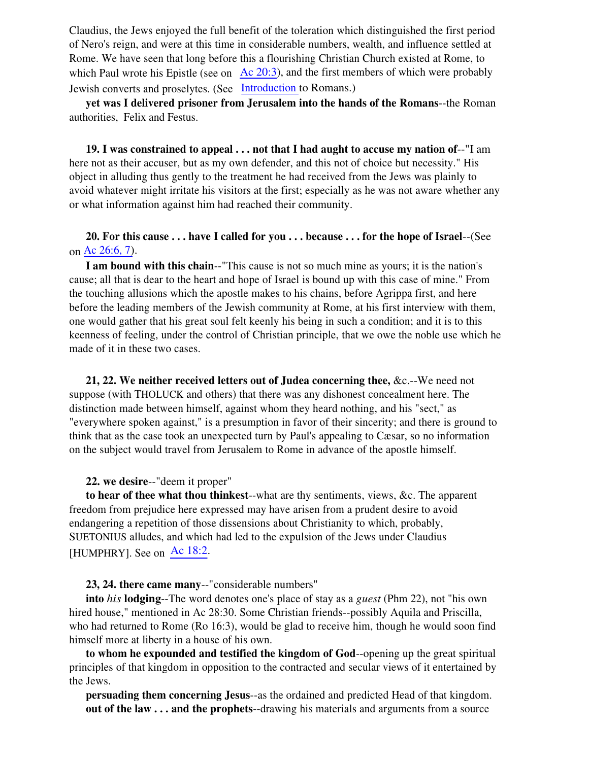Claudius, the Jews enjoyed the full benefit of the toleration which distinguished the first period of Nero's reign, and were at this time in considerable numbers, wealth, and influence settled at Rome. We have seen that long before this a flourishing Christian Church existed at Rome, to which Paul wrote his Epistle (see on Ac 20:3), and the first members of which were probably Jewish converts and proselytes. (See Introduction to Romans.)

**yet was I delivered prisoner from Jerusalem into the hands of the Romans**--the Roman authorities, Felix and Festus.

**19. I was constrained to appeal . . . not that I had aught to accuse my nation of**--"I am here not as their accuser, but as my own defender, and this not of choice but necessity." His object in alluding thus gently to the treatment he had received from the Jews was plainly to avoid whatever might irritate his visitors at the first; especially as he was not aware whether any or what information against him had reached their community.

**20. For this cause . . . have I called for you . . . because . . . for the hope of Israel**--(See on Ac 26:6, 7).

**I am bound with this chain**--"This cause is not so much mine as yours; it is the nation's cause; all that is dear to the heart and hope of Israel is bound up with this case of mine." From the touching allusions which the apostle makes to his chains, before Agrippa first, and here before the leading members of the Jewish community at Rome, at his first interview with them, one would gather that his great soul felt keenly his being in such a condition; and it is to this keenness of feeling, under the control of Christian principle, that we owe the noble use which he made of it in these two cases.

**21, 22. We neither received letters out of Judea concerning thee,** &c.--We need not suppose (with THOLUCK and others) that there was any dishonest concealment here. The distinction made between himself, against whom they heard nothing, and his "sect," as "everywhere spoken against," is a presumption in favor of their sincerity; and there is ground to think that as the case took an unexpected turn by Paul's appealing to Cæsar, so no information on the subject would travel from Jerusalem to Rome in advance of the apostle himself.

**22. we desire**--"deem it proper"

**to hear of thee what thou thinkest**--what are thy sentiments, views, &c. The apparent freedom from prejudice here expressed may have arisen from a prudent desire to avoid endangering a repetition of those dissensions about Christianity to which, probably, SUETONIUS alludes, and which had led to the expulsion of the Jews under Claudius [HUMPHRY]. See on Ac 18:2.

**23, 24. there came many**--"considerable numbers"

**into *his* lodging**--The word denotes one's place of stay as a *guest* (Phm 22), not "his own hired house," mentioned in Ac 28:30. Some Christian friends--possibly Aquila and Priscilla, who had returned to Rome (Ro 16:3), would be glad to receive him, though he would soon find himself more at liberty in a house of his own.

**to whom he expounded and testified the kingdom of God**--opening up the great spiritual principles of that kingdom in opposition to the contracted and secular views of it entertained by the Jews.

**persuading them concerning Jesus**--as the ordained and predicted Head of that kingdom.

**out of the law . . . and the prophets**--drawing his materials and arguments from a source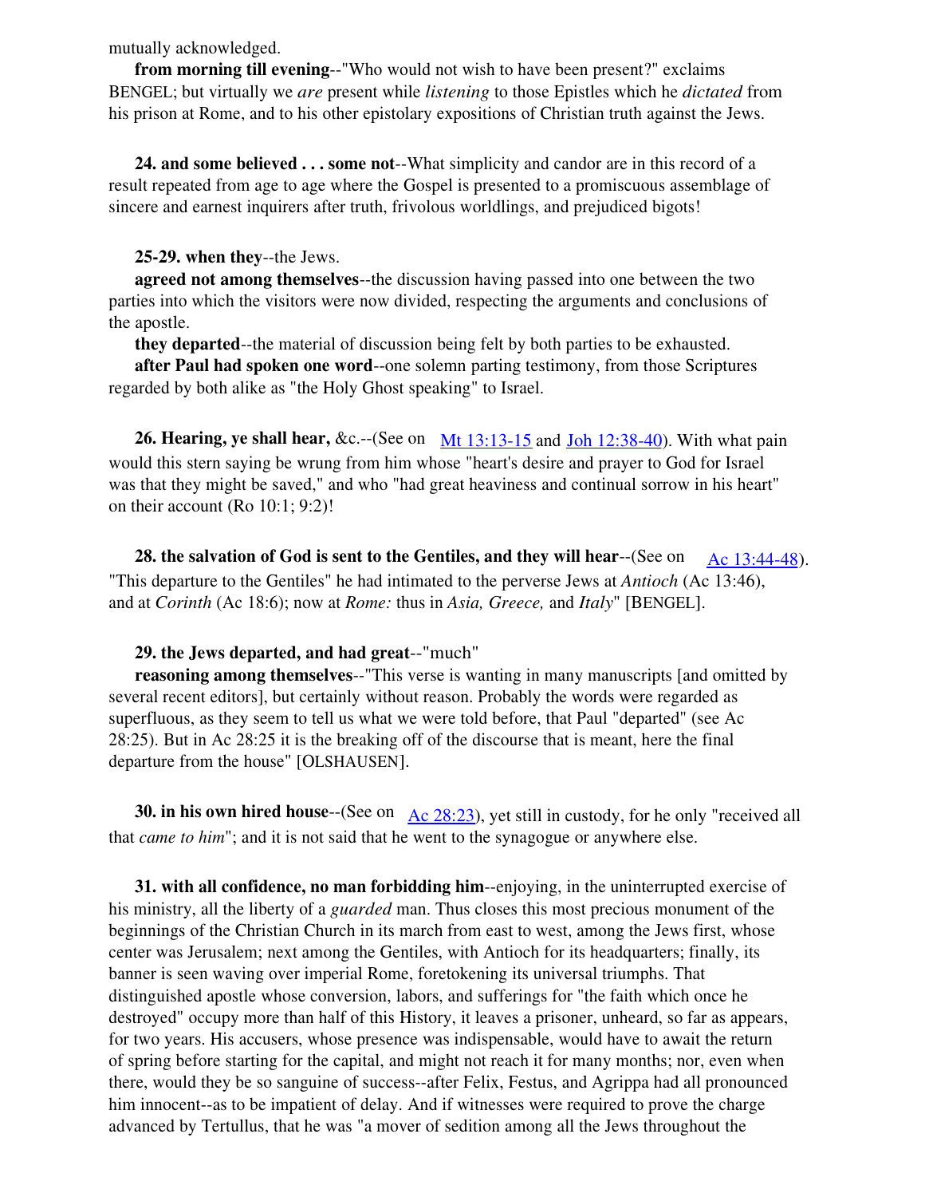mutually acknowledged.

**from morning till evening**--"Who would not wish to have been present?" exclaims BENGEL; but virtually we *are* present while *listening* to those Epistles which he *dictated* from his prison at Rome, and to his other epistolary expositions of Christian truth against the Jews.

**24. and some believed . . . some not**--What simplicity and candor are in this record of a result repeated from age to age where the Gospel is presented to a promiscuous assemblage of sincere and earnest inquirers after truth, frivolous worldlings, and prejudiced bigots!

**25-29. when they**--the Jews.

**agreed not among themselves**--the discussion having passed into one between the two parties into which the visitors were now divided, respecting the arguments and conclusions of the apostle.

**they departed**--the material of discussion being felt by both parties to be exhausted.

**after Paul had spoken one word**--one solemn parting testimony, from those Scriptures regarded by both alike as "the Holy Ghost speaking" to Israel.

**26. Hearing, ye shall hear,** &c.--(See on Mt 13:13-15 and Joh 12:38-40). With what pain would this stern saying be wrung from him whose "heart's desire and prayer to God for Israel was that they might be saved," and who "had great heaviness and continual sorrow in his heart" on their account (Ro 10:1; 9:2)!

**28. the salvation of God is sent to the Gentiles, and they will hear**--(See on Ac 13:44-48). "This departure to the Gentiles" he had intimated to the perverse Jews at *Antioch* (Ac 13:46), and at *Corinth* (Ac 18:6); now at *Rome:* thus in *Asia, Greece,* and *Italy*" [BENGEL].

**29. the Jews departed, and had great**--"much"

**reasoning among themselves**--"This verse is wanting in many manuscripts [and omitted by several recent editors], but certainly without reason. Probably the words were regarded as superfluous, as they seem to tell us what we were told before, that Paul "departed" (see Ac 28:25). But in Ac 28:25 it is the breaking off of the discourse that is meant, here the final departure from the house" [OLSHAUSEN].

**30. in his own hired house**--(See on Ac 28:23), yet still in custody, for he only "received all that *came to him*"; and it is not said that he went to the synagogue or anywhere else.

**31. with all confidence, no man forbidding him**--enjoying, in the uninterrupted exercise of his ministry, all the liberty of a *guarded* man. Thus closes this most precious monument of the beginnings of the Christian Church in its march from east to west, among the Jews first, whose center was Jerusalem; next among the Gentiles, with Antioch for its headquarters; finally, its banner is seen waving over imperial Rome, foretokening its universal triumphs. That distinguished apostle whose conversion, labors, and sufferings for "the faith which once he destroyed" occupy more than half of this History, it leaves a prisoner, unheard, so far as appears, for two years. His accusers, whose presence was indispensable, would have to await the return of spring before starting for the capital, and might not reach it for many months; nor, even when there, would they be so sanguine of success--after Felix, Festus, and Agrippa had all pronounced him innocent--as to be impatient of delay. And if witnesses were required to prove the charge advanced by Tertullus, that he was "a mover of sedition among all the Jews throughout the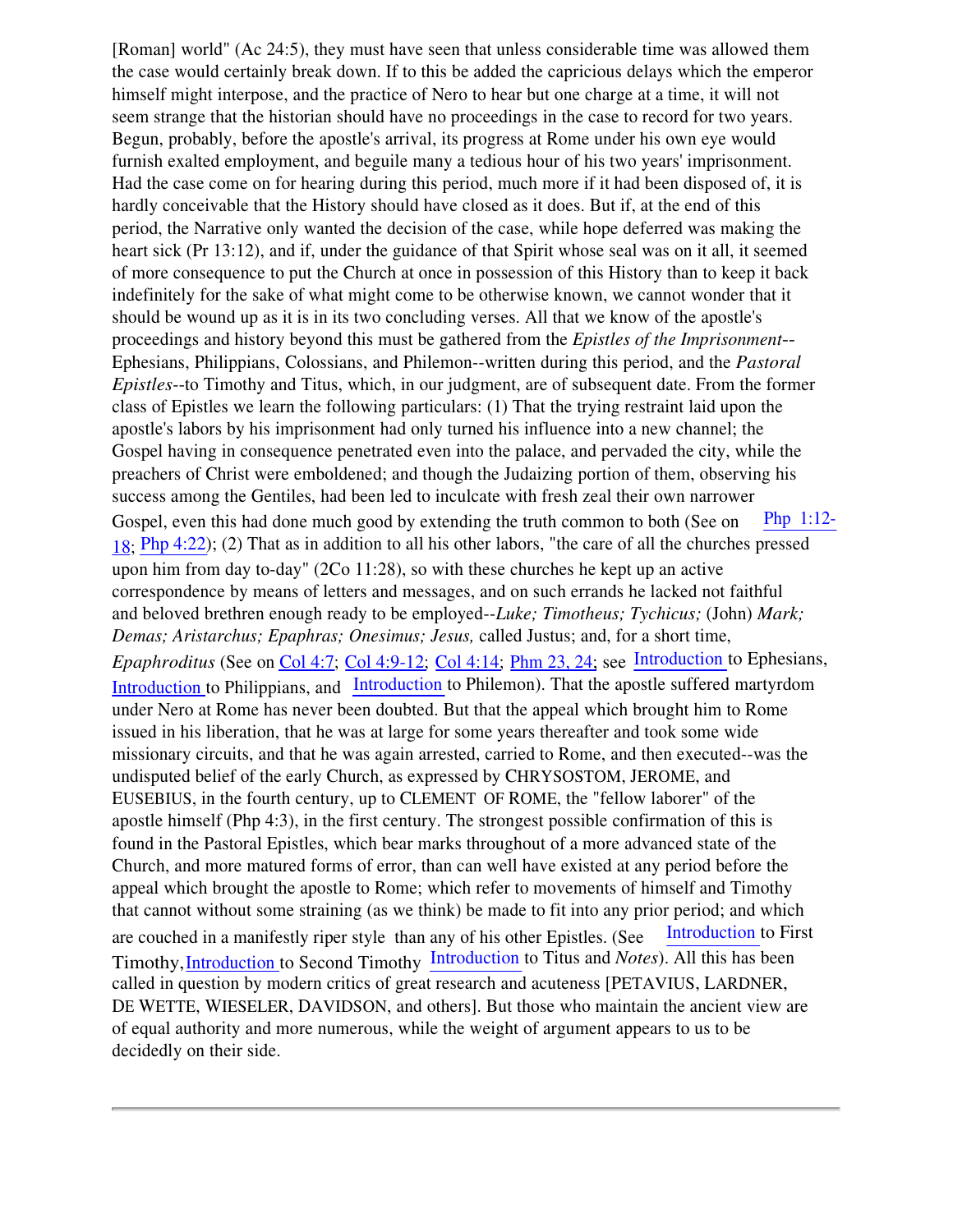[Roman] world" (Ac 24:5), they must have seen that unless considerable time was allowed them the case would certainly break down. If to this be added the capricious delays which the emperor himself might interpose, and the practice of Nero to hear but one charge at a time, it will not seem strange that the historian should have no proceedings in the case to record for two years. Begun, probably, before the apostle's arrival, its progress at Rome under his own eye would furnish exalted employment, and beguile many a tedious hour of his two years' imprisonment. Had the case come on for hearing during this period, much more if it had been disposed of, it is hardly conceivable that the History should have closed as it does. But if, at the end of this period, the Narrative only wanted the decision of the case, while hope deferred was making the heart sick (Pr 13:12), and if, under the guidance of that Spirit whose seal was on it all, it seemed of more consequence to put the Church at once in possession of this History than to keep it back indefinitely for the sake of what might come to be otherwise known, we cannot wonder that it should be wound up as it is in its two concluding verses. All that we know of the apostle's proceedings and history beyond this must be gathered from the *Epistles of the Imprisonment*--Ephesians, Philippians, Colossians, and Philemon--written during this period, and the *Pastoral Epistles*--to Timothy and Titus, which, in our judgment, are of subsequent date. From the former class of Epistles we learn the following particulars: (1) That the trying restraint laid upon the apostle's labors by his imprisonment had only turned his influence into a new channel; the Gospel having in consequence penetrated even into the palace, and pervaded the city, while the preachers of Christ were emboldened; and though the Judaizing portion of them, observing his success among the Gentiles, had been led to inculcate with fresh zeal their own narrower Gospel, even this had done much good by extending the truth common to both (See on Php 1:12-18; Php 4:22); (2) That as in addition to all his other labors, "the care of all the churches pressed upon him from day to-day" (2Co 11:28), so with these churches he kept up an active correspondence by means of letters and messages, and on such errands he lacked not faithful and beloved brethren enough ready to be employed--*Luke; Timotheus; Tychicus;* (John) *Mark; Demas; Aristarchus; Epaphras; Onesimus; Jesus,* called Justus; and, for a short time, *Epaphroditus* (See on Col 4:7; Col 4:9-12; Col 4:14; Phm 23, 24; see Introduction to Ephesians, Introduction to Philippians, and Introduction to Philemon). That the apostle suffered martyrdom under Nero at Rome has never been doubted. But that the appeal which brought him to Rome issued in his liberation, that he was at large for some years thereafter and took some wide missionary circuits, and that he was again arrested, carried to Rome, and then executed--was the undisputed belief of the early Church, as expressed by CHRYSOSTOM, JEROME, and EUSEBIUS, in the fourth century, up to CLEMENT OF ROME, the "fellow laborer" of the apostle himself (Php 4:3), in the first century. The strongest possible confirmation of this is found in the Pastoral Epistles, which bear marks throughout of a more advanced state of the Church, and more matured forms of error, than can well have existed at any period before the appeal which brought the apostle to Rome; which refer to movements of himself and Timothy that cannot without some straining (as we think) be made to fit into any prior period; and which are couched in a manifestly riper style than any of his other Epistles. (See Introduction to First Timothy, Introduction to Second Timothy Introduction to Titus and *Notes*). All this has been called in question by modern critics of great research and acuteness [PETAVIUS, LARDNER, DE WETTE, WIESELER, DAVIDSON, and others]. But those who maintain the ancient view are of equal authority and more numerous, while the weight of argument appears to us to be decidedly on their side.